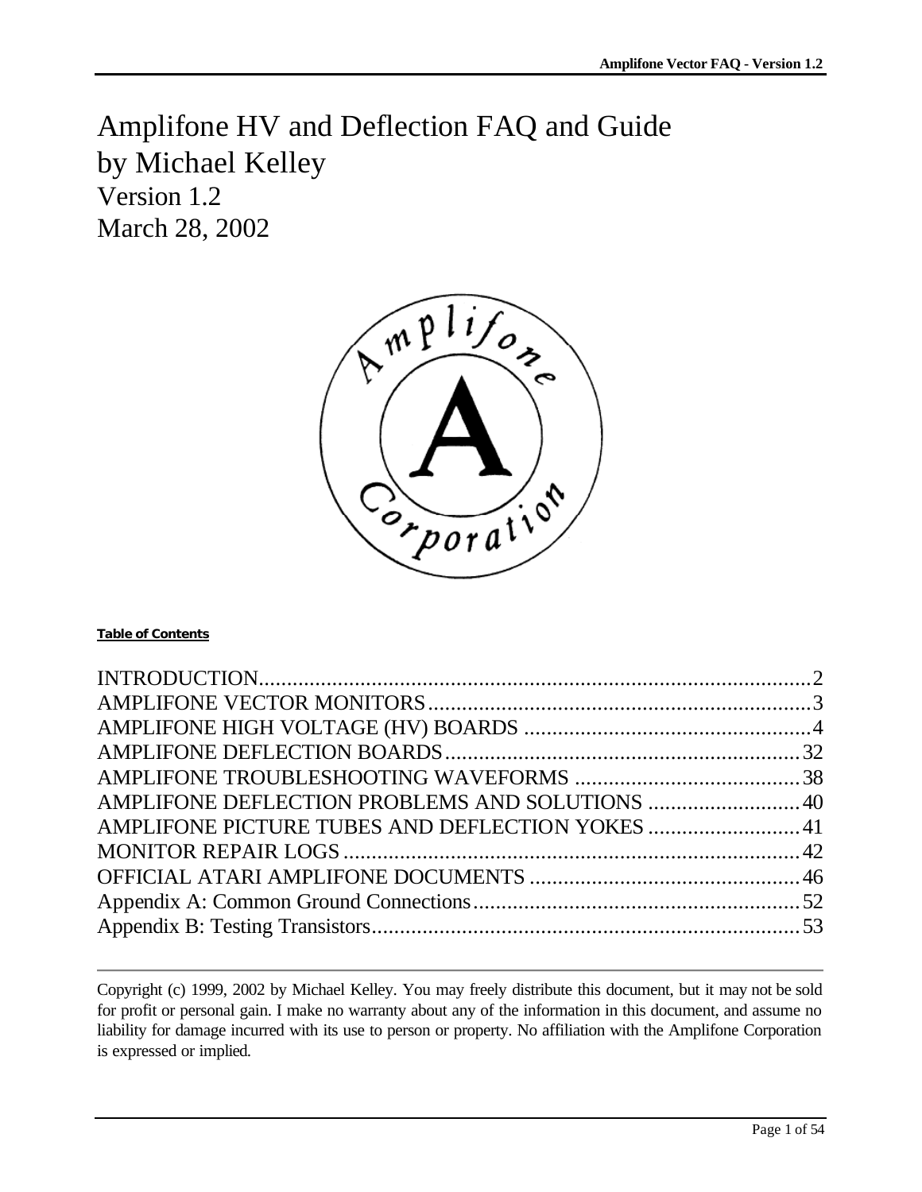# Amplifone HV and Deflection FAQ and Guide
# by Michael Kelley
## Version 1.2
## March 28, 2002

**Table of Contents**

INTRODUCTION ..... 2
AMPLIFONE VECTOR MONITORS ..... 3
AMPLIFONE HIGH VOLTAGE (HV) BOARDS ..... 4
AMPLIFONE DEFLECTION BOARDS ..... 32
AMPLIFONE TROUBLESHOOTING WAVEFORMS ..... 38
AMPLIFONE DEFLECTION PROBLEMS AND SOLUTIONS ..... 40
AMPLIFONE PICTURE TUBES AND DEFLECTION YOKES ..... 41
MONITOR REPAIR LOGS ..... 42
OFFICIAL ATARI AMPLIFONE DOCUMENTS ..... 46
Appendix A: Common Ground Connections ..... 52
Appendix B: Testing Transistors ..... 53

---

Copyright (c) 1999, 2002 by Michael Kelley. You may freely distribute this document, but it may not be sold for profit or personal gain. I make no warranty about any of the information in this document, and assume no liability for damage incurred with its use to person or property. No affiliation with the Amplifone Corporation is expressed or implied.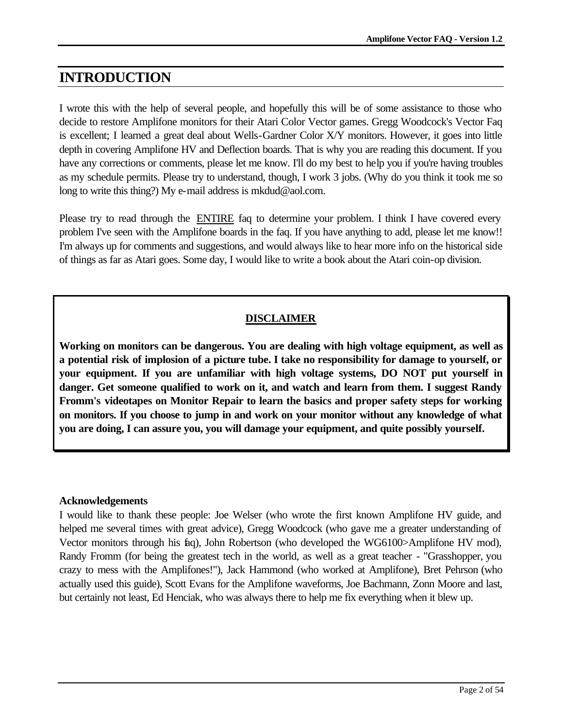# INTRODUCTION

I wrote this with the help of several people, and hopefully this will be of some assistance to those who decide to restore Amplifone monitors for their Atari Color Vector games. Gregg Woodcock's Vector Faq is excellent; I learned a great deal about Wells-Gardner Color X/Y monitors. However, it goes into little depth in covering Amplifone HV and Deflection boards. That is why you are reading this document. If you have any corrections or comments, please let me know. I'll do my best to help you if you're having troubles as my schedule permits. Please try to understand, though, I work 3 jobs. (Why do you think it took me so long to write this thing?) My e-mail address is mkdud@aol.com.

Please try to read through the <u>ENTIRE</u> faq to determine your problem. I think I have covered every problem I've seen with the Amplifone boards in the faq. If you have anything to add, please let me know!! I'm always up for comments and suggestions, and would always like to hear more info on the historical side of things as far as Atari goes. Some day, I would like to write a book about the Atari coin-op division.

**<u>DISCLAIMER</u>**

**Working on monitors can be dangerous. You are dealing with high voltage equipment, as well as a potential risk of implosion of a picture tube. I take no responsibility for damage to yourself, or your equipment. If you are unfamiliar with high voltage systems, DO NOT put yourself in danger. Get someone qualified to work on it, and watch and learn from them. I suggest Randy Fromm's videotapes on Monitor Repair to learn the basics and proper safety steps for working on monitors. If you choose to jump in and work on your monitor without any knowledge of what you are doing, I can assure you, you will damage your equipment, and quite possibly yourself.**

**Acknowledgements**

I would like to thank these people: Joe Welser (who wrote the first known Amplifone HV guide, and helped me several times with great advice), Gregg Woodcock (who gave me a greater understanding of Vector monitors through his faq), John Robertson (who developed the WG6100>Amplifone HV mod), Randy Fromm (for being the greatest tech in the world, as well as a great teacher - "Grasshopper, you crazy to mess with the Amplifones!"), Jack Hammond (who worked at Amplifone), Bret Pehrson (who actually used this guide), Scott Evans for the Amplifone waveforms, Joe Bachmann, Zonn Moore and last, but certainly not least, Ed Henciak, who was always there to help me fix everything when it blew up.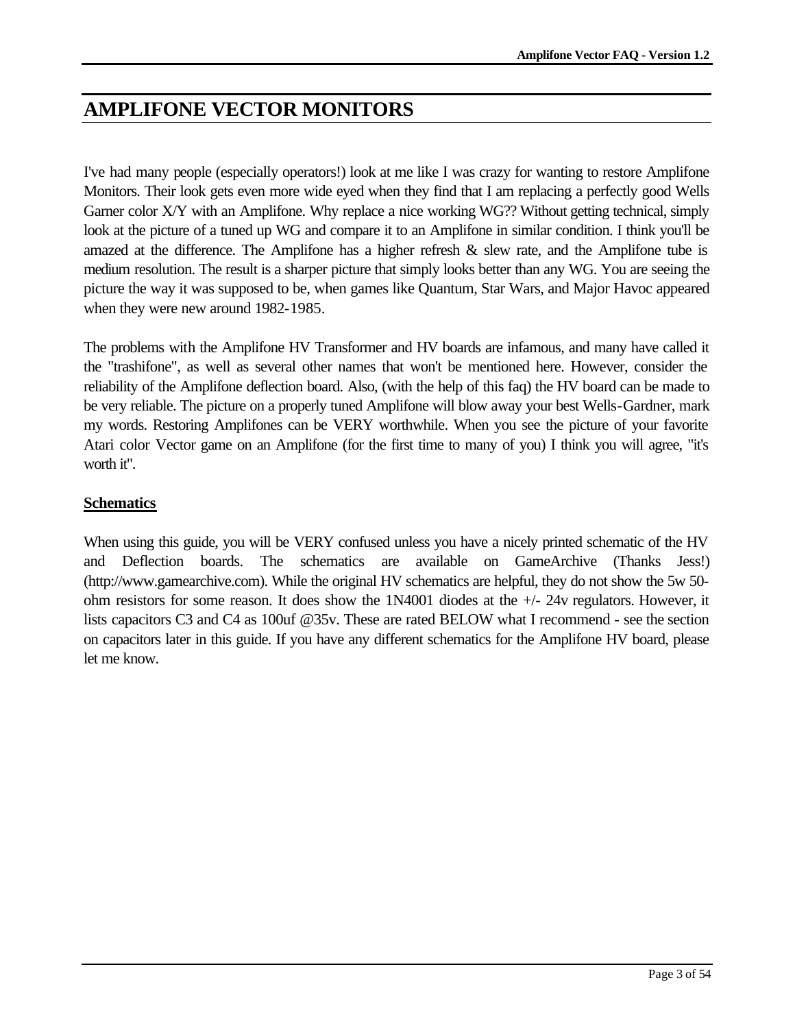# AMPLIFONE VECTOR MONITORS

I've had many people (especially operators!) look at me like I was crazy for wanting to restore Amplifone Monitors. Their look gets even more wide eyed when they find that I am replacing a perfectly good Wells Garner color X/Y with an Amplifone. Why replace a nice working WG?? Without getting technical, simply look at the picture of a tuned up WG and compare it to an Amplifone in similar condition. I think you'll be amazed at the difference. The Amplifone has a higher refresh & slew rate, and the Amplifone tube is medium resolution. The result is a sharper picture that simply looks better than any WG. You are seeing the picture the way it was supposed to be, when games like Quantum, Star Wars, and Major Havoc appeared when they were new around 1982-1985.

The problems with the Amplifone HV Transformer and HV boards are infamous, and many have called it the "trashifone", as well as several other names that won't be mentioned here. However, consider the reliability of the Amplifone deflection board. Also, (with the help of this faq) the HV board can be made to be very reliable. The picture on a properly tuned Amplifone will blow away your best Wells-Gardner, mark my words. Restoring Amplifones can be VERY worthwhile. When you see the picture of your favorite Atari color Vector game on an Amplifone (for the first time to many of you) I think you will agree, "it's worth it".

**Schematics**

When using this guide, you will be VERY confused unless you have a nicely printed schematic of the HV and Deflection boards. The schematics are available on GameArchive (Thanks Jess!) (http://www.gamearchive.com). While the original HV schematics are helpful, they do not show the 5w 50-ohm resistors for some reason. It does show the 1N4001 diodes at the +/- 24v regulators. However, it lists capacitors C3 and C4 as 100uf @35v. These are rated BELOW what I recommend - see the section on capacitors later in this guide. If you have any different schematics for the Amplifone HV board, please let me know.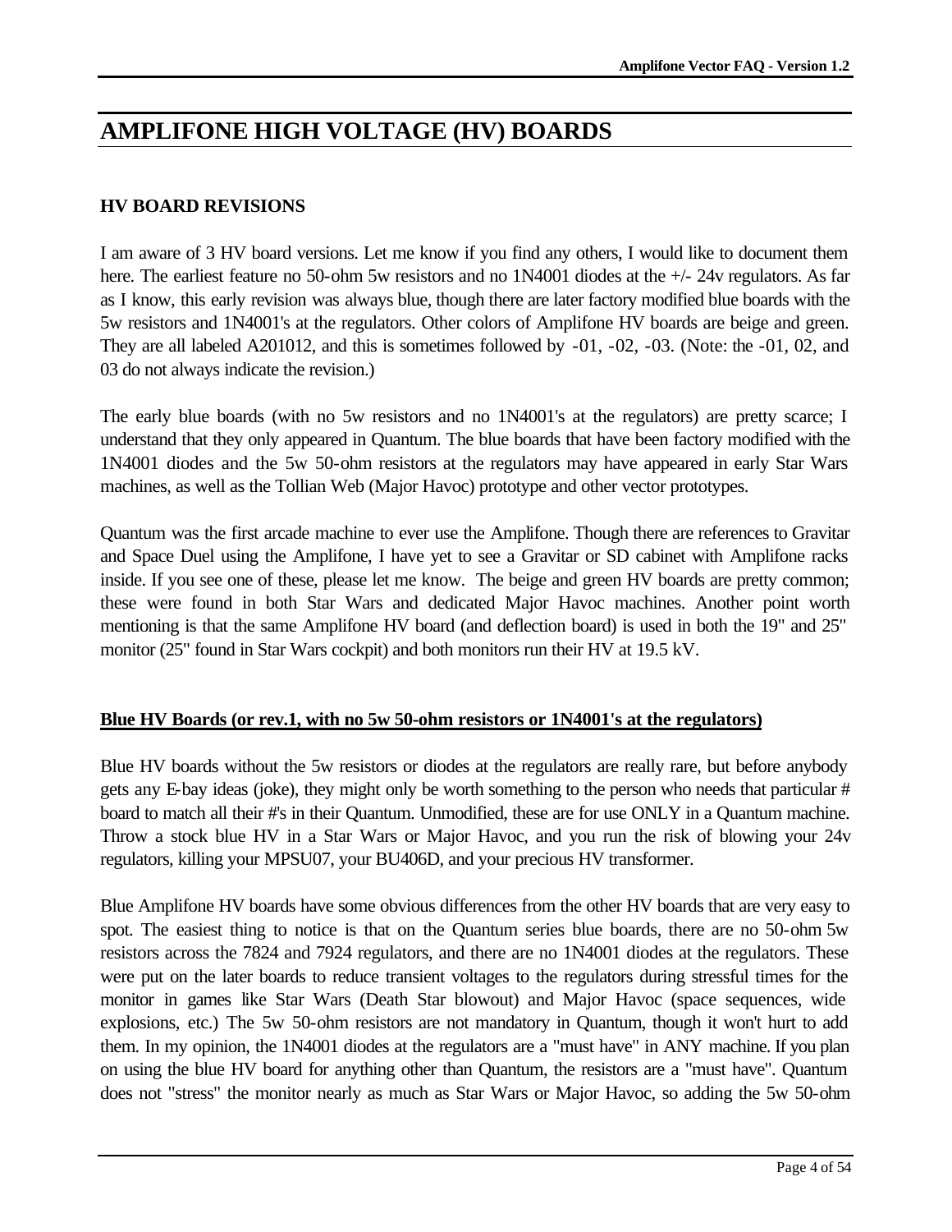# AMPLIFONE HIGH VOLTAGE (HV) BOARDS

### HV BOARD REVISIONS

I am aware of 3 HV board versions. Let me know if you find any others, I would like to document them here. The earliest feature no 50-ohm 5w resistors and no 1N4001 diodes at the +/- 24v regulators. As far as I know, this early revision was always blue, though there are later factory modified blue boards with the 5w resistors and 1N4001's at the regulators. Other colors of Amplifone HV boards are beige and green. They are all labeled A201012, and this is sometimes followed by -01, -02, -03. (Note: the -01, 02, and 03 do not always indicate the revision.)

The early blue boards (with no 5w resistors and no 1N4001's at the regulators) are pretty scarce; I understand that they only appeared in Quantum. The blue boards that have been factory modified with the 1N4001 diodes and the 5w 50-ohm resistors at the regulators may have appeared in early Star Wars machines, as well as the Tollian Web (Major Havoc) prototype and other vector prototypes.

Quantum was the first arcade machine to ever use the Amplifone. Though there are references to Gravitar and Space Duel using the Amplifone, I have yet to see a Gravitar or SD cabinet with Amplifone racks inside. If you see one of these, please let me know. The beige and green HV boards are pretty common; these were found in both Star Wars and dedicated Major Havoc machines. Another point worth mentioning is that the same Amplifone HV board (and deflection board) is used in both the 19" and 25" monitor (25" found in Star Wars cockpit) and both monitors run their HV at 19.5 kV.

#### Blue HV Boards (or rev.1, with no 5w 50-ohm resistors or 1N4001's at the regulators)

Blue HV boards without the 5w resistors or diodes at the regulators are really rare, but before anybody gets any E-bay ideas (joke), they might only be worth something to the person who needs that particular # board to match all their #'s in their Quantum. Unmodified, these are for use ONLY in a Quantum machine. Throw a stock blue HV in a Star Wars or Major Havoc, and you run the risk of blowing your 24v regulators, killing your MPSU07, your BU406D, and your precious HV transformer.

Blue Amplifone HV boards have some obvious differences from the other HV boards that are very easy to spot. The easiest thing to notice is that on the Quantum series blue boards, there are no 50-ohm 5w resistors across the 7824 and 7924 regulators, and there are no 1N4001 diodes at the regulators. These were put on the later boards to reduce transient voltages to the regulators during stressful times for the monitor in games like Star Wars (Death Star blowout) and Major Havoc (space sequences, wide explosions, etc.) The 5w 50-ohm resistors are not mandatory in Quantum, though it won't hurt to add them. In my opinion, the 1N4001 diodes at the regulators are a "must have" in ANY machine. If you plan on using the blue HV board for anything other than Quantum, the resistors are a "must have". Quantum does not "stress" the monitor nearly as much as Star Wars or Major Havoc, so adding the 5w 50-ohm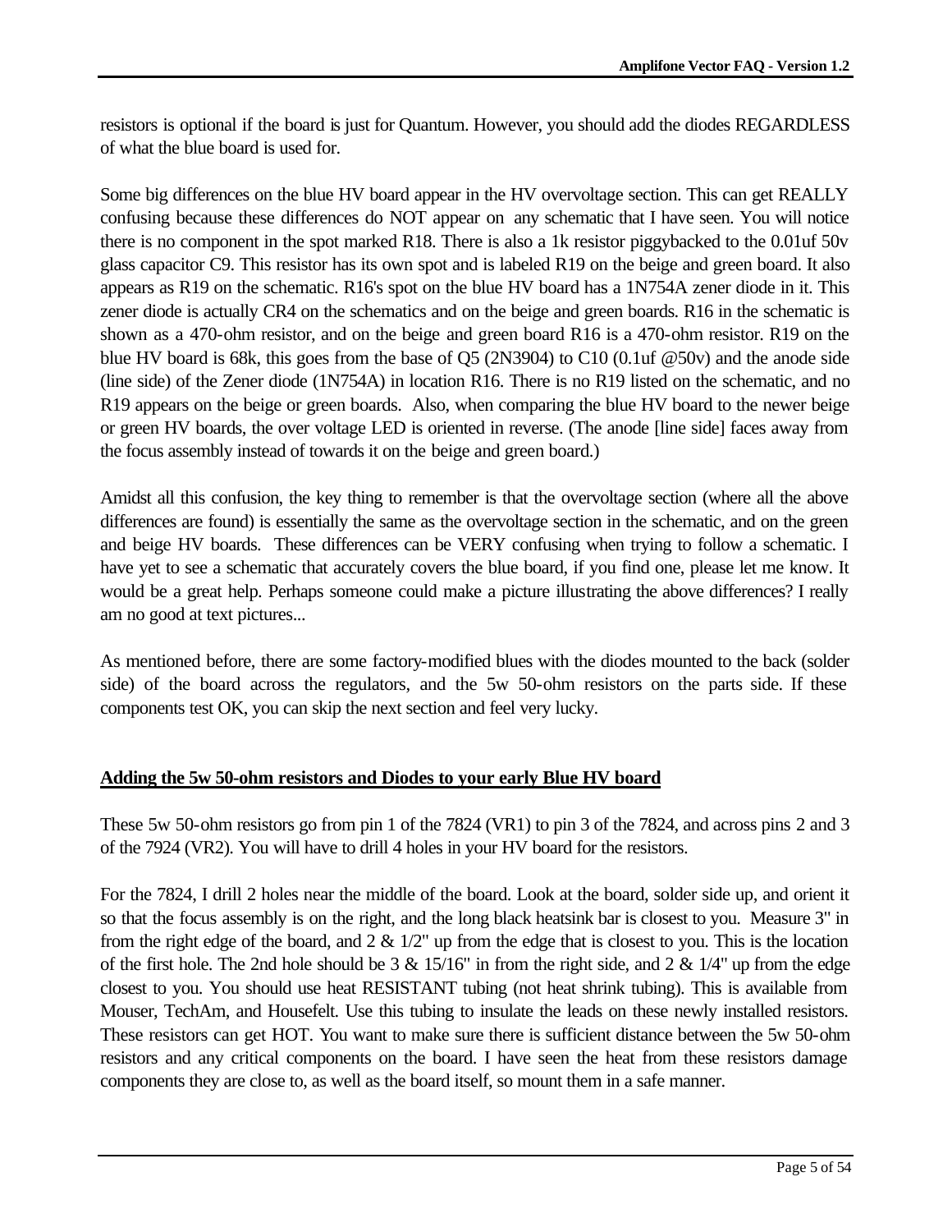resistors is optional if the board is just for Quantum. However, you should add the diodes REGARDLESS of what the blue board is used for.

Some big differences on the blue HV board appear in the HV overvoltage section. This can get REALLY confusing because these differences do NOT appear on any schematic that I have seen. You will notice there is no component in the spot marked R18. There is also a 1k resistor piggybacked to the 0.01uf 50v glass capacitor C9. This resistor has its own spot and is labeled R19 on the beige and green board. It also appears as R19 on the schematic. R16's spot on the blue HV board has a 1N754A zener diode in it. This zener diode is actually CR4 on the schematics and on the beige and green boards. R16 in the schematic is shown as a 470-ohm resistor, and on the beige and green board R16 is a 470-ohm resistor. R19 on the blue HV board is 68k, this goes from the base of Q5 (2N3904) to C10 (0.1uf @50v) and the anode side (line side) of the Zener diode (1N754A) in location R16. There is no R19 listed on the schematic, and no R19 appears on the beige or green boards. Also, when comparing the blue HV board to the newer beige or green HV boards, the over voltage LED is oriented in reverse. (The anode [line side] faces away from the focus assembly instead of towards it on the beige and green board.)

Amidst all this confusion, the key thing to remember is that the overvoltage section (where all the above differences are found) is essentially the same as the overvoltage section in the schematic, and on the green and beige HV boards. These differences can be VERY confusing when trying to follow a schematic. I have yet to see a schematic that accurately covers the blue board, if you find one, please let me know. It would be a great help. Perhaps someone could make a picture illustrating the above differences? I really am no good at text pictures...

As mentioned before, there are some factory-modified blues with the diodes mounted to the back (solder side) of the board across the regulators, and the 5w 50-ohm resistors on the parts side. If these components test OK, you can skip the next section and feel very lucky.

**<u>Adding the 5w 50-ohm resistors and Diodes to your early Blue HV board</u>**

These 5w 50-ohm resistors go from pin 1 of the 7824 (VR1) to pin 3 of the 7824, and across pins 2 and 3 of the 7924 (VR2). You will have to drill 4 holes in your HV board for the resistors.

For the 7824, I drill 2 holes near the middle of the board. Look at the board, solder side up, and orient it so that the focus assembly is on the right, and the long black heatsink bar is closest to you. Measure 3" in from the right edge of the board, and 2 & 1/2" up from the edge that is closest to you. This is the location of the first hole. The 2nd hole should be 3 & 15/16" in from the right side, and 2 & 1/4" up from the edge closest to you. You should use heat RESISTANT tubing (not heat shrink tubing). This is available from Mouser, TechAm, and Housefelt. Use this tubing to insulate the leads on these newly installed resistors. These resistors can get HOT. You want to make sure there is sufficient distance between the 5w 50-ohm resistors and any critical components on the board. I have seen the heat from these resistors damage components they are close to, as well as the board itself, so mount them in a safe manner.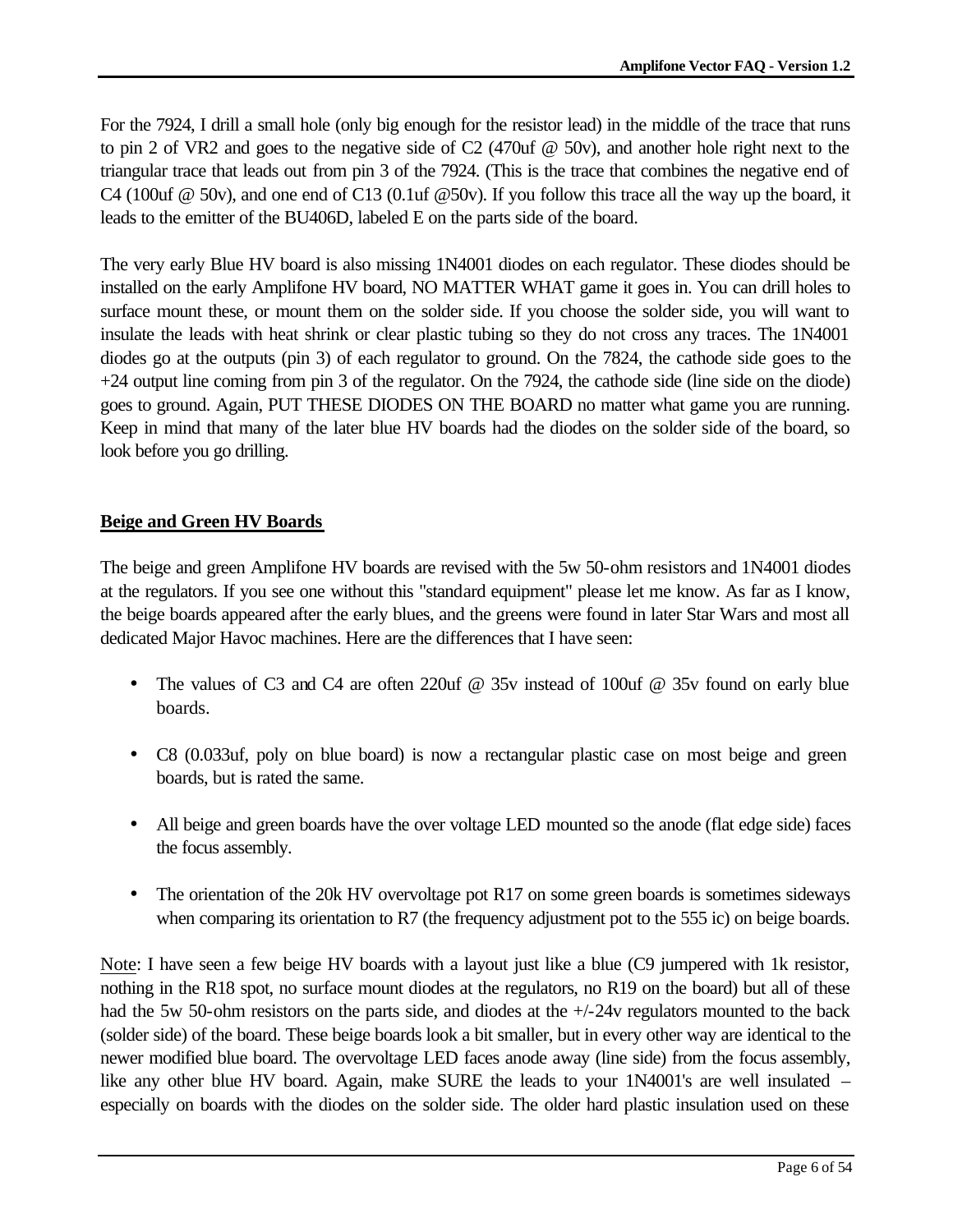For the 7924, I drill a small hole (only big enough for the resistor lead) in the middle of the trace that runs to pin 2 of VR2 and goes to the negative side of C2 (470uf @ 50v), and another hole right next to the triangular trace that leads out from pin 3 of the 7924. (This is the trace that combines the negative end of C4 (100uf @ 50v), and one end of C13 (0.1uf @50v). If you follow this trace all the way up the board, it leads to the emitter of the BU406D, labeled E on the parts side of the board.

The very early Blue HV board is also missing 1N4001 diodes on each regulator. These diodes should be installed on the early Amplifone HV board, NO MATTER WHAT game it goes in. You can drill holes to surface mount these, or mount them on the solder side. If you choose the solder side, you will want to insulate the leads with heat shrink or clear plastic tubing so they do not cross any traces. The 1N4001 diodes go at the outputs (pin 3) of each regulator to ground. On the 7824, the cathode side goes to the +24 output line coming from pin 3 of the regulator. On the 7924, the cathode side (line side on the diode) goes to ground. Again, PUT THESE DIODES ON THE BOARD no matter what game you are running. Keep in mind that many of the later blue HV boards had the diodes on the solder side of the board, so look before you go drilling.

## Beige and Green HV Boards

The beige and green Amplifone HV boards are revised with the 5w 50-ohm resistors and 1N4001 diodes at the regulators. If you see one without this "standard equipment" please let me know. As far as I know, the beige boards appeared after the early blues, and the greens were found in later Star Wars and most all dedicated Major Havoc machines. Here are the differences that I have seen:

- The values of C3 and C4 are often 220uf @ 35v instead of 100uf @ 35v found on early blue boards.
- C8 (0.033uf, poly on blue board) is now a rectangular plastic case on most beige and green boards, but is rated the same.
- All beige and green boards have the over voltage LED mounted so the anode (flat edge side) faces the focus assembly.
- The orientation of the 20k HV overvoltage pot R17 on some green boards is sometimes sideways when comparing its orientation to R7 (the frequency adjustment pot to the 555 ic) on beige boards.

Note: I have seen a few beige HV boards with a layout just like a blue (C9 jumpered with 1k resistor, nothing in the R18 spot, no surface mount diodes at the regulators, no R19 on the board) but all of these had the 5w 50-ohm resistors on the parts side, and diodes at the +/-24v regulators mounted to the back (solder side) of the board. These beige boards look a bit smaller, but in every other way are identical to the newer modified blue board. The overvoltage LED faces anode away (line side) from the focus assembly, like any other blue HV board. Again, make SURE the leads to your 1N4001's are well insulated – especially on boards with the diodes on the solder side. The older hard plastic insulation used on these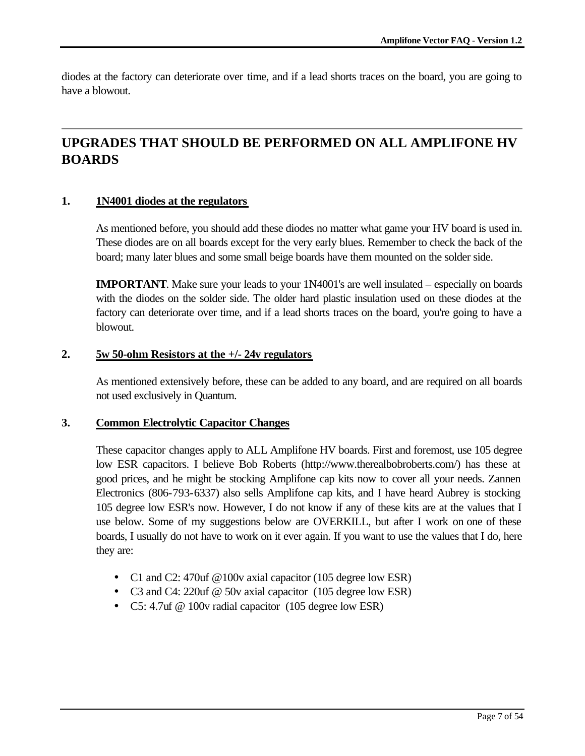diodes at the factory can deteriorate over time, and if a lead shorts traces on the board, you are going to have a blowout.

---

## UPGRADES THAT SHOULD BE PERFORMED ON ALL AMPLIFONE HV BOARDS

### 1. 1N4001 diodes at the regulators

As mentioned before, you should add these diodes no matter what game your HV board is used in. These diodes are on all boards except for the very early blues. Remember to check the back of the board; many later blues and some small beige boards have them mounted on the solder side.

**IMPORTANT**. Make sure your leads to your 1N4001's are well insulated – especially on boards with the diodes on the solder side. The older hard plastic insulation used on these diodes at the factory can deteriorate over time, and if a lead shorts traces on the board, you're going to have a blowout.

### 2. 5w 50-ohm Resistors at the +/- 24v regulators

As mentioned extensively before, these can be added to any board, and are required on all boards not used exclusively in Quantum.

### 3. Common Electrolytic Capacitor Changes

These capacitor changes apply to ALL Amplifone HV boards. First and foremost, use 105 degree low ESR capacitors. I believe Bob Roberts (http://www.therealbobroberts.com/) has these at good prices, and he might be stocking Amplifone cap kits now to cover all your needs. Zannen Electronics (806-793-6337) also sells Amplifone cap kits, and I have heard Aubrey is stocking 105 degree low ESR's now. However, I do not know if any of these kits are at the values that I use below. Some of my suggestions below are OVERKILL, but after I work on one of these boards, I usually do not have to work on it ever again. If you want to use the values that I do, here they are:

- C1 and C2: 470uf @100v axial capacitor (105 degree low ESR)
- C3 and C4: 220uf @ 50v axial capacitor (105 degree low ESR)
- C5: 4.7uf @ 100v radial capacitor (105 degree low ESR)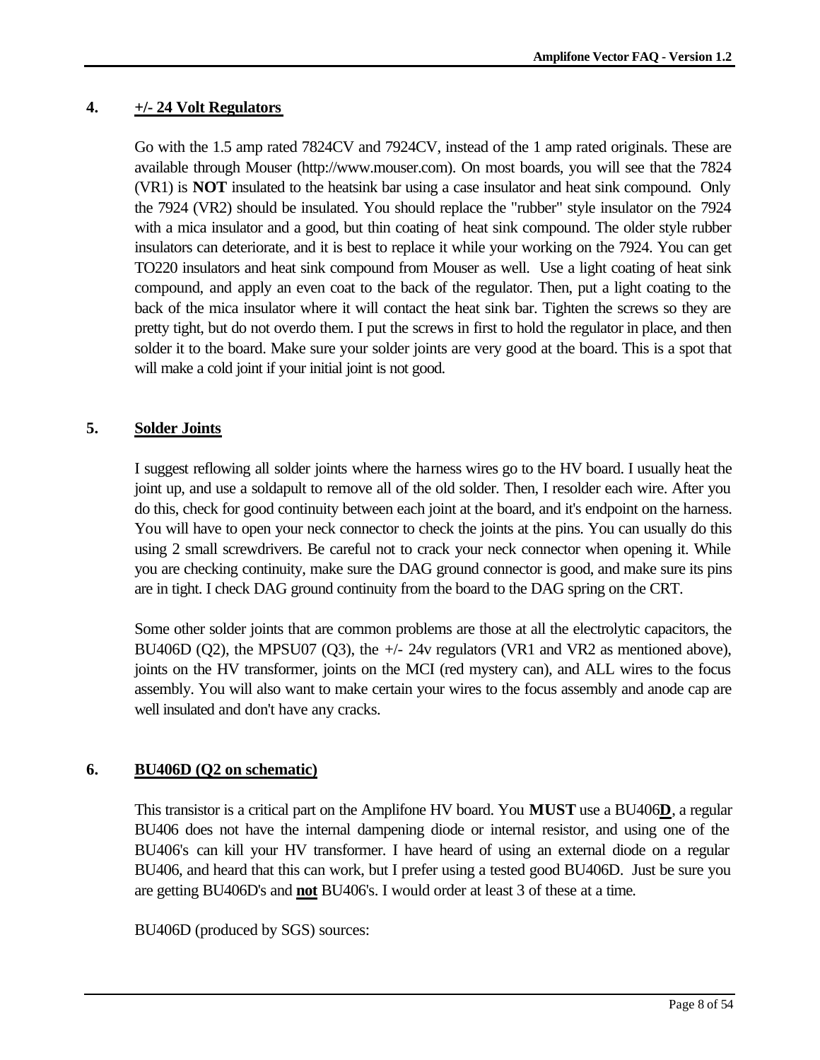## 4. +/- 24 Volt Regulators

Go with the 1.5 amp rated 7824CV and 7924CV, instead of the 1 amp rated originals. These are available through Mouser (http://www.mouser.com). On most boards, you will see that the 7824 (VR1) is **NOT** insulated to the heatsink bar using a case insulator and heat sink compound. Only the 7924 (VR2) should be insulated. You should replace the "rubber" style insulator on the 7924 with a mica insulator and a good, but thin coating of heat sink compound. The older style rubber insulators can deteriorate, and it is best to replace it while your working on the 7924. You can get TO220 insulators and heat sink compound from Mouser as well. Use a light coating of heat sink compound, and apply an even coat to the back of the regulator. Then, put a light coating to the back of the mica insulator where it will contact the heat sink bar. Tighten the screws so they are pretty tight, but do not overdo them. I put the screws in first to hold the regulator in place, and then solder it to the board. Make sure your solder joints are very good at the board. This is a spot that will make a cold joint if your initial joint is not good.

## 5. Solder Joints

I suggest reflowing all solder joints where the harness wires go to the HV board. I usually heat the joint up, and use a soldapult to remove all of the old solder. Then, I resolder each wire. After you do this, check for good continuity between each joint at the board, and it's endpoint on the harness. You will have to open your neck connector to check the joints at the pins. You can usually do this using 2 small screwdrivers. Be careful not to crack your neck connector when opening it. While you are checking continuity, make sure the DAG ground connector is good, and make sure its pins are in tight. I check DAG ground continuity from the board to the DAG spring on the CRT.

Some other solder joints that are common problems are those at all the electrolytic capacitors, the BU406D (Q2), the MPSU07 (Q3), the +/- 24v regulators (VR1 and VR2 as mentioned above), joints on the HV transformer, joints on the MCI (red mystery can), and ALL wires to the focus assembly. You will also want to make certain your wires to the focus assembly and anode cap are well insulated and don't have any cracks.

## 6. BU406D (Q2 on schematic)

This transistor is a critical part on the Amplifone HV board. You **MUST** use a BU406**D**, a regular BU406 does not have the internal dampening diode or internal resistor, and using one of the BU406's can kill your HV transformer. I have heard of using an external diode on a regular BU406, and heard that this can work, but I prefer using a tested good BU406D. Just be sure you are getting BU406D's and **not** BU406's. I would order at least 3 of these at a time.

BU406D (produced by SGS) sources: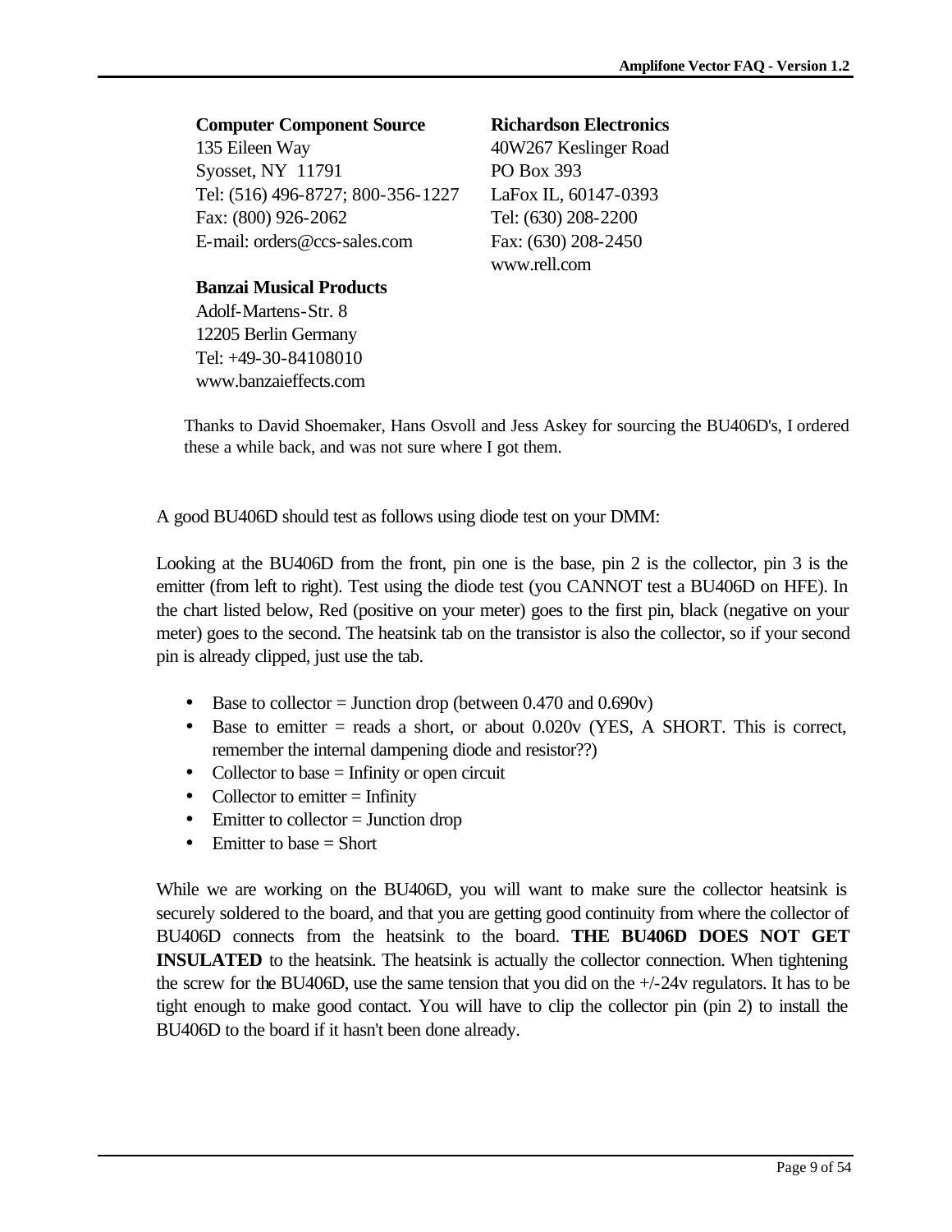**Computer Component Source**
135 Eileen Way
Syosset, NY 11791
Tel: (516) 496-8727; 800-356-1227
Fax: (800) 926-2062
E-mail: orders@ccs-sales.com

**Richardson Electronics**
40W267 Keslinger Road
PO Box 393
LaFox IL, 60147-0393
Tel: (630) 208-2200
Fax: (630) 208-2450
www.rell.com

**Banzai Musical Products**
Adolf-Martens-Str. 8
12205 Berlin Germany
Tel: +49-30-84108010
www.banzaieffects.com

Thanks to David Shoemaker, Hans Osvoll and Jess Askey for sourcing the BU406D's, I ordered these a while back, and was not sure where I got them.

A good BU406D should test as follows using diode test on your DMM:

Looking at the BU406D from the front, pin one is the base, pin 2 is the collector, pin 3 is the emitter (from left to right). Test using the diode test (you CANNOT test a BU406D on HFE). In the chart listed below, Red (positive on your meter) goes to the first pin, black (negative on your meter) goes to the second. The heatsink tab on the transistor is also the collector, so if your second pin is already clipped, just use the tab.

- Base to collector = Junction drop (between 0.470 and 0.690v)
- Base to emitter = reads a short, or about 0.020v (YES, A SHORT. This is correct, remember the internal dampening diode and resistor??)
- Collector to base = Infinity or open circuit
- Collector to emitter = Infinity
- Emitter to collector = Junction drop
- Emitter to base = Short

While we are working on the BU406D, you will want to make sure the collector heatsink is securely soldered to the board, and that you are getting good continuity from where the collector of BU406D connects from the heatsink to the board. **THE BU406D DOES NOT GET INSULATED** to the heatsink. The heatsink is actually the collector connection. When tightening the screw for the BU406D, use the same tension that you did on the +/-24v regulators. It has to be tight enough to make good contact. You will have to clip the collector pin (pin 2) to install the BU406D to the board if it hasn't been done already.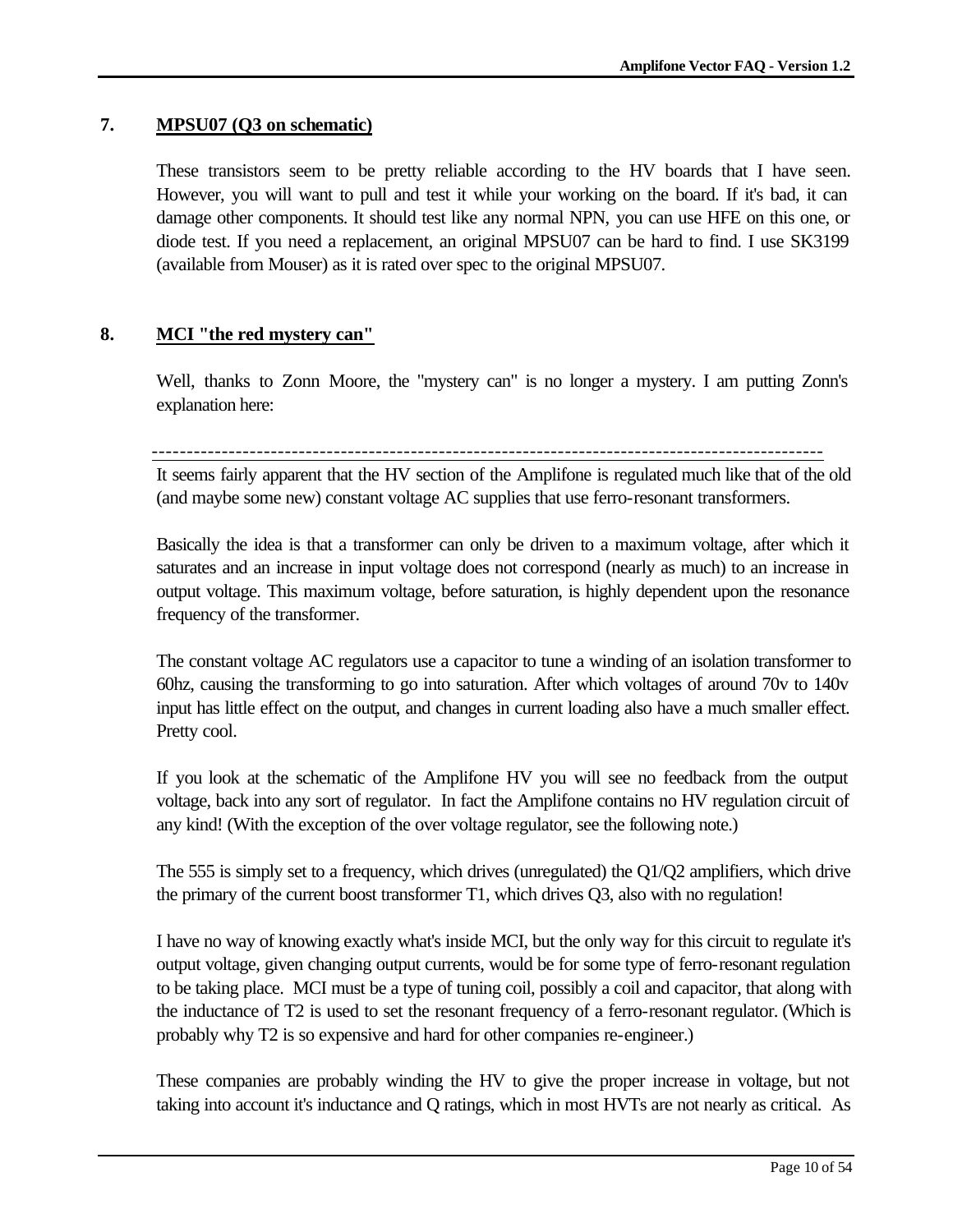## 7. MPSU07 (Q3 on schematic)

These transistors seem to be pretty reliable according to the HV boards that I have seen. However, you will want to pull and test it while your working on the board. If it's bad, it can damage other components. It should test like any normal NPN, you can use HFE on this one, or diode test. If you need a replacement, an original MPSU07 can be hard to find. I use SK3199 (available from Mouser) as it is rated over spec to the original MPSU07.

## 8. MCI "the red mystery can"

Well, thanks to Zonn Moore, the "mystery can" is no longer a mystery. I am putting Zonn's explanation here:

---

It seems fairly apparent that the HV section of the Amplifone is regulated much like that of the old (and maybe some new) constant voltage AC supplies that use ferro-resonant transformers.

Basically the idea is that a transformer can only be driven to a maximum voltage, after which it saturates and an increase in input voltage does not correspond (nearly as much) to an increase in output voltage. This maximum voltage, before saturation, is highly dependent upon the resonance frequency of the transformer.

The constant voltage AC regulators use a capacitor to tune a winding of an isolation transformer to 60hz, causing the transforming to go into saturation. After which voltages of around 70v to 140v input has little effect on the output, and changes in current loading also have a much smaller effect. Pretty cool.

If you look at the schematic of the Amplifone HV you will see no feedback from the output voltage, back into any sort of regulator. In fact the Amplifone contains no HV regulation circuit of any kind! (With the exception of the over voltage regulator, see the following note.)

The 555 is simply set to a frequency, which drives (unregulated) the Q1/Q2 amplifiers, which drive the primary of the current boost transformer T1, which drives Q3, also with no regulation!

I have no way of knowing exactly what's inside MCI, but the only way for this circuit to regulate it's output voltage, given changing output currents, would be for some type of ferro-resonant regulation to be taking place. MCI must be a type of tuning coil, possibly a coil and capacitor, that along with the inductance of T2 is used to set the resonant frequency of a ferro-resonant regulator. (Which is probably why T2 is so expensive and hard for other companies re-engineer.)

These companies are probably winding the HV to give the proper increase in voltage, but not taking into account it's inductance and Q ratings, which in most HVTs are not nearly as critical. As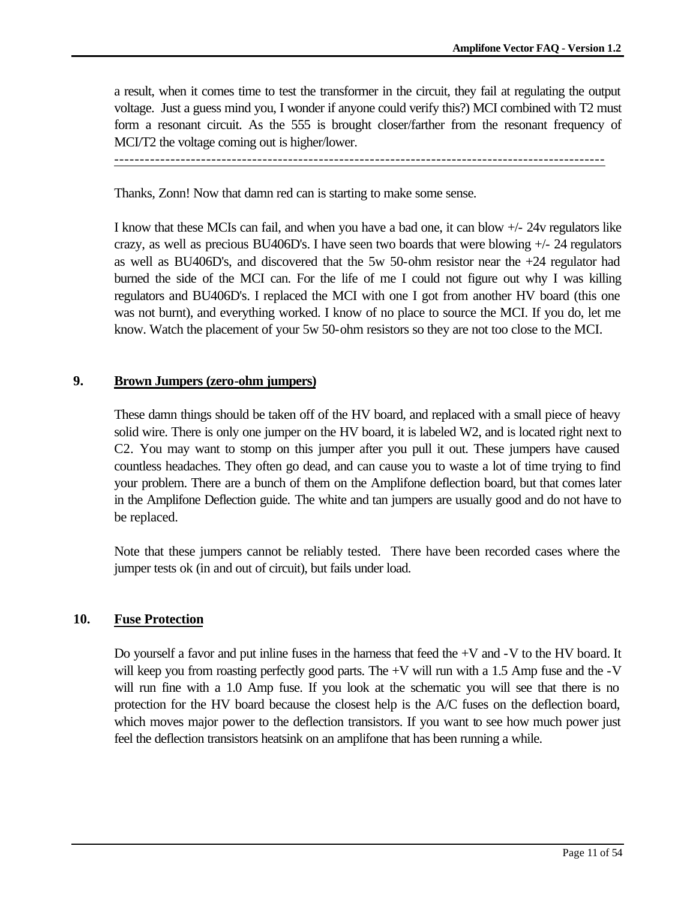a result, when it comes time to test the transformer in the circuit, they fail at regulating the output voltage. Just a guess mind you, I wonder if anyone could verify this?) MCI combined with T2 must form a resonant circuit. As the 555 is brought closer/farther from the resonant frequency of MCI/T2 the voltage coming out is higher/lower.

---

Thanks, Zonn! Now that damn red can is starting to make some sense.

I know that these MCIs can fail, and when you have a bad one, it can blow +/- 24v regulators like crazy, as well as precious BU406D's. I have seen two boards that were blowing +/- 24 regulators as well as BU406D's, and discovered that the 5w 50-ohm resistor near the +24 regulator had burned the side of the MCI can. For the life of me I could not figure out why I was killing regulators and BU406D's. I replaced the MCI with one I got from another HV board (this one was not burnt), and everything worked. I know of no place to source the MCI. If you do, let me know. Watch the placement of your 5w 50-ohm resistors so they are not too close to the MCI.

## 9. Brown Jumpers (zero-ohm jumpers)

These damn things should be taken off of the HV board, and replaced with a small piece of heavy solid wire. There is only one jumper on the HV board, it is labeled W2, and is located right next to C2. You may want to stomp on this jumper after you pull it out. These jumpers have caused countless headaches. They often go dead, and can cause you to waste a lot of time trying to find your problem. There are a bunch of them on the Amplifone deflection board, but that comes later in the Amplifone Deflection guide. The white and tan jumpers are usually good and do not have to be replaced.

Note that these jumpers cannot be reliably tested. There have been recorded cases where the jumper tests ok (in and out of circuit), but fails under load.

## 10. Fuse Protection

Do yourself a favor and put inline fuses in the harness that feed the +V and -V to the HV board. It will keep you from roasting perfectly good parts. The +V will run with a 1.5 Amp fuse and the -V will run fine with a 1.0 Amp fuse. If you look at the schematic you will see that there is no protection for the HV board because the closest help is the A/C fuses on the deflection board, which moves major power to the deflection transistors. If you want to see how much power just feel the deflection transistors heatsink on an amplifone that has been running a while.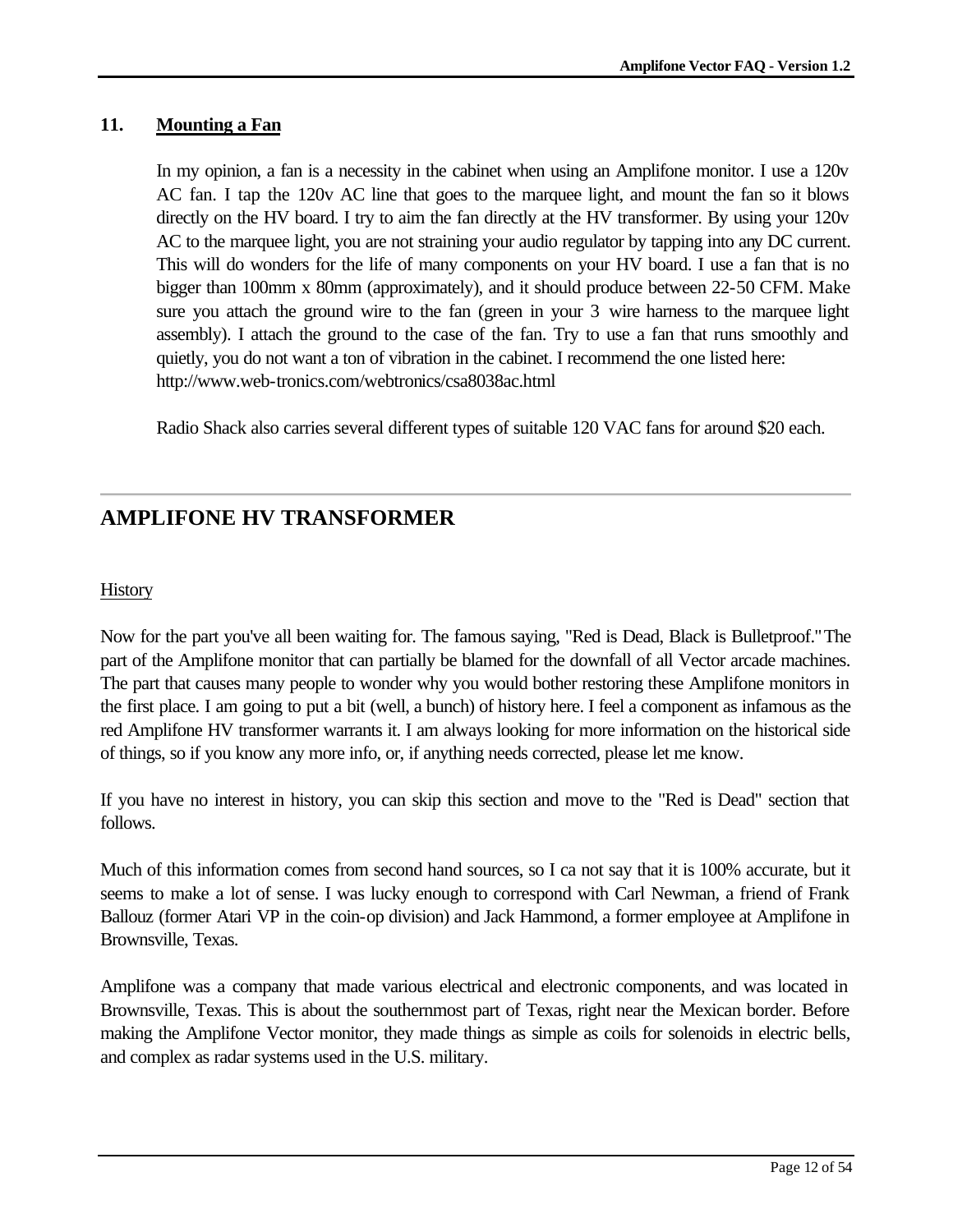### 11. Mounting a Fan

In my opinion, a fan is a necessity in the cabinet when using an Amplifone monitor. I use a 120v AC fan. I tap the 120v AC line that goes to the marquee light, and mount the fan so it blows directly on the HV board. I try to aim the fan directly at the HV transformer. By using your 120v AC to the marquee light, you are not straining your audio regulator by tapping into any DC current. This will do wonders for the life of many components on your HV board. I use a fan that is no bigger than 100mm x 80mm (approximately), and it should produce between 22-50 CFM. Make sure you attach the ground wire to the fan (green in your 3 wire harness to the marquee light assembly). I attach the ground to the case of the fan. Try to use a fan that runs smoothly and quietly, you do not want a ton of vibration in the cabinet. I recommend the one listed here: http://www.web-tronics.com/webtronics/csa8038ac.html

Radio Shack also carries several different types of suitable 120 VAC fans for around $20 each.

---

## AMPLIFONE HV TRANSFORMER

History

Now for the part you've all been waiting for. The famous saying, "Red is Dead, Black is Bulletproof." The part of the Amplifone monitor that can partially be blamed for the downfall of all Vector arcade machines. The part that causes many people to wonder why you would bother restoring these Amplifone monitors in the first place. I am going to put a bit (well, a bunch) of history here. I feel a component as infamous as the red Amplifone HV transformer warrants it. I am always looking for more information on the historical side of things, so if you know any more info, or, if anything needs corrected, please let me know.

If you have no interest in history, you can skip this section and move to the "Red is Dead" section that follows.

Much of this information comes from second hand sources, so I ca not say that it is 100% accurate, but it seems to make a lot of sense. I was lucky enough to correspond with Carl Newman, a friend of Frank Ballouz (former Atari VP in the coin-op division) and Jack Hammond, a former employee at Amplifone in Brownsville, Texas.

Amplifone was a company that made various electrical and electronic components, and was located in Brownsville, Texas. This is about the southernmost part of Texas, right near the Mexican border. Before making the Amplifone Vector monitor, they made things as simple as coils for solenoids in electric bells, and complex as radar systems used in the U.S. military.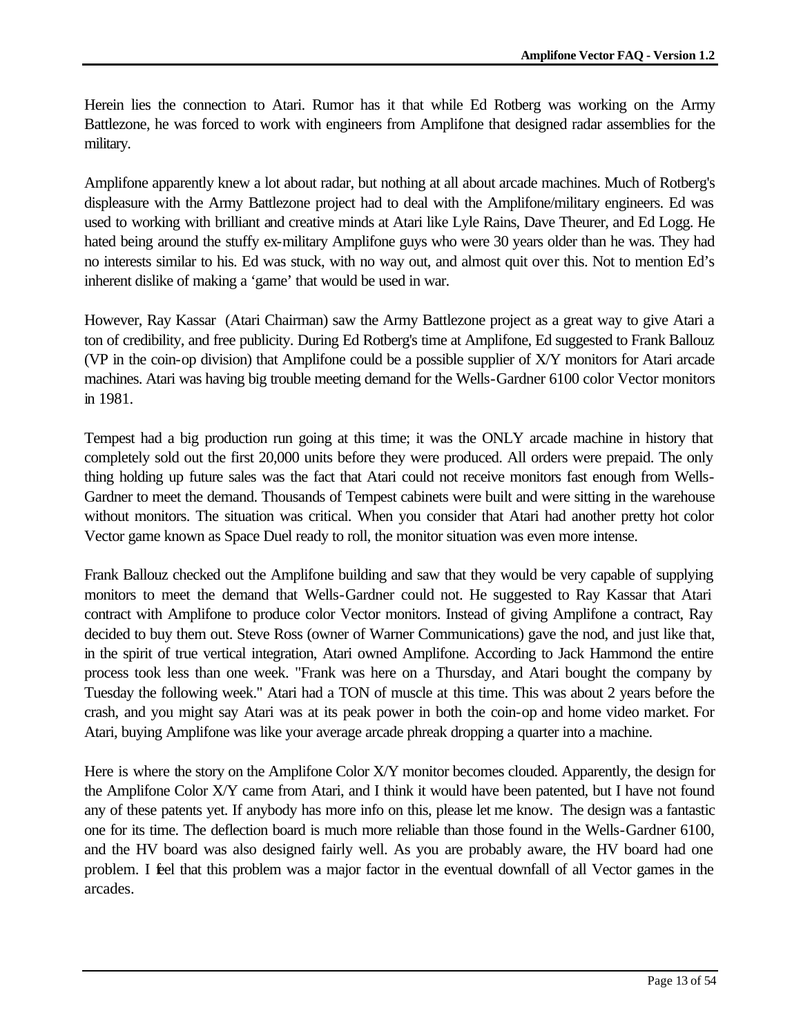Herein lies the connection to Atari. Rumor has it that while Ed Rotberg was working on the Army Battlezone, he was forced to work with engineers from Amplifone that designed radar assemblies for the military.

Amplifone apparently knew a lot about radar, but nothing at all about arcade machines. Much of Rotberg's displeasure with the Army Battlezone project had to deal with the Amplifone/military engineers. Ed was used to working with brilliant and creative minds at Atari like Lyle Rains, Dave Theurer, and Ed Logg. He hated being around the stuffy ex-military Amplifone guys who were 30 years older than he was. They had no interests similar to his. Ed was stuck, with no way out, and almost quit over this. Not to mention Ed's inherent dislike of making a 'game' that would be used in war.

However, Ray Kassar (Atari Chairman) saw the Army Battlezone project as a great way to give Atari a ton of credibility, and free publicity. During Ed Rotberg's time at Amplifone, Ed suggested to Frank Ballouz (VP in the coin-op division) that Amplifone could be a possible supplier of X/Y monitors for Atari arcade machines. Atari was having big trouble meeting demand for the Wells-Gardner 6100 color Vector monitors in 1981.

Tempest had a big production run going at this time; it was the ONLY arcade machine in history that completely sold out the first 20,000 units before they were produced. All orders were prepaid. The only thing holding up future sales was the fact that Atari could not receive monitors fast enough from Wells-Gardner to meet the demand. Thousands of Tempest cabinets were built and were sitting in the warehouse without monitors. The situation was critical. When you consider that Atari had another pretty hot color Vector game known as Space Duel ready to roll, the monitor situation was even more intense.

Frank Ballouz checked out the Amplifone building and saw that they would be very capable of supplying monitors to meet the demand that Wells-Gardner could not. He suggested to Ray Kassar that Atari contract with Amplifone to produce color Vector monitors. Instead of giving Amplifone a contract, Ray decided to buy them out. Steve Ross (owner of Warner Communications) gave the nod, and just like that, in the spirit of true vertical integration, Atari owned Amplifone. According to Jack Hammond the entire process took less than one week. "Frank was here on a Thursday, and Atari bought the company by Tuesday the following week." Atari had a TON of muscle at this time. This was about 2 years before the crash, and you might say Atari was at its peak power in both the coin-op and home video market. For Atari, buying Amplifone was like your average arcade phreak dropping a quarter into a machine.

Here is where the story on the Amplifone Color X/Y monitor becomes clouded. Apparently, the design for the Amplifone Color X/Y came from Atari, and I think it would have been patented, but I have not found any of these patents yet. If anybody has more info on this, please let me know. The design was a fantastic one for its time. The deflection board is much more reliable than those found in the Wells-Gardner 6100, and the HV board was also designed fairly well. As you are probably aware, the HV board had one problem. I feel that this problem was a major factor in the eventual downfall of all Vector games in the arcades.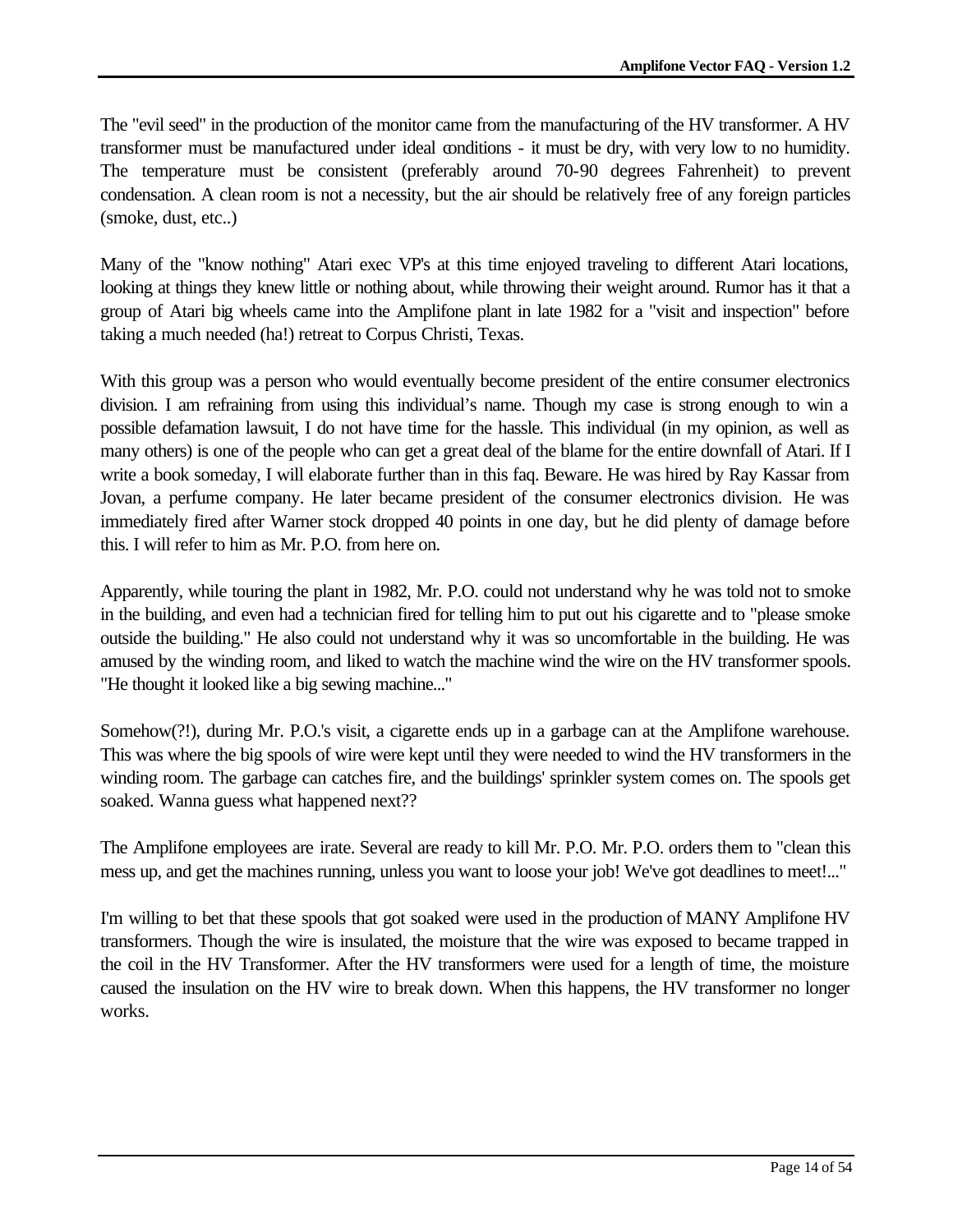The "evil seed" in the production of the monitor came from the manufacturing of the HV transformer. A HV transformer must be manufactured under ideal conditions - it must be dry, with very low to no humidity. The temperature must be consistent (preferably around 70-90 degrees Fahrenheit) to prevent condensation. A clean room is not a necessity, but the air should be relatively free of any foreign particles (smoke, dust, etc..)

Many of the "know nothing" Atari exec VP's at this time enjoyed traveling to different Atari locations, looking at things they knew little or nothing about, while throwing their weight around. Rumor has it that a group of Atari big wheels came into the Amplifone plant in late 1982 for a "visit and inspection" before taking a much needed (ha!) retreat to Corpus Christi, Texas.

With this group was a person who would eventually become president of the entire consumer electronics division. I am refraining from using this individual's name. Though my case is strong enough to win a possible defamation lawsuit, I do not have time for the hassle. This individual (in my opinion, as well as many others) is one of the people who can get a great deal of the blame for the entire downfall of Atari. If I write a book someday, I will elaborate further than in this faq. Beware. He was hired by Ray Kassar from Jovan, a perfume company. He later became president of the consumer electronics division. He was immediately fired after Warner stock dropped 40 points in one day, but he did plenty of damage before this. I will refer to him as Mr. P.O. from here on.

Apparently, while touring the plant in 1982, Mr. P.O. could not understand why he was told not to smoke in the building, and even had a technician fired for telling him to put out his cigarette and to "please smoke outside the building." He also could not understand why it was so uncomfortable in the building. He was amused by the winding room, and liked to watch the machine wind the wire on the HV transformer spools. "He thought it looked like a big sewing machine..."

Somehow(?!), during Mr. P.O.'s visit, a cigarette ends up in a garbage can at the Amplifone warehouse. This was where the big spools of wire were kept until they were needed to wind the HV transformers in the winding room. The garbage can catches fire, and the buildings' sprinkler system comes on. The spools get soaked. Wanna guess what happened next??

The Amplifone employees are irate. Several are ready to kill Mr. P.O. Mr. P.O. orders them to "clean this mess up, and get the machines running, unless you want to loose your job! We've got deadlines to meet!..."

I'm willing to bet that these spools that got soaked were used in the production of MANY Amplifone HV transformers. Though the wire is insulated, the moisture that the wire was exposed to became trapped in the coil in the HV Transformer. After the HV transformers were used for a length of time, the moisture caused the insulation on the HV wire to break down. When this happens, the HV transformer no longer works.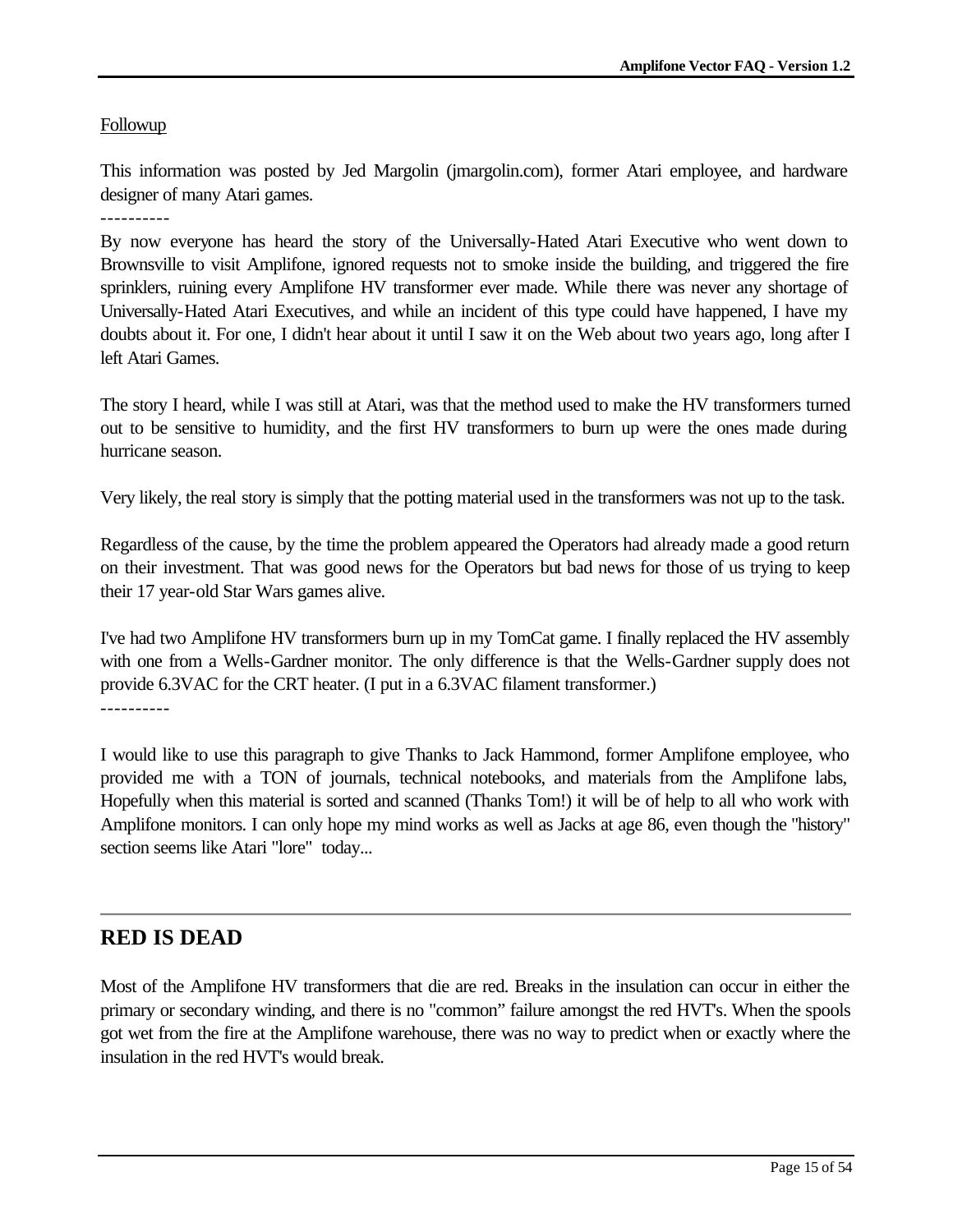Followup

This information was posted by Jed Margolin (jmargolin.com), former Atari employee, and hardware designer of many Atari games.

----------

By now everyone has heard the story of the Universally-Hated Atari Executive who went down to Brownsville to visit Amplifone, ignored requests not to smoke inside the building, and triggered the fire sprinklers, ruining every Amplifone HV transformer ever made. While there was never any shortage of Universally-Hated Atari Executives, and while an incident of this type could have happened, I have my doubts about it. For one, I didn't hear about it until I saw it on the Web about two years ago, long after I left Atari Games.

The story I heard, while I was still at Atari, was that the method used to make the HV transformers turned out to be sensitive to humidity, and the first HV transformers to burn up were the ones made during hurricane season.

Very likely, the real story is simply that the potting material used in the transformers was not up to the task.

Regardless of the cause, by the time the problem appeared the Operators had already made a good return on their investment. That was good news for the Operators but bad news for those of us trying to keep their 17 year-old Star Wars games alive.

I've had two Amplifone HV transformers burn up in my TomCat game. I finally replaced the HV assembly with one from a Wells-Gardner monitor. The only difference is that the Wells-Gardner supply does not provide 6.3VAC for the CRT heater. (I put in a 6.3VAC filament transformer.)

----------

I would like to use this paragraph to give Thanks to Jack Hammond, former Amplifone employee, who provided me with a TON of journals, technical notebooks, and materials from the Amplifone labs, Hopefully when this material is sorted and scanned (Thanks Tom!) it will be of help to all who work with Amplifone monitors. I can only hope my mind works as well as Jacks at age 86, even though the "history" section seems like Atari "lore" today...

## RED IS DEAD

Most of the Amplifone HV transformers that die are red. Breaks in the insulation can occur in either the primary or secondary winding, and there is no "common" failure amongst the red HVT's. When the spools got wet from the fire at the Amplifone warehouse, there was no way to predict when or exactly where the insulation in the red HVT's would break.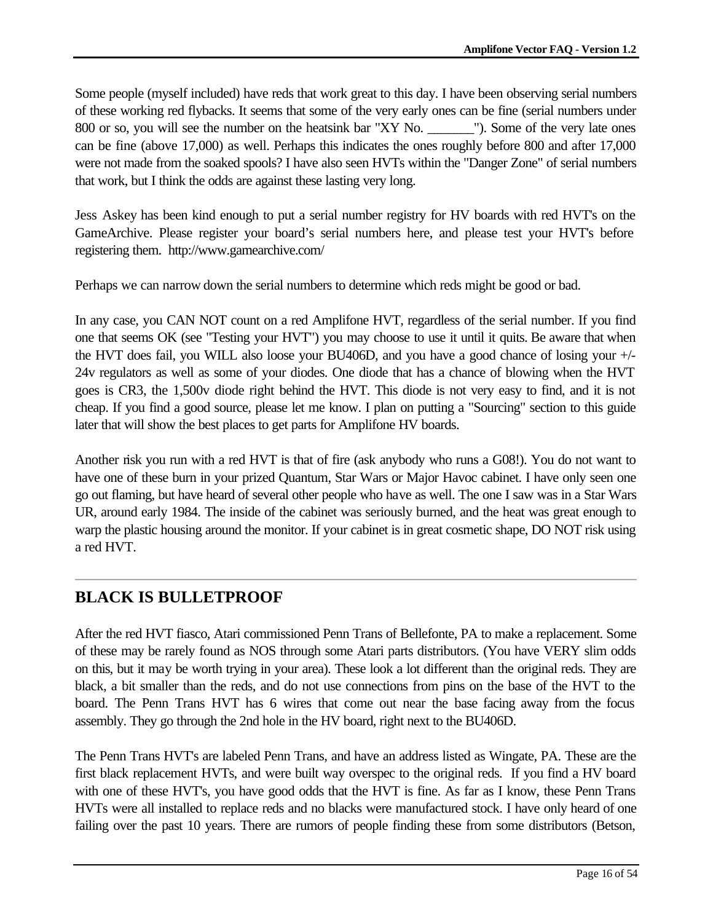Some people (myself included) have reds that work great to this day. I have been observing serial numbers of these working red flybacks. It seems that some of the very early ones can be fine (serial numbers under 800 or so, you will see the number on the heatsink bar "XY No. _______"). Some of the very late ones can be fine (above 17,000) as well. Perhaps this indicates the ones roughly before 800 and after 17,000 were not made from the soaked spools? I have also seen HVTs within the "Danger Zone" of serial numbers that work, but I think the odds are against these lasting very long.

Jess Askey has been kind enough to put a serial number registry for HV boards with red HVT's on the GameArchive. Please register your board's serial numbers here, and please test your HVT's before registering them. http://www.gamearchive.com/

Perhaps we can narrow down the serial numbers to determine which reds might be good or bad.

In any case, you CAN NOT count on a red Amplifone HVT, regardless of the serial number. If you find one that seems OK (see "Testing your HVT") you may choose to use it until it quits. Be aware that when the HVT does fail, you WILL also loose your BU406D, and you have a good chance of losing your +/- 24v regulators as well as some of your diodes. One diode that has a chance of blowing when the HVT goes is CR3, the 1,500v diode right behind the HVT. This diode is not very easy to find, and it is not cheap. If you find a good source, please let me know. I plan on putting a "Sourcing" section to this guide later that will show the best places to get parts for Amplifone HV boards.

Another risk you run with a red HVT is that of fire (ask anybody who runs a G08!). You do not want to have one of these burn in your prized Quantum, Star Wars or Major Havoc cabinet. I have only seen one go out flaming, but have heard of several other people who have as well. The one I saw was in a Star Wars UR, around early 1984. The inside of the cabinet was seriously burned, and the heat was great enough to warp the plastic housing around the monitor. If your cabinet is in great cosmetic shape, DO NOT risk using a red HVT.

---

## BLACK IS BULLETPROOF

After the red HVT fiasco, Atari commissioned Penn Trans of Bellefonte, PA to make a replacement. Some of these may be rarely found as NOS through some Atari parts distributors. (You have VERY slim odds on this, but it may be worth trying in your area). These look a lot different than the original reds. They are black, a bit smaller than the reds, and do not use connections from pins on the base of the HVT to the board. The Penn Trans HVT has 6 wires that come out near the base facing away from the focus assembly. They go through the 2nd hole in the HV board, right next to the BU406D.

The Penn Trans HVT's are labeled Penn Trans, and have an address listed as Wingate, PA. These are the first black replacement HVTs, and were built way overspec to the original reds. If you find a HV board with one of these HVT's, you have good odds that the HVT is fine. As far as I know, these Penn Trans HVTs were all installed to replace reds and no blacks were manufactured stock. I have only heard of one failing over the past 10 years. There are rumors of people finding these from some distributors (Betson,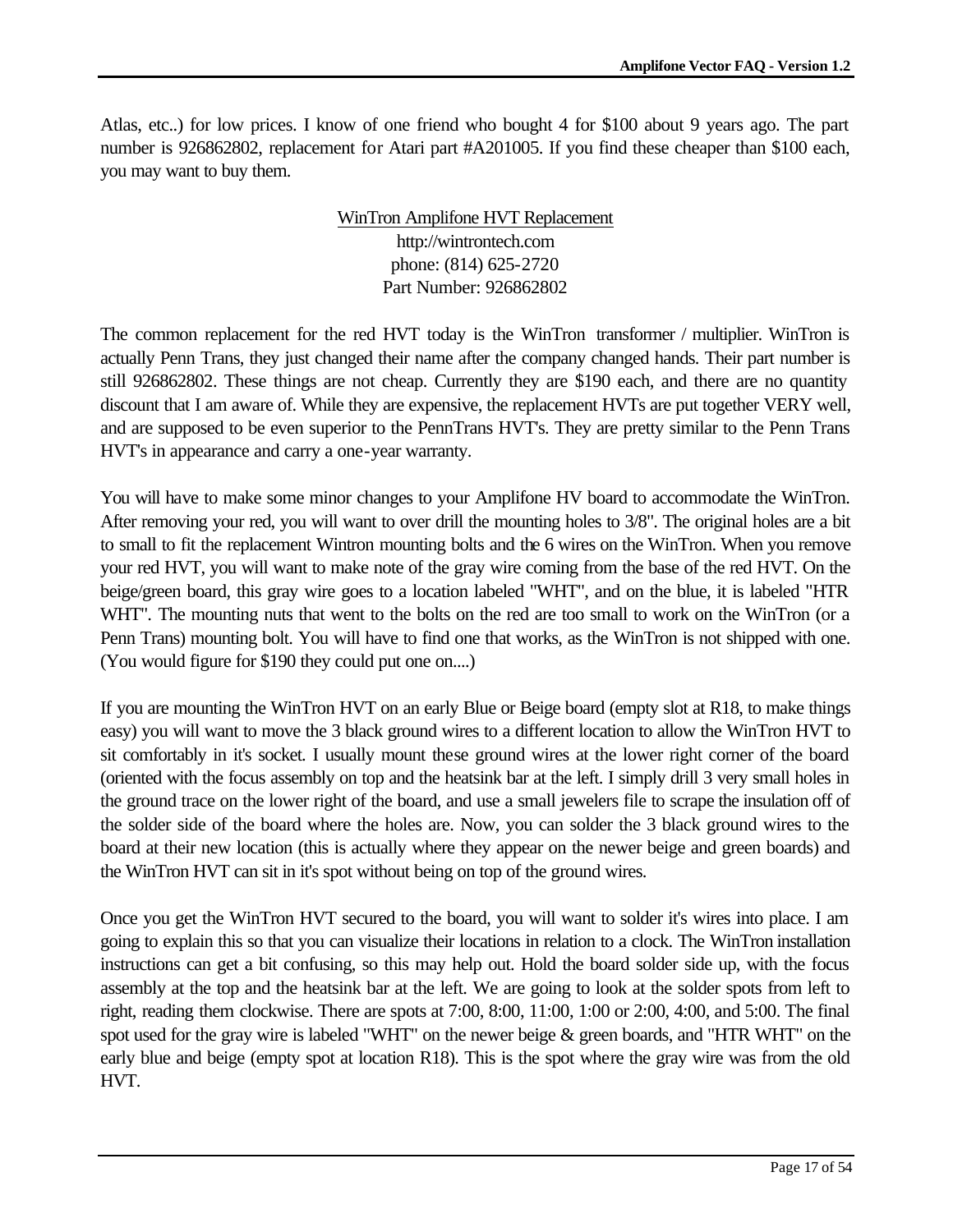Atlas, etc..) for low prices. I know of one friend who bought 4 for $100 about 9 years ago. The part number is 926862802, replacement for Atari part #A201005. If you find these cheaper than $100 each, you may want to buy them.

<div align="center">

<u>WinTron Amplifone HVT Replacement</u>
http://wintrontech.com
phone: (814) 625-2720
Part Number: 926862802

</div>

The common replacement for the red HVT today is the WinTron transformer / multiplier. WinTron is actually Penn Trans, they just changed their name after the company changed hands. Their part number is still 926862802. These things are not cheap. Currently they are $190 each, and there are no quantity discount that I am aware of. While they are expensive, the replacement HVTs are put together VERY well, and are supposed to be even superior to the PennTrans HVT's. They are pretty similar to the Penn Trans HVT's in appearance and carry a one-year warranty.

You will have to make some minor changes to your Amplifone HV board to accommodate the WinTron. After removing your red, you will want to over drill the mounting holes to 3/8". The original holes are a bit to small to fit the replacement Wintron mounting bolts and the 6 wires on the WinTron. When you remove your red HVT, you will want to make note of the gray wire coming from the base of the red HVT. On the beige/green board, this gray wire goes to a location labeled "WHT", and on the blue, it is labeled "HTR WHT". The mounting nuts that went to the bolts on the red are too small to work on the WinTron (or a Penn Trans) mounting bolt. You will have to find one that works, as the WinTron is not shipped with one. (You would figure for $190 they could put one on....)

If you are mounting the WinTron HVT on an early Blue or Beige board (empty slot at R18, to make things easy) you will want to move the 3 black ground wires to a different location to allow the WinTron HVT to sit comfortably in it's socket. I usually mount these ground wires at the lower right corner of the board (oriented with the focus assembly on top and the heatsink bar at the left. I simply drill 3 very small holes in the ground trace on the lower right of the board, and use a small jewelers file to scrape the insulation off of the solder side of the board where the holes are. Now, you can solder the 3 black ground wires to the board at their new location (this is actually where they appear on the newer beige and green boards) and the WinTron HVT can sit in it's spot without being on top of the ground wires.

Once you get the WinTron HVT secured to the board, you will want to solder it's wires into place. I am going to explain this so that you can visualize their locations in relation to a clock. The WinTron installation instructions can get a bit confusing, so this may help out. Hold the board solder side up, with the focus assembly at the top and the heatsink bar at the left. We are going to look at the solder spots from left to right, reading them clockwise. There are spots at 7:00, 8:00, 11:00, 1:00 or 2:00, 4:00, and 5:00. The final spot used for the gray wire is labeled "WHT" on the newer beige & green boards, and "HTR WHT" on the early blue and beige (empty spot at location R18). This is the spot where the gray wire was from the old HVT.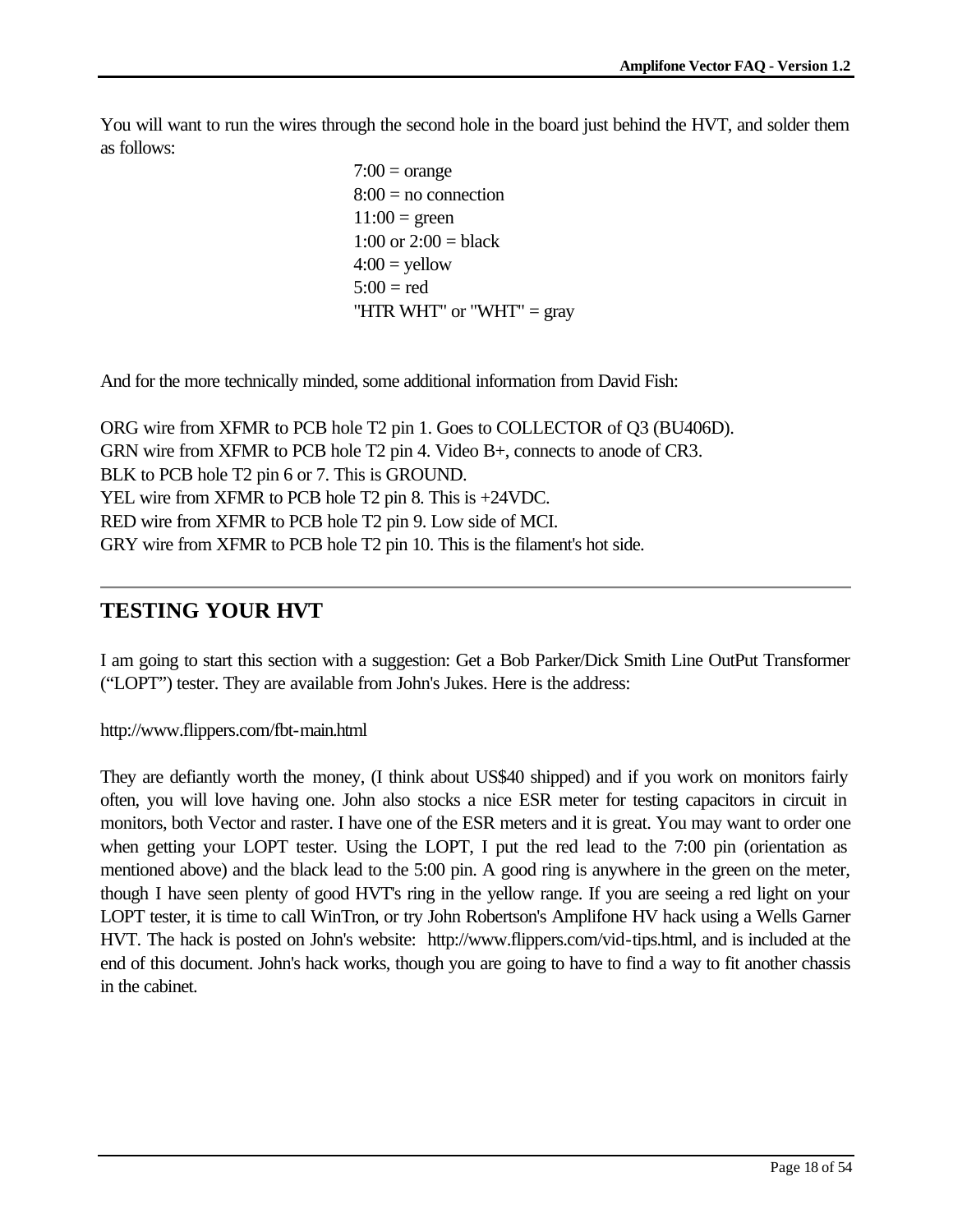You will want to run the wires through the second hole in the board just behind the HVT, and solder them as follows:

7:00 = orange
8:00 = no connection
11:00 = green
1:00 or 2:00 = black
4:00 = yellow
5:00 = red
"HTR WHT" or "WHT" = gray

And for the more technically minded, some additional information from David Fish:

ORG wire from XFMR to PCB hole T2 pin 1. Goes to COLLECTOR of Q3 (BU406D).
GRN wire from XFMR to PCB hole T2 pin 4. Video B+, connects to anode of CR3.
BLK to PCB hole T2 pin 6 or 7. This is GROUND.
YEL wire from XFMR to PCB hole T2 pin 8. This is +24VDC.
RED wire from XFMR to PCB hole T2 pin 9. Low side of MCI.
GRY wire from XFMR to PCB hole T2 pin 10. This is the filament's hot side.

---

## TESTING YOUR HVT

I am going to start this section with a suggestion: Get a Bob Parker/Dick Smith Line OutPut Transformer ("LOPT") tester. They are available from John's Jukes. Here is the address:

http://www.flippers.com/fbt-main.html

They are defiantly worth the money, (I think about US$40 shipped) and if you work on monitors fairly often, you will love having one. John also stocks a nice ESR meter for testing capacitors in circuit in monitors, both Vector and raster. I have one of the ESR meters and it is great. You may want to order one when getting your LOPT tester. Using the LOPT, I put the red lead to the 7:00 pin (orientation as mentioned above) and the black lead to the 5:00 pin. A good ring is anywhere in the green on the meter, though I have seen plenty of good HVT's ring in the yellow range. If you are seeing a red light on your LOPT tester, it is time to call WinTron, or try John Robertson's Amplifone HV hack using a Wells Garner HVT. The hack is posted on John's website: http://www.flippers.com/vid-tips.html, and is included at the end of this document. John's hack works, though you are going to have to find a way to fit another chassis in the cabinet.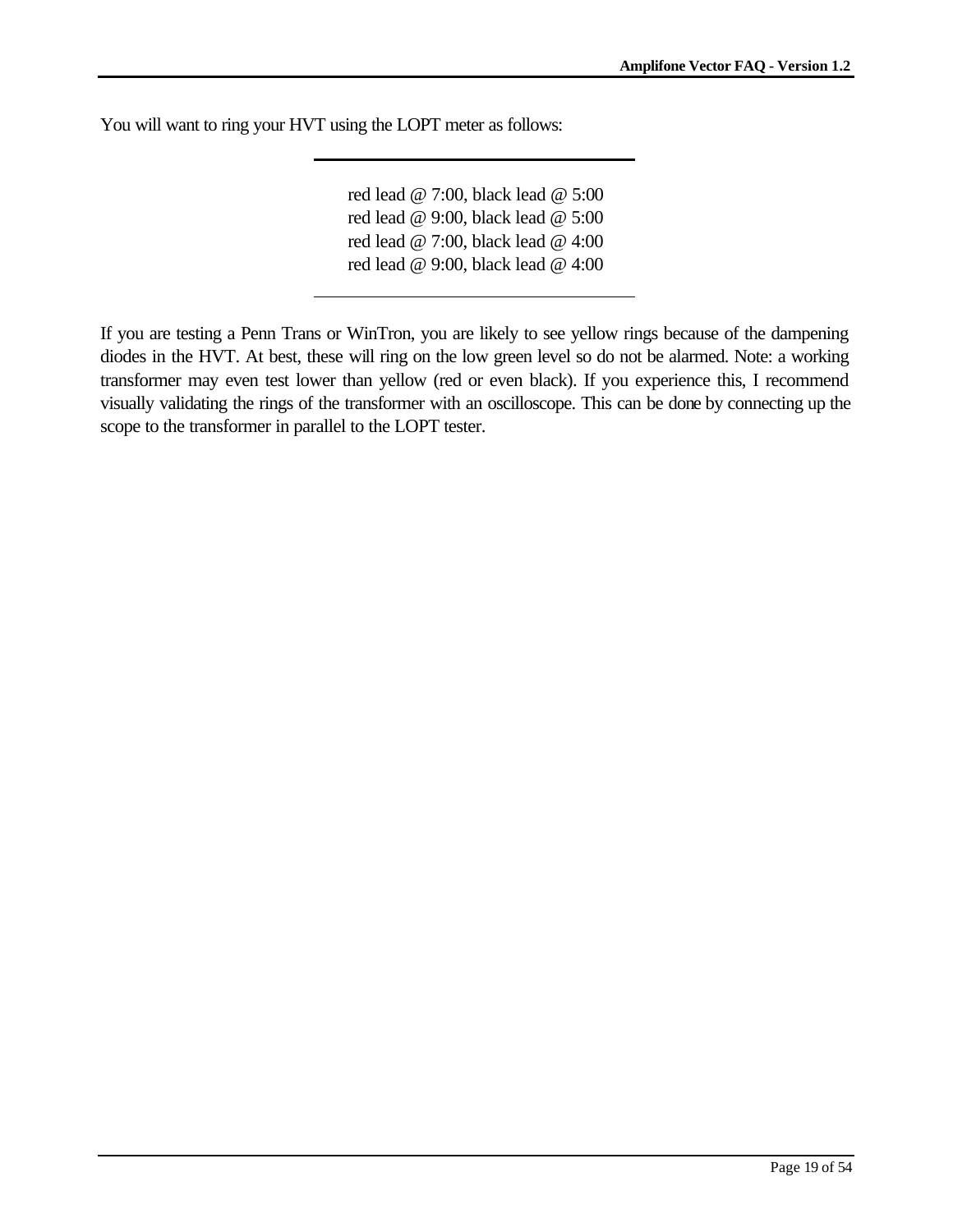You will want to ring your HVT using the LOPT meter as follows:

red lead @ 7:00, black lead @ 5:00
red lead @ 9:00, black lead @ 5:00
red lead @ 7:00, black lead @ 4:00
red lead @ 9:00, black lead @ 4:00

If you are testing a Penn Trans or WinTron, you are likely to see yellow rings because of the dampening diodes in the HVT. At best, these will ring on the low green level so do not be alarmed. Note: a working transformer may even test lower than yellow (red or even black). If you experience this, I recommend visually validating the rings of the transformer with an oscilloscope. This can be done by connecting up the scope to the transformer in parallel to the LOPT tester.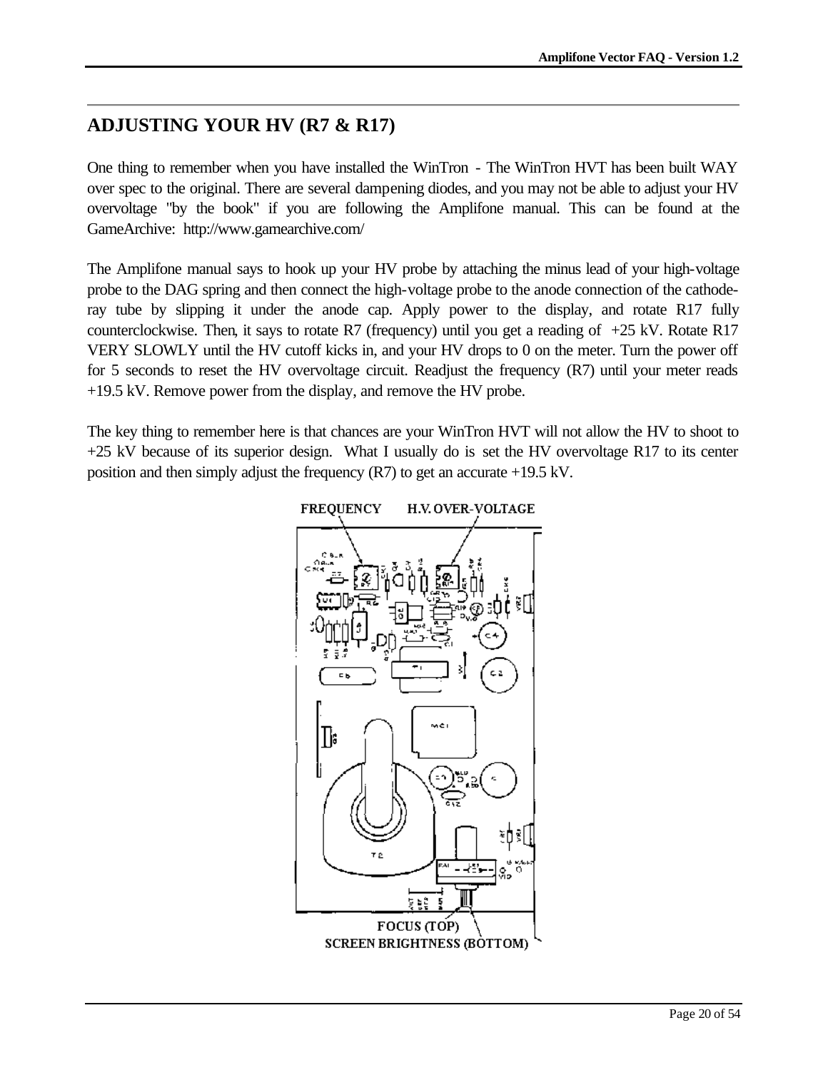## ADJUSTING YOUR HV (R7 & R17)

One thing to remember when you have installed the WinTron - The WinTron HVT has been built WAY over spec to the original. There are several dampening diodes, and you may not be able to adjust your HV overvoltage "by the book" if you are following the Amplifone manual. This can be found at the GameArchive: http://www.gamearchive.com/

The Amplifone manual says to hook up your HV probe by attaching the minus lead of your high-voltage probe to the DAG spring and then connect the high-voltage probe to the anode connection of the cathode-ray tube by slipping it under the anode cap. Apply power to the display, and rotate R17 fully counterclockwise. Then, it says to rotate R7 (frequency) until you get a reading of +25 kV. Rotate R17 VERY SLOWLY until the HV cutoff kicks in, and your HV drops to 0 on the meter. Turn the power off for 5 seconds to reset the HV overvoltage circuit. Readjust the frequency (R7) until your meter reads +19.5 kV. Remove power from the display, and remove the HV probe.

The key thing to remember here is that chances are your WinTron HVT will not allow the HV to shoot to +25 kV because of its superior design. What I usually do is set the HV overvoltage R17 to its center position and then simply adjust the frequency (R7) to get an accurate +19.5 kV.

FREQUENCY H.V. OVER-VOLTAGE

FOCUS (TOP)
SCREEN BRIGHTNESS (BOTTOM)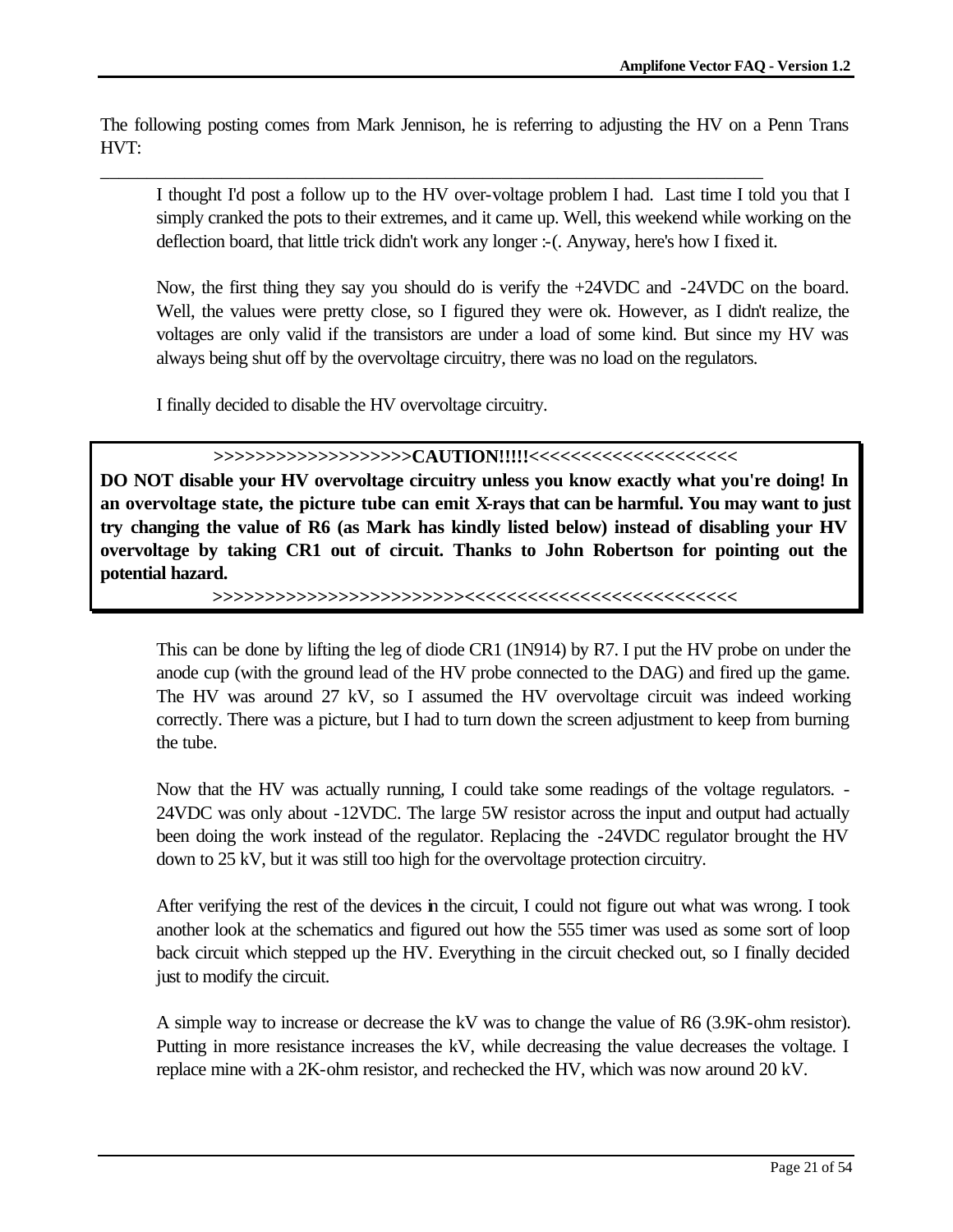The following posting comes from Mark Jennison, he is referring to adjusting the HV on a Penn Trans HVT:

---

> I thought I'd post a follow up to the HV over-voltage problem I had. Last time I told you that I simply cranked the pots to their extremes, and it came up. Well, this weekend while working on the deflection board, that little trick didn't work any longer :-(. Anyway, here's how I fixed it.
>
> Now, the first thing they say you should do is verify the +24VDC and -24VDC on the board. Well, the values were pretty close, so I figured they were ok. However, as I didn't realize, the voltages are only valid if the transistors are under a load of some kind. But since my HV was always being shut off by the overvoltage circuitry, there was no load on the regulators.
>
> I finally decided to disable the HV overvoltage circuitry.

**>>>>>>>>>>>>>>>>>>>CAUTION!!!!!<<<<<<<<<<<<<<<<<<<<**

**DO NOT disable your HV overvoltage circuitry unless you know exactly what you're doing! In an overvoltage state, the picture tube can emit X-rays that can be harmful. You may want to just try changing the value of R6 (as Mark has kindly listed below) instead of disabling your HV overvoltage by taking CR1 out of circuit. Thanks to John Robertson for pointing out the potential hazard.**

**>>>>>>>>>>>>>>>>>>>>>>>>><<<<<<<<<<<<<<<<<<<<<<<<<**

> This can be done by lifting the leg of diode CR1 (1N914) by R7. I put the HV probe on under the anode cup (with the ground lead of the HV probe connected to the DAG) and fired up the game. The HV was around 27 kV, so I assumed the HV overvoltage circuit was indeed working correctly. There was a picture, but I had to turn down the screen adjustment to keep from burning the tube.
>
> Now that the HV was actually running, I could take some readings of the voltage regulators. -24VDC was only about -12VDC. The large 5W resistor across the input and output had actually been doing the work instead of the regulator. Replacing the -24VDC regulator brought the HV down to 25 kV, but it was still too high for the overvoltage protection circuitry.
>
> After verifying the rest of the devices in the circuit, I could not figure out what was wrong. I took another look at the schematics and figured out how the 555 timer was used as some sort of loop back circuit which stepped up the HV. Everything in the circuit checked out, so I finally decided just to modify the circuit.
>
> A simple way to increase or decrease the kV was to change the value of R6 (3.9K-ohm resistor). Putting in more resistance increases the kV, while decreasing the value decreases the voltage. I replace mine with a 2K-ohm resistor, and rechecked the HV, which was now around 20 kV.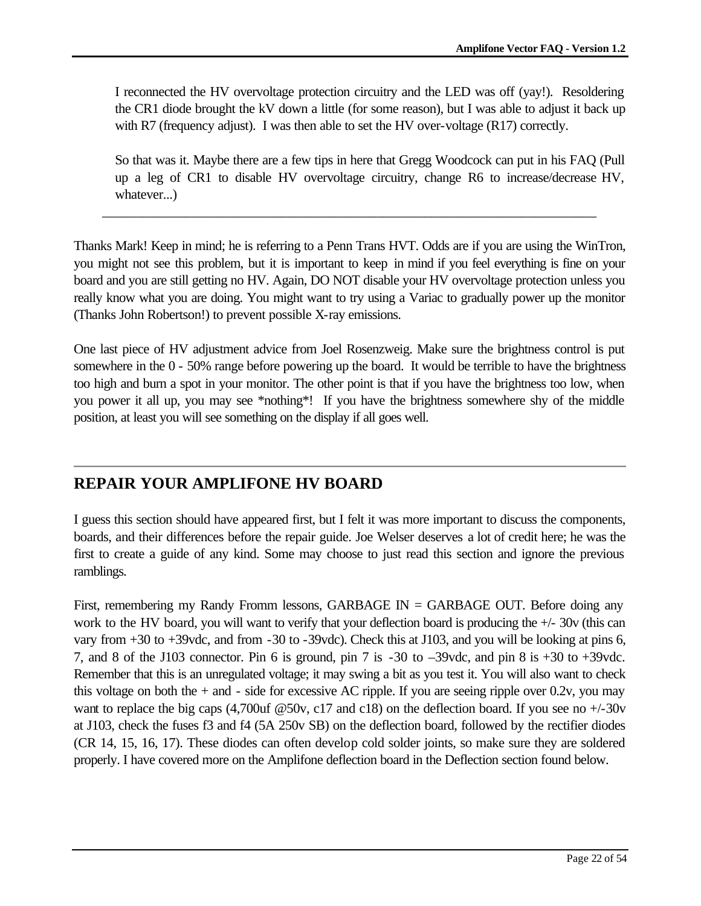I reconnected the HV overvoltage protection circuitry and the LED was off (yay!). Resoldering the CR1 diode brought the kV down a little (for some reason), but I was able to adjust it back up with R7 (frequency adjust). I was then able to set the HV over-voltage (R17) correctly.

So that was it. Maybe there are a few tips in here that Gregg Woodcock can put in his FAQ (Pull up a leg of CR1 to disable HV overvoltage circuitry, change R6 to increase/decrease HV, whatever...)

---

Thanks Mark! Keep in mind; he is referring to a Penn Trans HVT. Odds are if you are using the WinTron, you might not see this problem, but it is important to keep in mind if you feel everything is fine on your board and you are still getting no HV. Again, DO NOT disable your HV overvoltage protection unless you really know what you are doing. You might want to try using a Variac to gradually power up the monitor (Thanks John Robertson!) to prevent possible X-ray emissions.

One last piece of HV adjustment advice from Joel Rosenzweig. Make sure the brightness control is put somewhere in the 0 - 50% range before powering up the board. It would be terrible to have the brightness too high and burn a spot in your monitor. The other point is that if you have the brightness too low, when you power it all up, you may see *nothing*! If you have the brightness somewhere shy of the middle position, at least you will see something on the display if all goes well.

---

## REPAIR YOUR AMPLIFONE HV BOARD

I guess this section should have appeared first, but I felt it was more important to discuss the components, boards, and their differences before the repair guide. Joe Welser deserves a lot of credit here; he was the first to create a guide of any kind. Some may choose to just read this section and ignore the previous ramblings.

First, remembering my Randy Fromm lessons, GARBAGE IN = GARBAGE OUT. Before doing any work to the HV board, you will want to verify that your deflection board is producing the +/- 30v (this can vary from +30 to +39vdc, and from -30 to -39vdc). Check this at J103, and you will be looking at pins 6, 7, and 8 of the J103 connector. Pin 6 is ground, pin 7 is -30 to –39vdc, and pin 8 is +30 to +39vdc. Remember that this is an unregulated voltage; it may swing a bit as you test it. You will also want to check this voltage on both the + and - side for excessive AC ripple. If you are seeing ripple over 0.2v, you may want to replace the big caps (4,700uf @50v, c17 and c18) on the deflection board. If you see no +/-30v at J103, check the fuses f3 and f4 (5A 250v SB) on the deflection board, followed by the rectifier diodes (CR 14, 15, 16, 17). These diodes can often develop cold solder joints, so make sure they are soldered properly. I have covered more on the Amplifone deflection board in the Deflection section found below.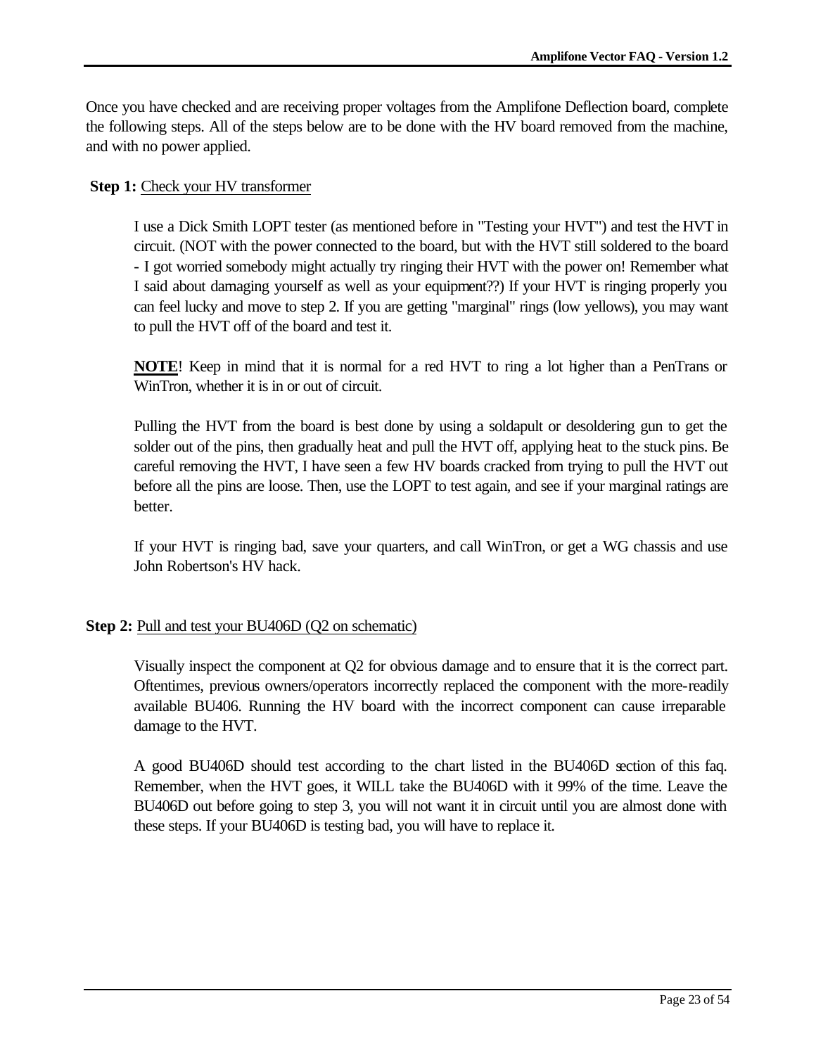Once you have checked and are receiving proper voltages from the Amplifone Deflection board, complete the following steps. All of the steps below are to be done with the HV board removed from the machine, and with no power applied.

**Step 1:** <u>Check your HV transformer</u>

I use a Dick Smith LOPT tester (as mentioned before in "Testing your HVT") and test the HVT in circuit. (NOT with the power connected to the board, but with the HVT still soldered to the board - I got worried somebody might actually try ringing their HVT with the power on! Remember what I said about damaging yourself as well as your equipment??) If your HVT is ringing properly you can feel lucky and move to step 2. If you are getting "marginal" rings (low yellows), you may want to pull the HVT off of the board and test it.

**<u>NOTE</u>**! Keep in mind that it is normal for a red HVT to ring a lot higher than a PenTrans or WinTron, whether it is in or out of circuit.

Pulling the HVT from the board is best done by using a soldapult or desoldering gun to get the solder out of the pins, then gradually heat and pull the HVT off, applying heat to the stuck pins. Be careful removing the HVT, I have seen a few HV boards cracked from trying to pull the HVT out before all the pins are loose. Then, use the LOPT to test again, and see if your marginal ratings are better.

If your HVT is ringing bad, save your quarters, and call WinTron, or get a WG chassis and use John Robertson's HV hack.

**Step 2:** <u>Pull and test your BU406D (Q2 on schematic)</u>

Visually inspect the component at Q2 for obvious damage and to ensure that it is the correct part. Oftentimes, previous owners/operators incorrectly replaced the component with the more-readily available BU406. Running the HV board with the incorrect component can cause irreparable damage to the HVT.

A good BU406D should test according to the chart listed in the BU406D section of this faq. Remember, when the HVT goes, it WILL take the BU406D with it 99% of the time. Leave the BU406D out before going to step 3, you will not want it in circuit until you are almost done with these steps. If your BU406D is testing bad, you will have to replace it.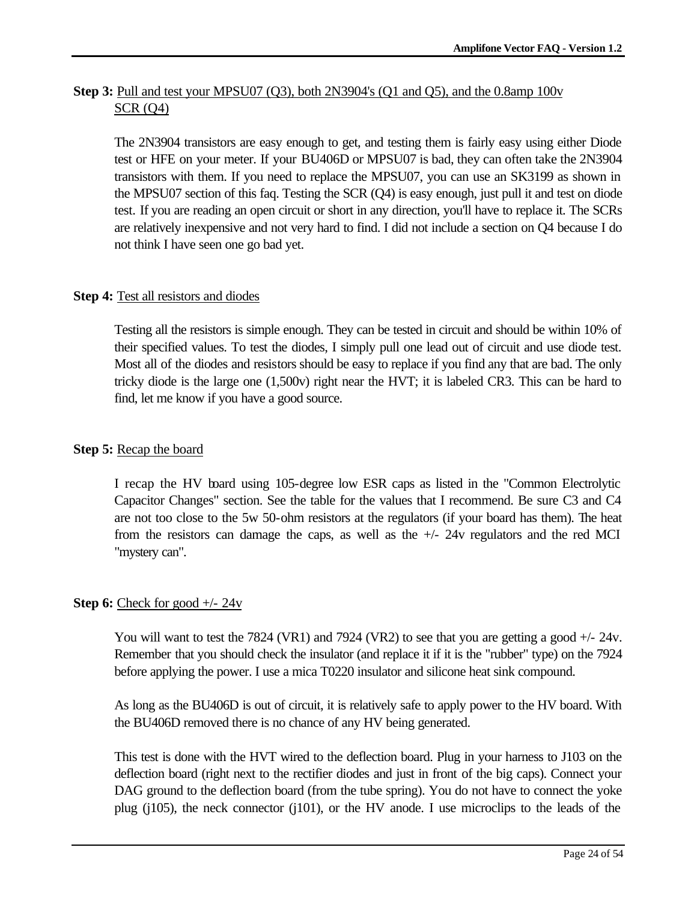**Step 3:** Pull and test your MPSU07 (Q3), both 2N3904's (Q1 and Q5), and the 0.8amp 100v SCR (Q4)

The 2N3904 transistors are easy enough to get, and testing them is fairly easy using either Diode test or HFE on your meter. If your BU406D or MPSU07 is bad, they can often take the 2N3904 transistors with them. If you need to replace the MPSU07, you can use an SK3199 as shown in the MPSU07 section of this faq. Testing the SCR (Q4) is easy enough, just pull it and test on diode test. If you are reading an open circuit or short in any direction, you'll have to replace it. The SCRs are relatively inexpensive and not very hard to find. I did not include a section on Q4 because I do not think I have seen one go bad yet.

**Step 4:** Test all resistors and diodes

Testing all the resistors is simple enough. They can be tested in circuit and should be within 10% of their specified values. To test the diodes, I simply pull one lead out of circuit and use diode test. Most all of the diodes and resistors should be easy to replace if you find any that are bad. The only tricky diode is the large one (1,500v) right near the HVT; it is labeled CR3. This can be hard to find, let me know if you have a good source.

**Step 5:** Recap the board

I recap the HV board using 105-degree low ESR caps as listed in the "Common Electrolytic Capacitor Changes" section. See the table for the values that I recommend. Be sure C3 and C4 are not too close to the 5w 50-ohm resistors at the regulators (if your board has them). The heat from the resistors can damage the caps, as well as the +/- 24v regulators and the red MCI "mystery can".

**Step 6:** Check for good +/- 24v

You will want to test the 7824 (VR1) and 7924 (VR2) to see that you are getting a good +/- 24v. Remember that you should check the insulator (and replace it if it is the "rubber" type) on the 7924 before applying the power. I use a mica T0220 insulator and silicone heat sink compound.

As long as the BU406D is out of circuit, it is relatively safe to apply power to the HV board. With the BU406D removed there is no chance of any HV being generated.

This test is done with the HVT wired to the deflection board. Plug in your harness to J103 on the deflection board (right next to the rectifier diodes and just in front of the big caps). Connect your DAG ground to the deflection board (from the tube spring). You do not have to connect the yoke plug (j105), the neck connector (j101), or the HV anode. I use microclips to the leads of the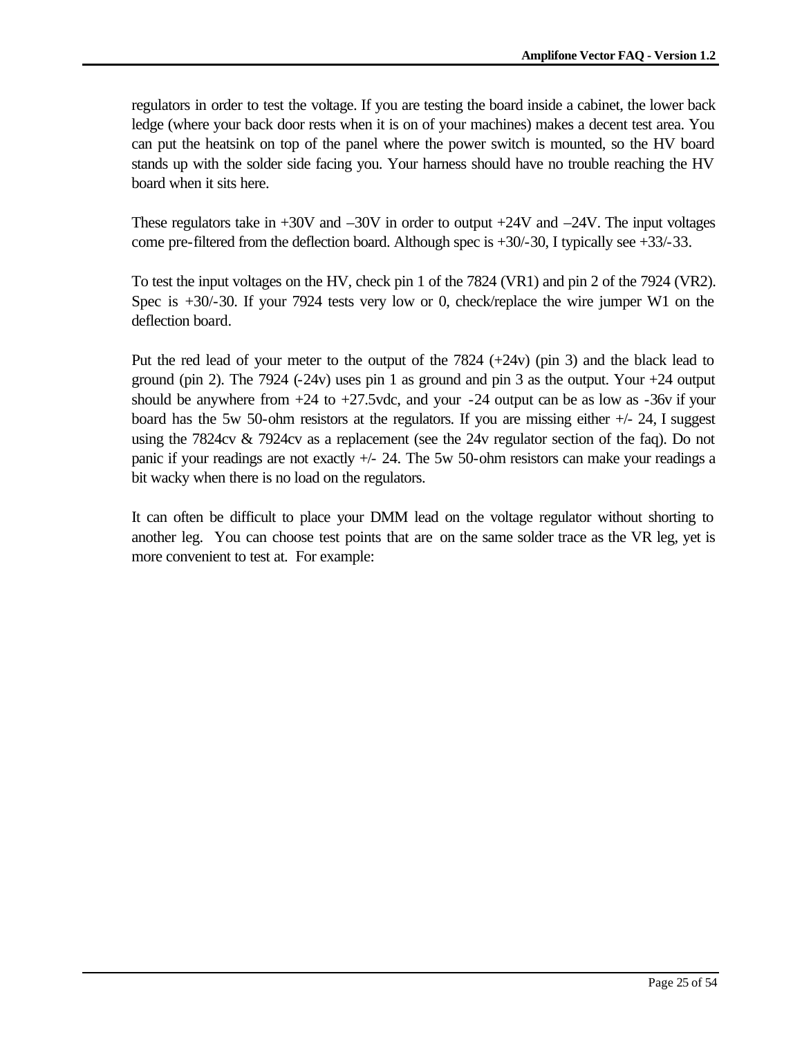regulators in order to test the voltage. If you are testing the board inside a cabinet, the lower back ledge (where your back door rests when it is on of your machines) makes a decent test area. You can put the heatsink on top of the panel where the power switch is mounted, so the HV board stands up with the solder side facing you. Your harness should have no trouble reaching the HV board when it sits here.

These regulators take in +30V and –30V in order to output +24V and –24V. The input voltages come pre-filtered from the deflection board. Although spec is +30/-30, I typically see +33/-33.

To test the input voltages on the HV, check pin 1 of the 7824 (VR1) and pin 2 of the 7924 (VR2). Spec is +30/-30. If your 7924 tests very low or 0, check/replace the wire jumper W1 on the deflection board.

Put the red lead of your meter to the output of the 7824 (+24v) (pin 3) and the black lead to ground (pin 2). The 7924 (-24v) uses pin 1 as ground and pin 3 as the output. Your +24 output should be anywhere from +24 to +27.5vdc, and your -24 output can be as low as -36v if your board has the 5w 50-ohm resistors at the regulators. If you are missing either +/- 24, I suggest using the 7824cv & 7924cv as a replacement (see the 24v regulator section of the faq). Do not panic if your readings are not exactly +/- 24. The 5w 50-ohm resistors can make your readings a bit wacky when there is no load on the regulators.

It can often be difficult to place your DMM lead on the voltage regulator without shorting to another leg. You can choose test points that are on the same solder trace as the VR leg, yet is more convenient to test at. For example: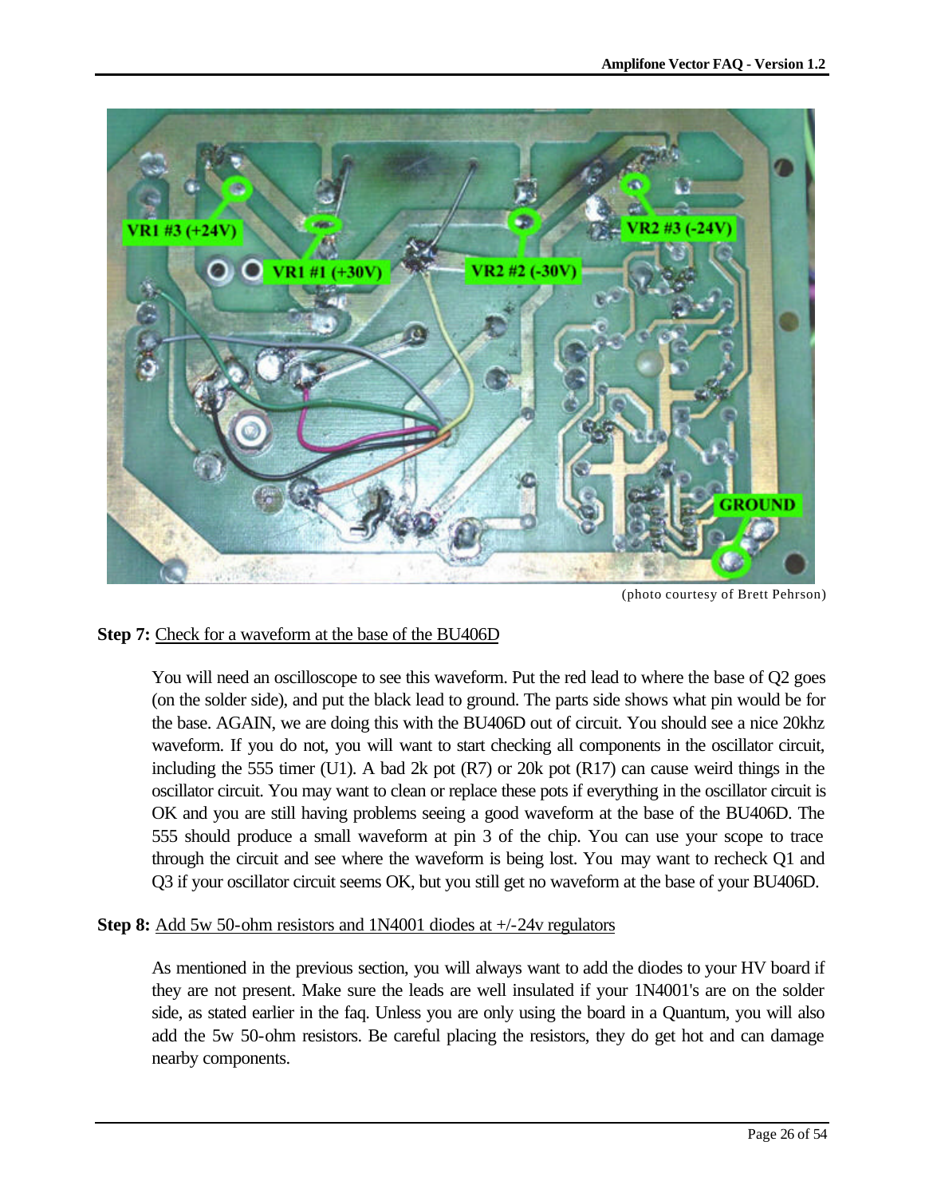(photo courtesy of Brett Pehrson)

**Step 7:** Check for a waveform at the base of the BU406D

You will need an oscilloscope to see this waveform. Put the red lead to where the base of Q2 goes (on the solder side), and put the black lead to ground. The parts side shows what pin would be for the base. AGAIN, we are doing this with the BU406D out of circuit. You should see a nice 20khz waveform. If you do not, you will want to start checking all components in the oscillator circuit, including the 555 timer (U1). A bad 2k pot (R7) or 20k pot (R17) can cause weird things in the oscillator circuit. You may want to clean or replace these pots if everything in the oscillator circuit is OK and you are still having problems seeing a good waveform at the base of the BU406D. The 555 should produce a small waveform at pin 3 of the chip. You can use your scope to trace through the circuit and see where the waveform is being lost. You may want to recheck Q1 and Q3 if your oscillator circuit seems OK, but you still get no waveform at the base of your BU406D.

**Step 8:** Add 5w 50-ohm resistors and 1N4001 diodes at +/-24v regulators

As mentioned in the previous section, you will always want to add the diodes to your HV board if they are not present. Make sure the leads are well insulated if your 1N4001's are on the solder side, as stated earlier in the faq. Unless you are only using the board in a Quantum, you will also add the 5w 50-ohm resistors. Be careful placing the resistors, they do get hot and can damage nearby components.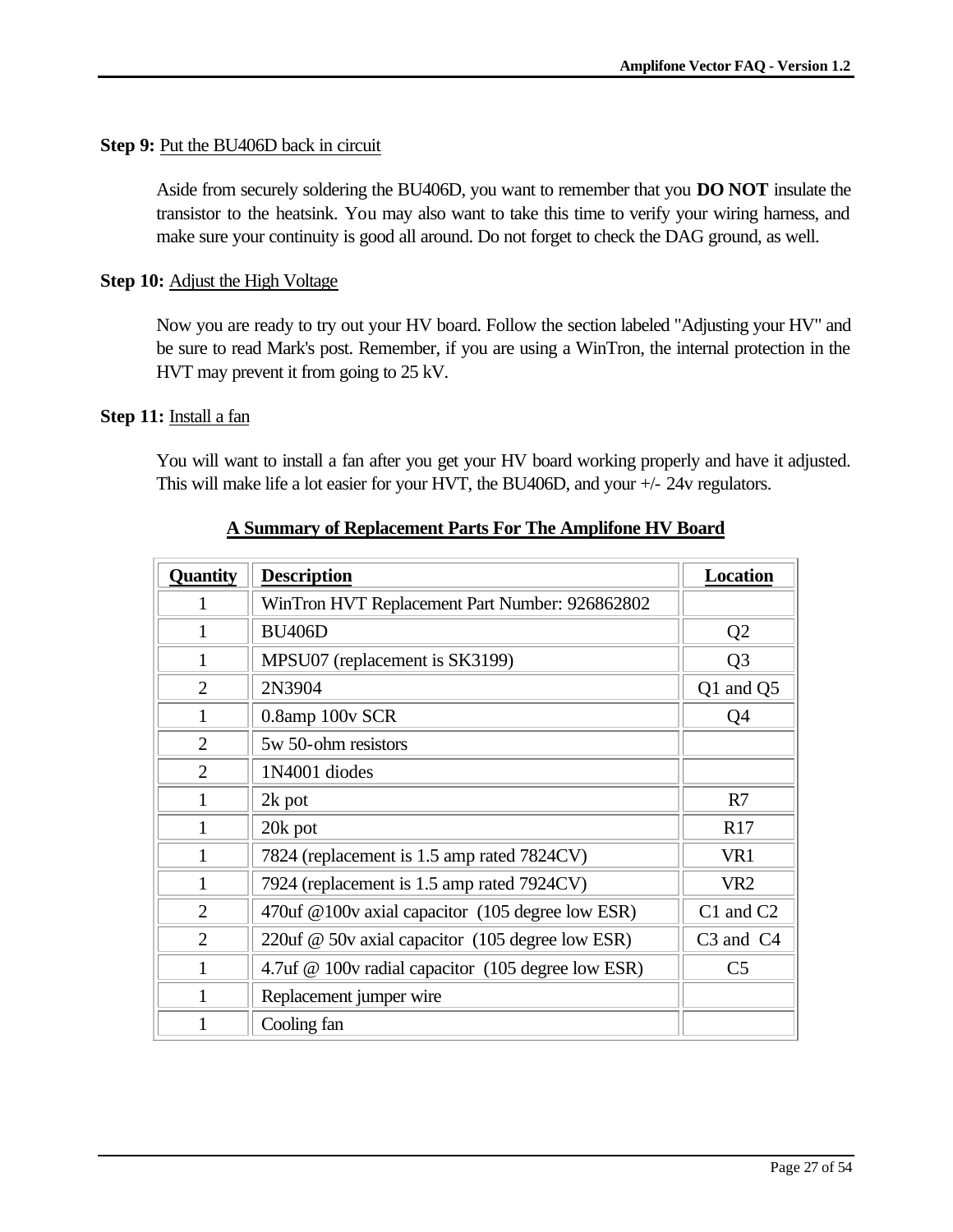**Step 9:** Put the BU406D back in circuit

Aside from securely soldering the BU406D, you want to remember that you **DO NOT** insulate the transistor to the heatsink. You may also want to take this time to verify your wiring harness, and make sure your continuity is good all around. Do not forget to check the DAG ground, as well.

**Step 10:** Adjust the High Voltage

Now you are ready to try out your HV board. Follow the section labeled "Adjusting your HV" and be sure to read Mark's post. Remember, if you are using a WinTron, the internal protection in the HVT may prevent it from going to 25 kV.

**Step 11:** Install a fan

You will want to install a fan after you get your HV board working properly and have it adjusted. This will make life a lot easier for your HVT, the BU406D, and your +/- 24v regulators.

## A Summary of Replacement Parts For The Amplifone HV Board

| Quantity | Description | Location |
|---|---|---|
| 1 | WinTron HVT Replacement Part Number: 926862802 | |
| 1 | BU406D | Q2 |
| 1 | MPSU07 (replacement is SK3199) | Q3 |
| 2 | 2N3904 | Q1 and Q5 |
| 1 | 0.8amp 100v SCR | Q4 |
| 2 | 5w 50-ohm resistors | |
| 2 | 1N4001 diodes | |
| 1 | 2k pot | R7 |
| 1 | 20k pot | R17 |
| 1 | 7824 (replacement is 1.5 amp rated 7824CV) | VR1 |
| 1 | 7924 (replacement is 1.5 amp rated 7924CV) | VR2 |
| 2 | 470uf @100v axial capacitor (105 degree low ESR) | C1 and C2 |
| 2 | 220uf @ 50v axial capacitor (105 degree low ESR) | C3 and C4 |
| 1 | 4.7uf @ 100v radial capacitor (105 degree low ESR) | C5 |
| 1 | Replacement jumper wire | |
| 1 | Cooling fan | |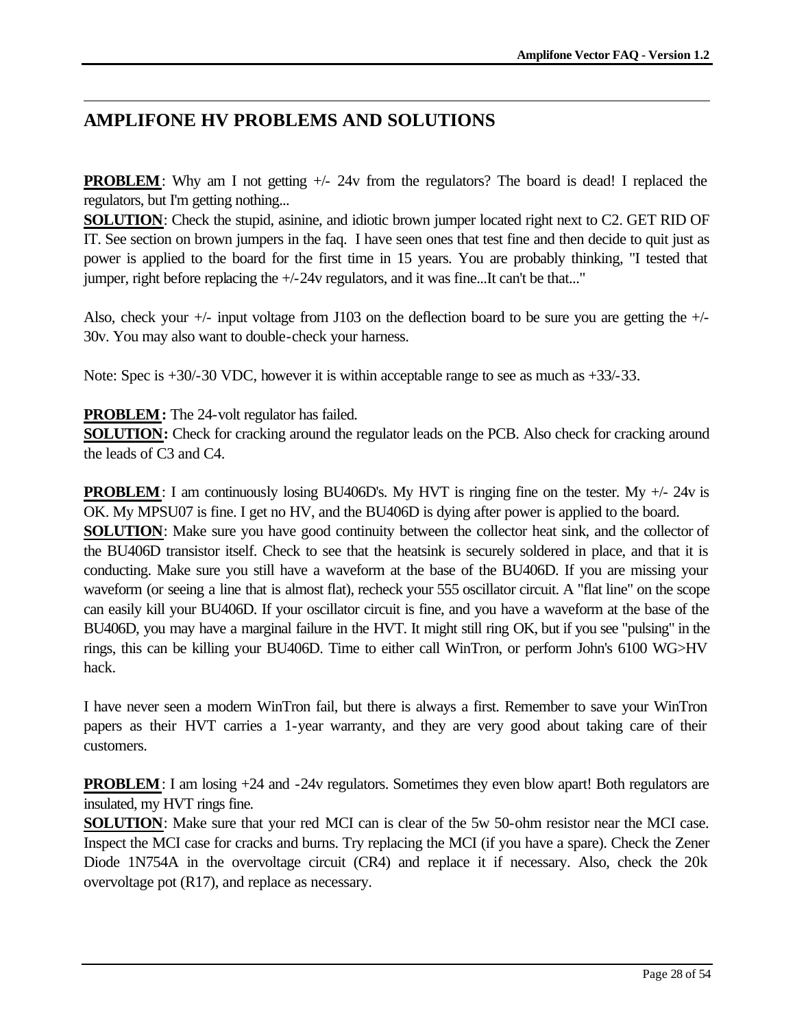## AMPLIFONE HV PROBLEMS AND SOLUTIONS

**PROBLEM**: Why am I not getting +/- 24v from the regulators? The board is dead! I replaced the regulators, but I'm getting nothing...
**SOLUTION**: Check the stupid, asinine, and idiotic brown jumper located right next to C2. GET RID OF IT. See section on brown jumpers in the faq. I have seen ones that test fine and then decide to quit just as power is applied to the board for the first time in 15 years. You are probably thinking, "I tested that jumper, right before replacing the +/-24v regulators, and it was fine...It can't be that..."

Also, check your +/- input voltage from J103 on the deflection board to be sure you are getting the +/- 30v. You may also want to double-check your harness.

Note: Spec is +30/-30 VDC, however it is within acceptable range to see as much as +33/-33.

**PROBLEM:** The 24-volt regulator has failed.
**SOLUTION:** Check for cracking around the regulator leads on the PCB. Also check for cracking around the leads of C3 and C4.

**PROBLEM**: I am continuously losing BU406D's. My HVT is ringing fine on the tester. My +/- 24v is OK. My MPSU07 is fine. I get no HV, and the BU406D is dying after power is applied to the board.
**SOLUTION**: Make sure you have good continuity between the collector heat sink, and the collector of the BU406D transistor itself. Check to see that the heatsink is securely soldered in place, and that it is conducting. Make sure you still have a waveform at the base of the BU406D. If you are missing your waveform (or seeing a line that is almost flat), recheck your 555 oscillator circuit. A "flat line" on the scope can easily kill your BU406D. If your oscillator circuit is fine, and you have a waveform at the base of the BU406D, you may have a marginal failure in the HVT. It might still ring OK, but if you see "pulsing" in the rings, this can be killing your BU406D. Time to either call WinTron, or perform John's 6100 WG>HV hack.

I have never seen a modern WinTron fail, but there is always a first. Remember to save your WinTron papers as their HVT carries a 1-year warranty, and they are very good about taking care of their customers.

**PROBLEM**: I am losing +24 and -24v regulators. Sometimes they even blow apart! Both regulators are insulated, my HVT rings fine.
**SOLUTION**: Make sure that your red MCI can is clear of the 5w 50-ohm resistor near the MCI case. Inspect the MCI case for cracks and burns. Try replacing the MCI (if you have a spare). Check the Zener Diode 1N754A in the overvoltage circuit (CR4) and replace it if necessary. Also, check the 20k overvoltage pot (R17), and replace as necessary.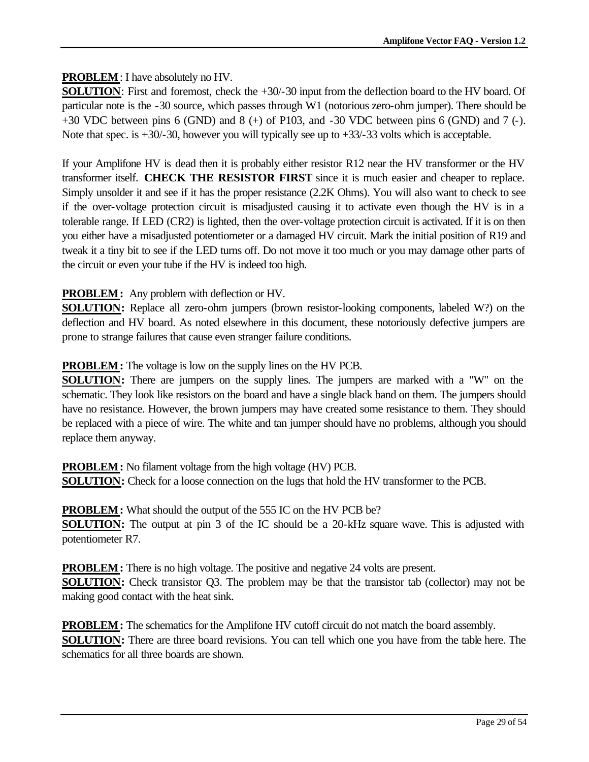**PROBLEM**: I have absolutely no HV.
**SOLUTION**: First and foremost, check the +30/-30 input from the deflection board to the HV board. Of particular note is the -30 source, which passes through W1 (notorious zero-ohm jumper). There should be +30 VDC between pins 6 (GND) and 8 (+) of P103, and -30 VDC between pins 6 (GND) and 7 (-). Note that spec. is +30/-30, however you will typically see up to +33/-33 volts which is acceptable.

If your Amplifone HV is dead then it is probably either resistor R12 near the HV transformer or the HV transformer itself. **CHECK THE RESISTOR FIRST** since it is much easier and cheaper to replace. Simply unsolder it and see if it has the proper resistance (2.2K Ohms). You will also want to check to see if the over-voltage protection circuit is misadjusted causing it to activate even though the HV is in a tolerable range. If LED (CR2) is lighted, then the over-voltage protection circuit is activated. If it is on then you either have a misadjusted potentiometer or a damaged HV circuit. Mark the initial position of R19 and tweak it a tiny bit to see if the LED turns off. Do not move it too much or you may damage other parts of the circuit or even your tube if the HV is indeed too high.

**PROBLEM:** Any problem with deflection or HV.
**SOLUTION:** Replace all zero-ohm jumpers (brown resistor-looking components, labeled W?) on the deflection and HV board. As noted elsewhere in this document, these notoriously defective jumpers are prone to strange failures that cause even stranger failure conditions.

**PROBLEM:** The voltage is low on the supply lines on the HV PCB.
**SOLUTION:** There are jumpers on the supply lines. The jumpers are marked with a "W" on the schematic. They look like resistors on the board and have a single black band on them. The jumpers should have no resistance. However, the brown jumpers may have created some resistance to them. They should be replaced with a piece of wire. The white and tan jumper should have no problems, although you should replace them anyway.

**PROBLEM:** No filament voltage from the high voltage (HV) PCB.
**SOLUTION:** Check for a loose connection on the lugs that hold the HV transformer to the PCB.

**PROBLEM:** What should the output of the 555 IC on the HV PCB be?
**SOLUTION:** The output at pin 3 of the IC should be a 20-kHz square wave. This is adjusted with potentiometer R7.

**PROBLEM:** There is no high voltage. The positive and negative 24 volts are present.
**SOLUTION:** Check transistor Q3. The problem may be that the transistor tab (collector) may not be making good contact with the heat sink.

**PROBLEM:** The schematics for the Amplifone HV cutoff circuit do not match the board assembly.
**SOLUTION:** There are three board revisions. You can tell which one you have from the table here. The schematics for all three boards are shown.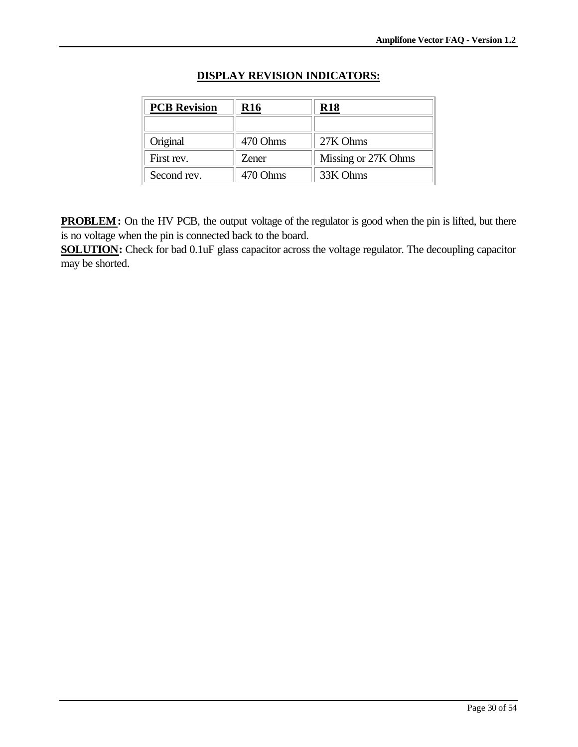## DISPLAY REVISION INDICATORS:

| PCB Revision | R16 | R18 |
| --- | --- | --- |
| | | |
| Original | 470 Ohms | 27K Ohms |
| First rev. | Zener | Missing or 27K Ohms |
| Second rev. | 470 Ohms | 33K Ohms |

**PROBLEM:** On the HV PCB, the output voltage of the regulator is good when the pin is lifted, but there is no voltage when the pin is connected back to the board.
**SOLUTION:** Check for bad 0.1uF glass capacitor across the voltage regulator. The decoupling capacitor may be shorted.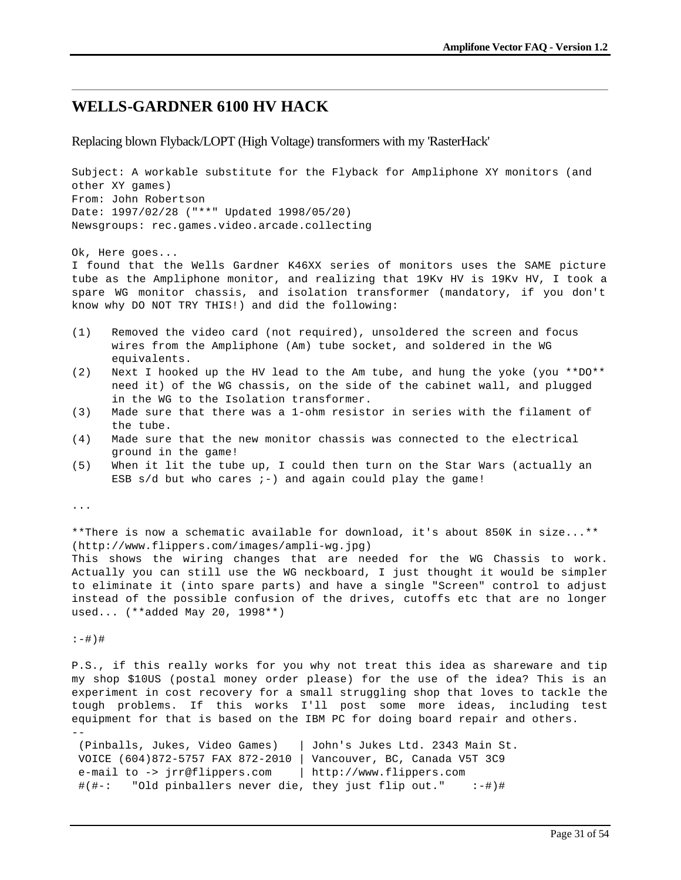## WELLS-GARDNER 6100 HV HACK

Replacing blown Flyback/LOPT (High Voltage) transformers with my 'RasterHack'

Subject: A workable substitute for the Flyback for Ampliphone XY monitors (and other XY games)
From: John Robertson
Date: 1997/02/28 ("**" Updated 1998/05/20)
Newsgroups: rec.games.video.arcade.collecting

Ok, Here goes...
I found that the Wells Gardner K46XX series of monitors uses the SAME picture tube as the Ampliphone monitor, and realizing that 19Kv HV is 19Kv HV, I took a spare WG monitor chassis, and isolation transformer (mandatory, if you don't know why DO NOT TRY THIS!) and did the following:

(1) Removed the video card (not required), unsoldered the screen and focus wires from the Ampliphone (Am) tube socket, and soldered in the WG equivalents.
(2) Next I hooked up the HV lead to the Am tube, and hung the yoke (you **DO** need it) of the WG chassis, on the side of the cabinet wall, and plugged in the WG to the Isolation transformer.
(3) Made sure that there was a 1-ohm resistor in series with the filament of the tube.
(4) Made sure that the new monitor chassis was connected to the electrical ground in the game!
(5) When it lit the tube up, I could then turn on the Star Wars (actually an ESB s/d but who cares ;-) and again could play the game!

...

**There is now a schematic available for download, it's about 850K in size...** (http://www.flippers.com/images/ampli-wg.jpg)
This shows the wiring changes that are needed for the WG Chassis to work. Actually you can still use the WG neckboard, I just thought it would be simpler to eliminate it (into spare parts) and have a single "Screen" control to adjust instead of the possible confusion of the drives, cutoffs etc that are no longer used... (**added May 20, 1998**)

:-#)#

P.S., if this really works for you why not treat this idea as shareware and tip my shop $10US (postal money order please) for the use of the idea? This is an experiment in cost recovery for a small struggling shop that loves to tackle the tough problems. If this works I'll post some more ideas, including test equipment for that is based on the IBM PC for doing board repair and others.

```
--
 (Pinballs, Jukes, Video Games)   | John's Jukes Ltd. 2343 Main St.
 VOICE (604)872-5757 FAX 872-2010 | Vancouver, BC, Canada V5T 3C9
 e-mail to -> jrr@flippers.com    | http://www.flippers.com
 #(#-:   "Old pinballers never die, they just flip out."    :-#)#
```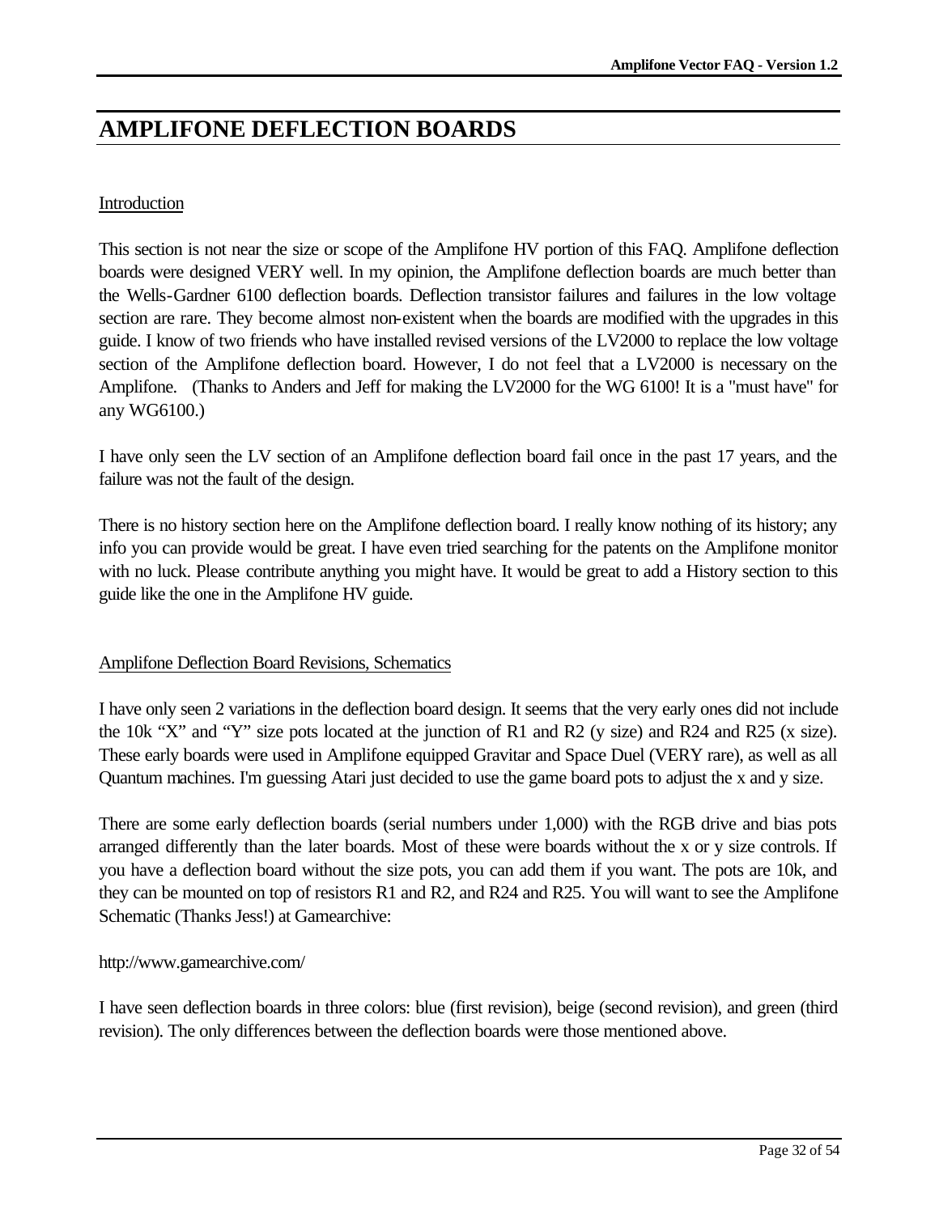# AMPLIFONE DEFLECTION BOARDS

## Introduction

This section is not near the size or scope of the Amplifone HV portion of this FAQ. Amplifone deflection boards were designed VERY well. In my opinion, the Amplifone deflection boards are much better than the Wells-Gardner 6100 deflection boards. Deflection transistor failures and failures in the low voltage section are rare. They become almost non-existent when the boards are modified with the upgrades in this guide. I know of two friends who have installed revised versions of the LV2000 to replace the low voltage section of the Amplifone deflection board. However, I do not feel that a LV2000 is necessary on the Amplifone. (Thanks to Anders and Jeff for making the LV2000 for the WG 6100! It is a "must have" for any WG6100.)

I have only seen the LV section of an Amplifone deflection board fail once in the past 17 years, and the failure was not the fault of the design.

There is no history section here on the Amplifone deflection board. I really know nothing of its history; any info you can provide would be great. I have even tried searching for the patents on the Amplifone monitor with no luck. Please contribute anything you might have. It would be great to add a History section to this guide like the one in the Amplifone HV guide.

## Amplifone Deflection Board Revisions, Schematics

I have only seen 2 variations in the deflection board design. It seems that the very early ones did not include the 10k “X” and “Y” size pots located at the junction of R1 and R2 (y size) and R24 and R25 (x size). These early boards were used in Amplifone equipped Gravitar and Space Duel (VERY rare), as well as all Quantum machines. I'm guessing Atari just decided to use the game board pots to adjust the x and y size.

There are some early deflection boards (serial numbers under 1,000) with the RGB drive and bias pots arranged differently than the later boards. Most of these were boards without the x or y size controls. If you have a deflection board without the size pots, you can add them if you want. The pots are 10k, and they can be mounted on top of resistors R1 and R2, and R24 and R25. You will want to see the Amplifone Schematic (Thanks Jess!) at Gamearchive:

http://www.gamearchive.com/

I have seen deflection boards in three colors: blue (first revision), beige (second revision), and green (third revision). The only differences between the deflection boards were those mentioned above.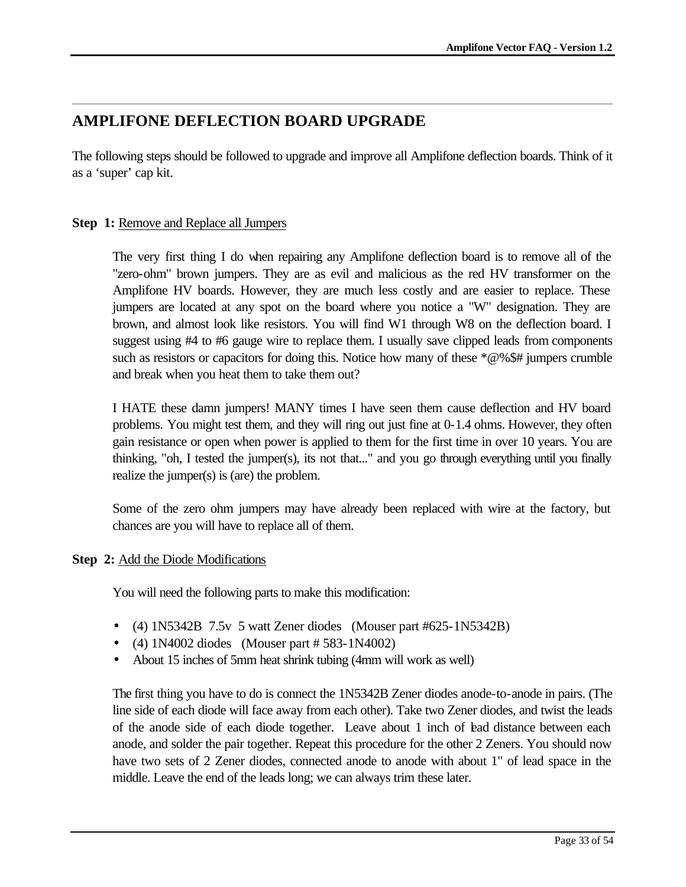## AMPLIFONE DEFLECTION BOARD UPGRADE

The following steps should be followed to upgrade and improve all Amplifone deflection boards. Think of it as a 'super' cap kit.

**Step 1:** Remove and Replace all Jumpers

The very first thing I do when repairing any Amplifone deflection board is to remove all of the "zero-ohm" brown jumpers. They are as evil and malicious as the red HV transformer on the Amplifone HV boards. However, they are much less costly and are easier to replace. These jumpers are located at any spot on the board where you notice a "W" designation. They are brown, and almost look like resistors. You will find W1 through W8 on the deflection board. I suggest using #4 to #6 gauge wire to replace them. I usually save clipped leads from components such as resistors or capacitors for doing this. Notice how many of these *@%$# jumpers crumble and break when you heat them to take them out?

I HATE these damn jumpers! MANY times I have seen them cause deflection and HV board problems. You might test them, and they will ring out just fine at 0-1.4 ohms. However, they often gain resistance or open when power is applied to them for the first time in over 10 years. You are thinking, "oh, I tested the jumper(s), its not that..." and you go through everything until you finally realize the jumper(s) is (are) the problem.

Some of the zero ohm jumpers may have already been replaced with wire at the factory, but chances are you will have to replace all of them.

**Step 2:** Add the Diode Modifications

You will need the following parts to make this modification:

- (4) 1N5342B 7.5v 5 watt Zener diodes (Mouser part #625-1N5342B)
- (4) 1N4002 diodes (Mouser part # 583-1N4002)
- About 15 inches of 5mm heat shrink tubing (4mm will work as well)

The first thing you have to do is connect the 1N5342B Zener diodes anode-to-anode in pairs. (The line side of each diode will face away from each other). Take two Zener diodes, and twist the leads of the anode side of each diode together. Leave about 1 inch of lead distance between each anode, and solder the pair together. Repeat this procedure for the other 2 Zeners. You should now have two sets of 2 Zener diodes, connected anode to anode with about 1" of lead space in the middle. Leave the end of the leads long; we can always trim these later.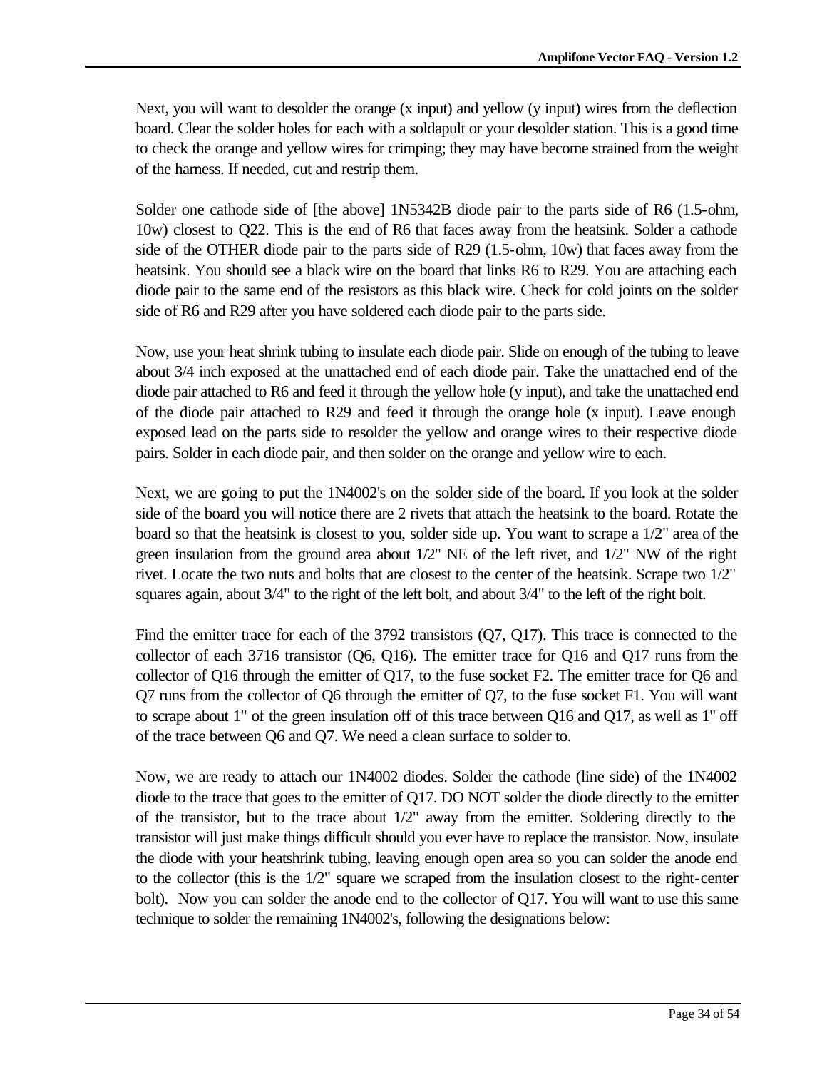Next, you will want to desolder the orange (x input) and yellow (y input) wires from the deflection board. Clear the solder holes for each with a soldapult or your desolder station. This is a good time to check the orange and yellow wires for crimping; they may have become strained from the weight of the harness. If needed, cut and restrip them.

Solder one cathode side of [the above] 1N5342B diode pair to the parts side of R6 (1.5-ohm, 10w) closest to Q22. This is the end of R6 that faces away from the heatsink. Solder a cathode side of the OTHER diode pair to the parts side of R29 (1.5-ohm, 10w) that faces away from the heatsink. You should see a black wire on the board that links R6 to R29. You are attaching each diode pair to the same end of the resistors as this black wire. Check for cold joints on the solder side of R6 and R29 after you have soldered each diode pair to the parts side.

Now, use your heat shrink tubing to insulate each diode pair. Slide on enough of the tubing to leave about 3/4 inch exposed at the unattached end of each diode pair. Take the unattached end of the diode pair attached to R6 and feed it through the yellow hole (y input), and take the unattached end of the diode pair attached to R29 and feed it through the orange hole (x input). Leave enough exposed lead on the parts side to resolder the yellow and orange wires to their respective diode pairs. Solder in each diode pair, and then solder on the orange and yellow wire to each.

Next, we are going to put the 1N4002's on the <u>solder side</u> of the board. If you look at the solder side of the board you will notice there are 2 rivets that attach the heatsink to the board. Rotate the board so that the heatsink is closest to you, solder side up. You want to scrape a 1/2" area of the green insulation from the ground area about 1/2" NE of the left rivet, and 1/2" NW of the right rivet. Locate the two nuts and bolts that are closest to the center of the heatsink. Scrape two 1/2" squares again, about 3/4" to the right of the left bolt, and about 3/4" to the left of the right bolt.

Find the emitter trace for each of the 3792 transistors (Q7, Q17). This trace is connected to the collector of each 3716 transistor (Q6, Q16). The emitter trace for Q16 and Q17 runs from the collector of Q16 through the emitter of Q17, to the fuse socket F2. The emitter trace for Q6 and Q7 runs from the collector of Q6 through the emitter of Q7, to the fuse socket F1. You will want to scrape about 1" of the green insulation off of this trace between Q16 and Q17, as well as 1" off of the trace between Q6 and Q7. We need a clean surface to solder to.

Now, we are ready to attach our 1N4002 diodes. Solder the cathode (line side) of the 1N4002 diode to the trace that goes to the emitter of Q17. DO NOT solder the diode directly to the emitter of the transistor, but to the trace about 1/2" away from the emitter. Soldering directly to the transistor will just make things difficult should you ever have to replace the transistor. Now, insulate the diode with your heatshrink tubing, leaving enough open area so you can solder the anode end to the collector (this is the 1/2" square we scraped from the insulation closest to the right-center bolt). Now you can solder the anode end to the collector of Q17. You will want to use this same technique to solder the remaining 1N4002's, following the designations below: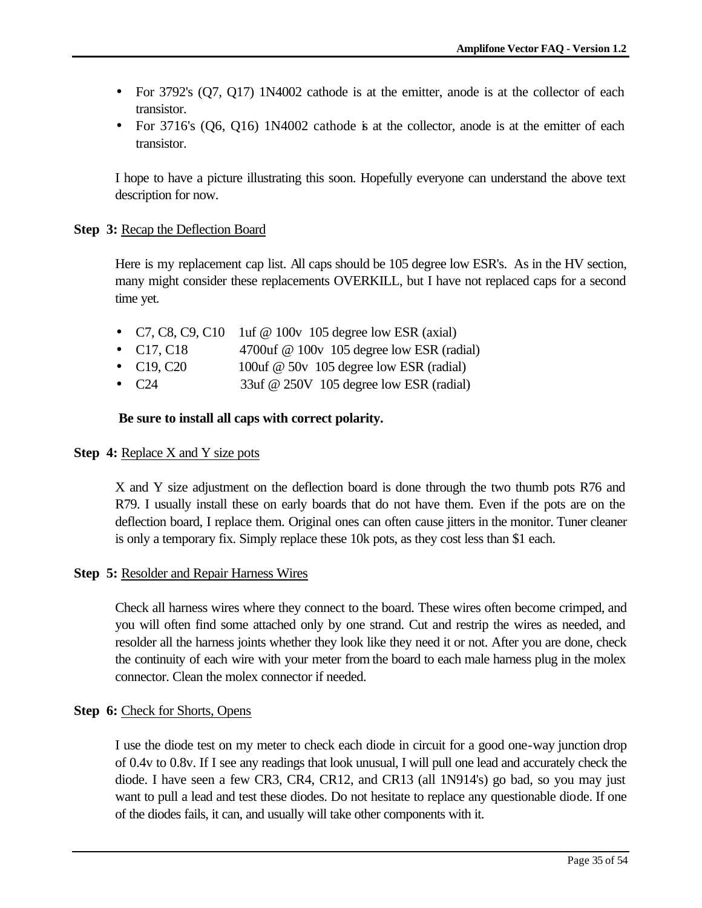- For 3792's (Q7, Q17) 1N4002 cathode is at the emitter, anode is at the collector of each transistor.
- For 3716's (Q6, Q16) 1N4002 cathode is at the collector, anode is at the emitter of each transistor.

I hope to have a picture illustrating this soon. Hopefully everyone can understand the above text description for now.

**Step 3:** Recap the Deflection Board

Here is my replacement cap list. All caps should be 105 degree low ESR's. As in the HV section, many might consider these replacements OVERKILL, but I have not replaced caps for a second time yet.

- C7, C8, C9, C10 1uf @ 100v 105 degree low ESR (axial)
- C17, C18 4700uf @ 100v 105 degree low ESR (radial)
- C19, C20 100uf @ 50v 105 degree low ESR (radial)
- C24 33uf @ 250V 105 degree low ESR (radial)

**Be sure to install all caps with correct polarity.**

**Step 4:** Replace X and Y size pots

X and Y size adjustment on the deflection board is done through the two thumb pots R76 and R79. I usually install these on early boards that do not have them. Even if the pots are on the deflection board, I replace them. Original ones can often cause jitters in the monitor. Tuner cleaner is only a temporary fix. Simply replace these 10k pots, as they cost less than $1 each.

**Step 5:** Resolder and Repair Harness Wires

Check all harness wires where they connect to the board. These wires often become crimped, and you will often find some attached only by one strand. Cut and restrip the wires as needed, and resolder all the harness joints whether they look like they need it or not. After you are done, check the continuity of each wire with your meter from the board to each male harness plug in the molex connector. Clean the molex connector if needed.

**Step 6:** Check for Shorts, Opens

I use the diode test on my meter to check each diode in circuit for a good one-way junction drop of 0.4v to 0.8v. If I see any readings that look unusual, I will pull one lead and accurately check the diode. I have seen a few CR3, CR4, CR12, and CR13 (all 1N914's) go bad, so you may just want to pull a lead and test these diodes. Do not hesitate to replace any questionable diode. If one of the diodes fails, it can, and usually will take other components with it.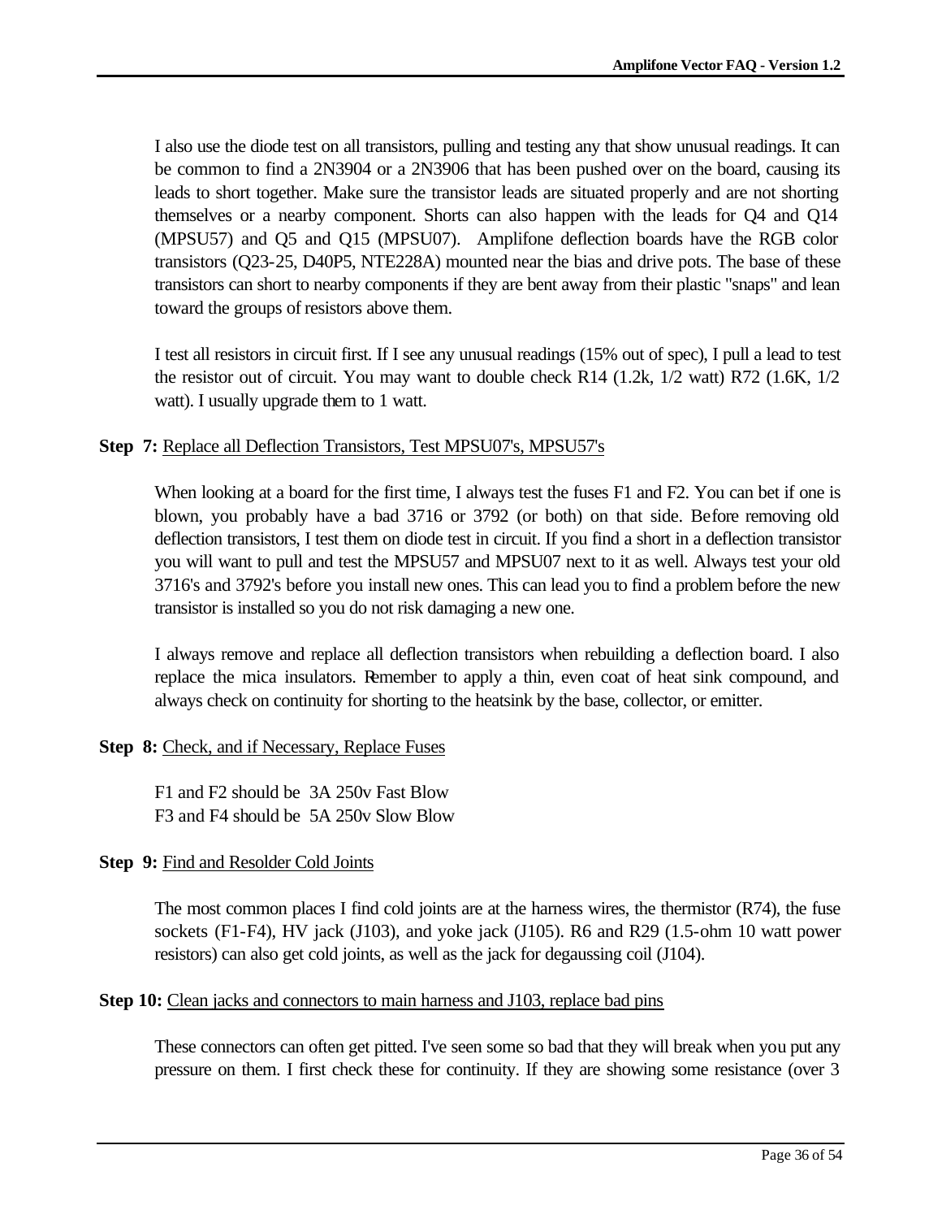I also use the diode test on all transistors, pulling and testing any that show unusual readings. It can be common to find a 2N3904 or a 2N3906 that has been pushed over on the board, causing its leads to short together. Make sure the transistor leads are situated properly and are not shorting themselves or a nearby component. Shorts can also happen with the leads for Q4 and Q14 (MPSU57) and Q5 and Q15 (MPSU07). Amplifone deflection boards have the RGB color transistors (Q23-25, D40P5, NTE228A) mounted near the bias and drive pots. The base of these transistors can short to nearby components if they are bent away from their plastic "snaps" and lean toward the groups of resistors above them.

I test all resistors in circuit first. If I see any unusual readings (15% out of spec), I pull a lead to test the resistor out of circuit. You may want to double check R14 (1.2k, 1/2 watt) R72 (1.6K, 1/2 watt). I usually upgrade them to 1 watt.

**Step 7:** Replace all Deflection Transistors, Test MPSU07's, MPSU57's

When looking at a board for the first time, I always test the fuses F1 and F2. You can bet if one is blown, you probably have a bad 3716 or 3792 (or both) on that side. Before removing old deflection transistors, I test them on diode test in circuit. If you find a short in a deflection transistor you will want to pull and test the MPSU57 and MPSU07 next to it as well. Always test your old 3716's and 3792's before you install new ones. This can lead you to find a problem before the new transistor is installed so you do not risk damaging a new one.

I always remove and replace all deflection transistors when rebuilding a deflection board. I also replace the mica insulators. Remember to apply a thin, even coat of heat sink compound, and always check on continuity for shorting to the heatsink by the base, collector, or emitter.

**Step 8:** Check, and if Necessary, Replace Fuses

F1 and F2 should be 3A 250v Fast Blow
F3 and F4 should be 5A 250v Slow Blow

**Step 9:** Find and Resolder Cold Joints

The most common places I find cold joints are at the harness wires, the thermistor (R74), the fuse sockets (F1-F4), HV jack (J103), and yoke jack (J105). R6 and R29 (1.5-ohm 10 watt power resistors) can also get cold joints, as well as the jack for degaussing coil (J104).

**Step 10:** Clean jacks and connectors to main harness and J103, replace bad pins

These connectors can often get pitted. I've seen some so bad that they will break when you put any pressure on them. I first check these for continuity. If they are showing some resistance (over 3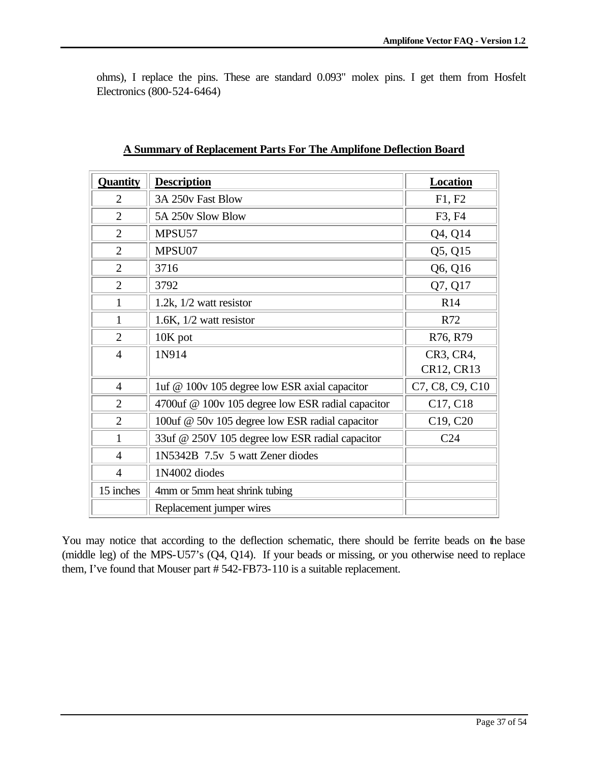ohms), I replace the pins. These are standard 0.093" molex pins. I get them from Hosfelt Electronics (800-524-6464)

## A Summary of Replacement Parts For The Amplifone Deflection Board

| Quantity | Description | Location |
| --- | --- | --- |
| 2 | 3A 250v Fast Blow | F1, F2 |
| 2 | 5A 250v Slow Blow | F3, F4 |
| 2 | MPSU57 | Q4, Q14 |
| 2 | MPSU07 | Q5, Q15 |
| 2 | 3716 | Q6, Q16 |
| 2 | 3792 | Q7, Q17 |
| 1 | 1.2k, 1/2 watt resistor | R14 |
| 1 | 1.6K, 1/2 watt resistor | R72 |
| 2 | 10K pot | R76, R79 |
| 4 | 1N914 | CR3, CR4, CR12, CR13 |
| 4 | 1uf @ 100v 105 degree low ESR axial capacitor | C7, C8, C9, C10 |
| 2 | 4700uf @ 100v 105 degree low ESR radial capacitor | C17, C18 |
| 2 | 100uf @ 50v 105 degree low ESR radial capacitor | C19, C20 |
| 1 | 33uf @ 250V 105 degree low ESR radial capacitor | C24 |
| 4 | 1N5342B 7.5v 5 watt Zener diodes | |
| 4 | 1N4002 diodes | |
| 15 inches | 4mm or 5mm heat shrink tubing | |
| | Replacement jumper wires | |

You may notice that according to the deflection schematic, there should be ferrite beads on the base (middle leg) of the MPS-U57's (Q4, Q14). If your beads or missing, or you otherwise need to replace them, I've found that Mouser part # 542-FB73-110 is a suitable replacement.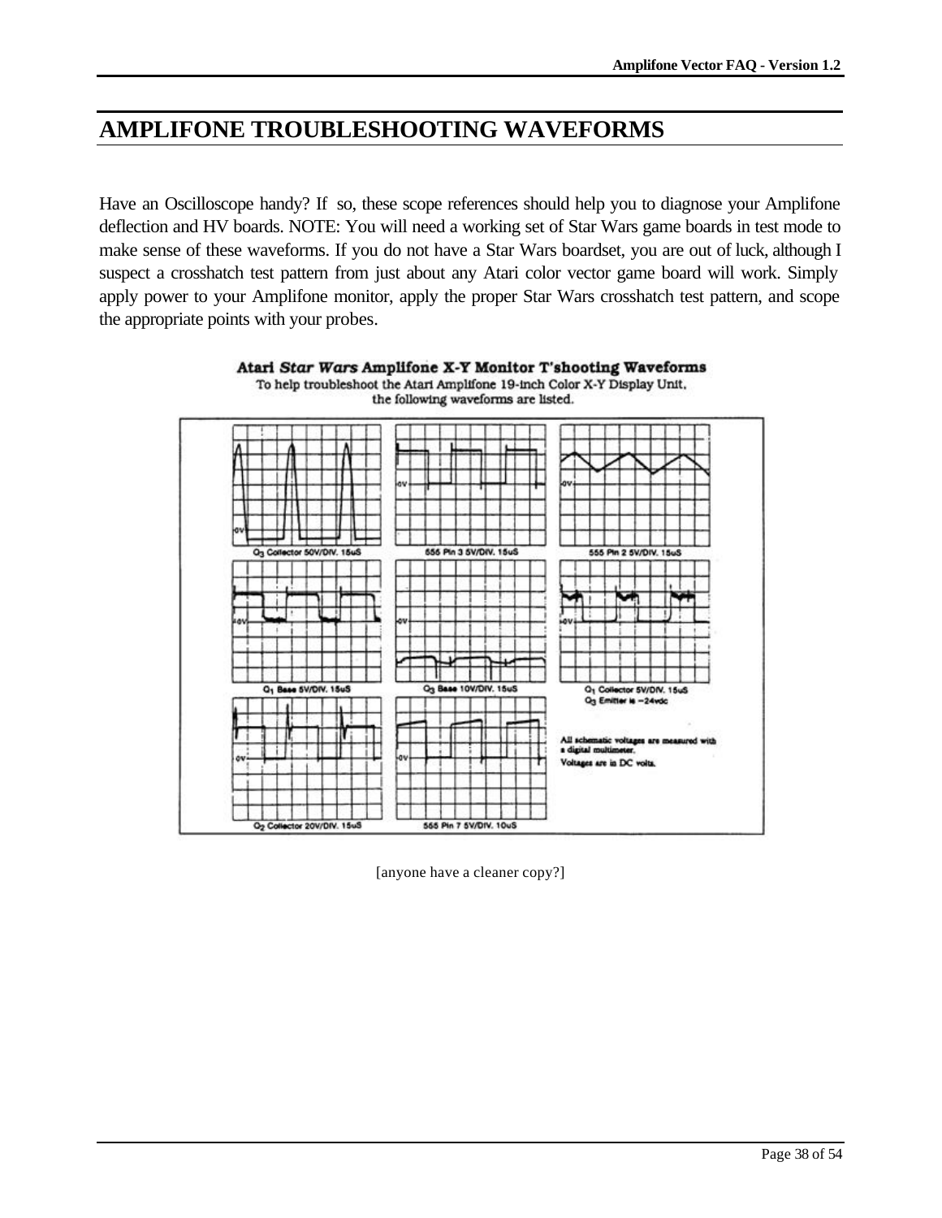# AMPLIFONE TROUBLESHOOTING WAVEFORMS

Have an Oscilloscope handy? If so, these scope references should help you to diagnose your Amplifone deflection and HV boards. NOTE: You will need a working set of Star Wars game boards in test mode to make sense of these waveforms. If you do not have a Star Wars boardset, you are out of luck, although I suspect a crosshatch test pattern from just about any Atari color vector game board will work. Simply apply power to your Amplifone monitor, apply the proper Star Wars crosshatch test pattern, and scope the appropriate points with your probes.

**Atari *Star Wars* Amplifone X-Y Monitor T'shooting Waveforms**

To help troubleshoot the Atari Amplifone 19-inch Color X-Y Display Unit, the following waveforms are listed.

$Q_3$ Collector 50V/DIV. 15uS

555 Pin 3 5V/DIV. 15uS

555 Pin 2 5V/DIV. 15uS

$Q_1$ Base 5V/DIV. 15uS

$Q_3$ Base 10V/DIV. 15uS

$Q_1$ Collector 5V/DIV. 15uS
$Q_3$ Emitter is −24vdc

$Q_2$ Collector 20V/DIV. 15uS

555 Pin 7 5V/DIV. 10uS

All schematic voltages are measured with a digital multimeter.
Voltages are in DC volts.

[anyone have a cleaner copy?]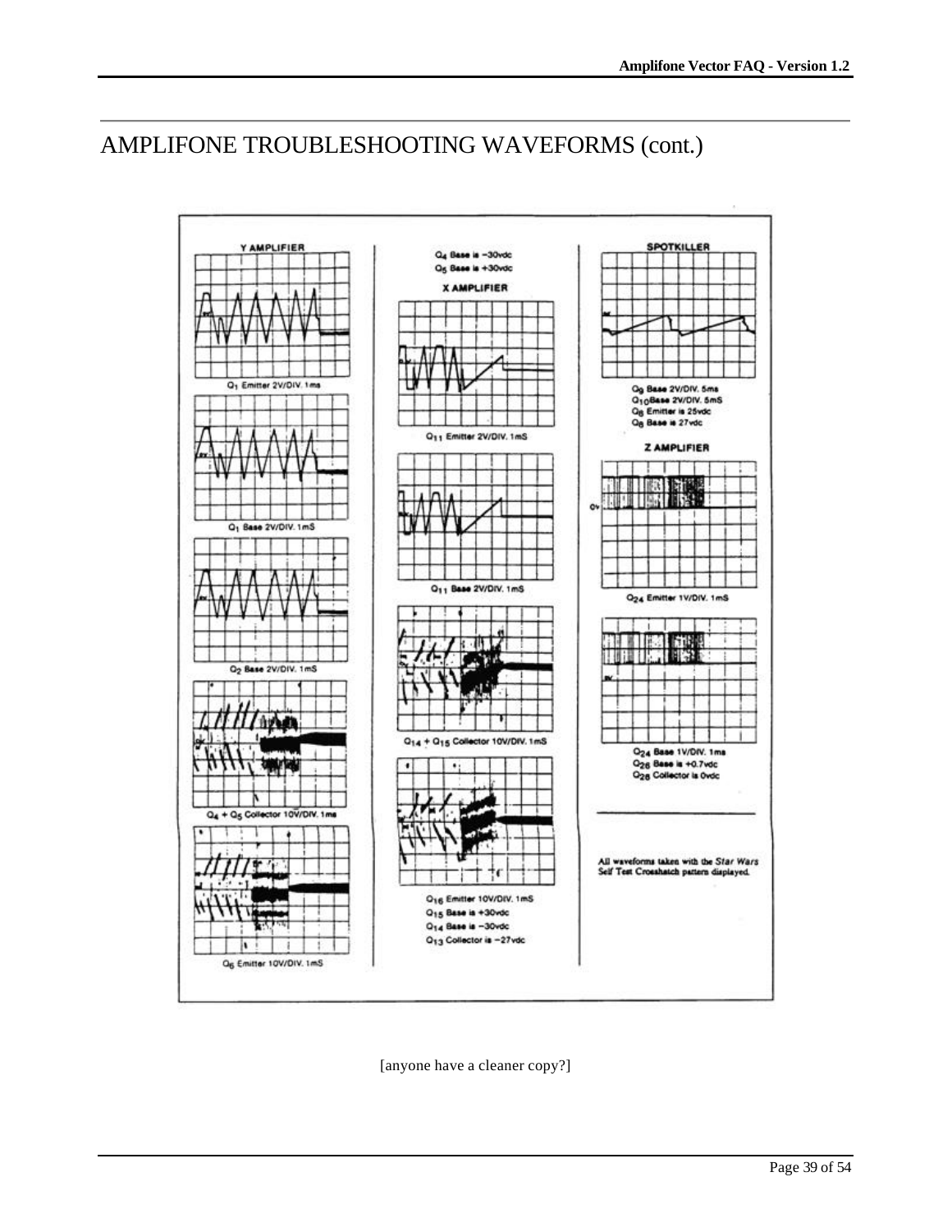# AMPLIFONE TROUBLESHOOTING WAVEFORMS (cont.)

## Y AMPLIFIER

$Q_1$ Emitter 2V/DIV. 1ms

$Q_1$ Base 2V/DIV. 1mS

$Q_2$ Base 2V/DIV. 1mS

$Q_4$ + $Q_5$ Collector 10V/DIV. 1ms

$Q_6$ Emitter 10V/DIV. 1mS

$Q_4$ Base is −30vdc
$Q_5$ Base is +30vdc

## X AMPLIFIER

$Q_{11}$ Emitter 2V/DIV. 1mS

$Q_{11}$ Base 2V/DIV. 1mS

$Q_{14}$ + $Q_{15}$ Collector 10V/DIV. 1mS

$Q_{16}$ Emitter 10V/DIV. 1mS
$Q_{15}$ Base is +30vdc
$Q_{14}$ Base is −30vdc
$Q_{13}$ Collector is −27vdc

## SPOTKILLER

$Q_9$ Base 2V/DIV. 5ms
$Q_{10}$ Base 2V/DIV. 5mS
$Q_8$ Emitter is 25vdc
$Q_8$ Base is 27vdc

## Z AMPLIFIER

$Q_{24}$ Emitter 1V/DIV. 1mS

$Q_{24}$ Base 1V/DIV. 1ms
$Q_{26}$ Base is +0.7vdc
$Q_{28}$ Collector is 0vdc

All waveforms taken with the *Star Wars* Self Test Crosshatch pattern displayed.

[anyone have a cleaner copy?]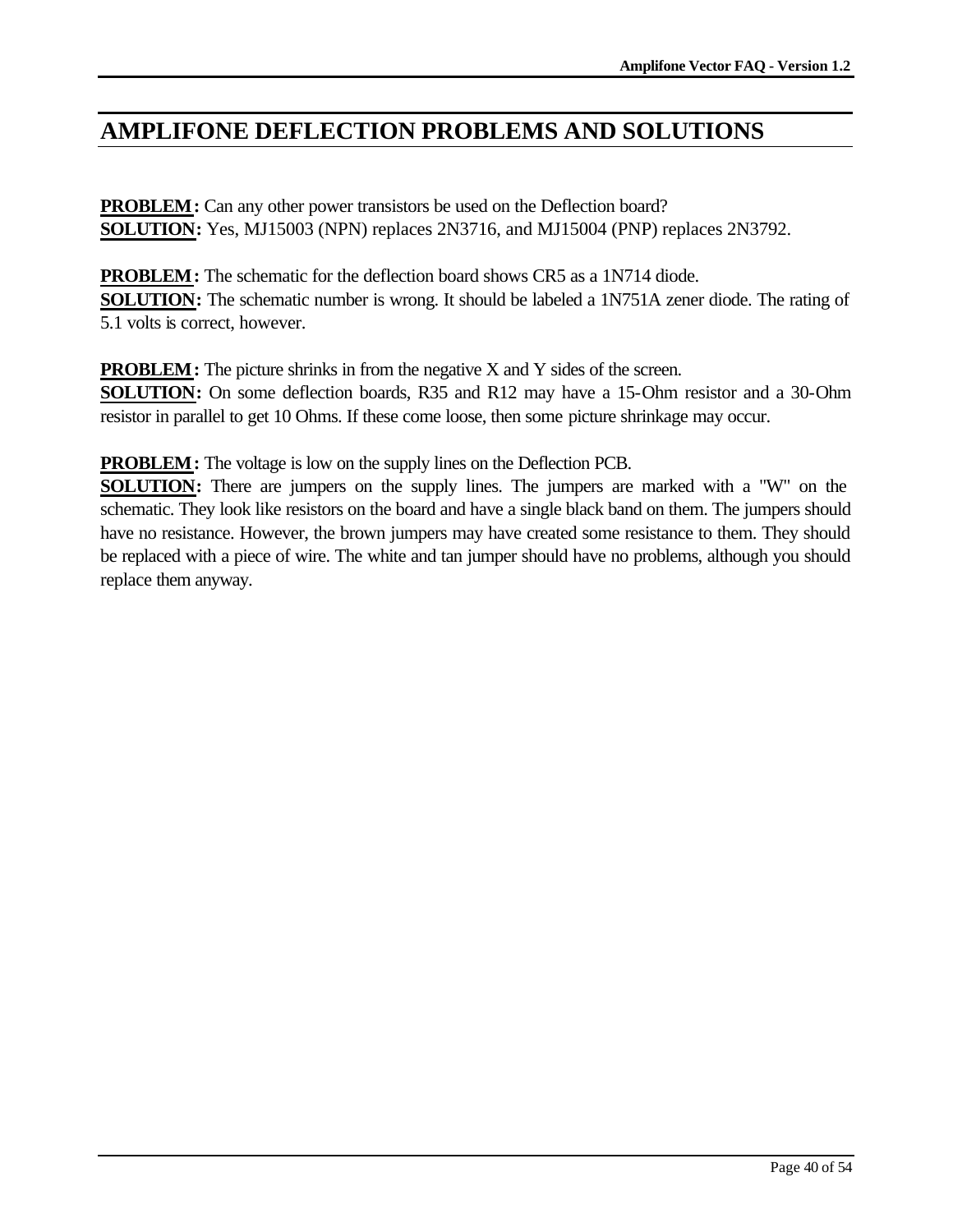# AMPLIFONE DEFLECTION PROBLEMS AND SOLUTIONS

**PROBLEM:** Can any other power transistors be used on the Deflection board?
**SOLUTION:** Yes, MJ15003 (NPN) replaces 2N3716, and MJ15004 (PNP) replaces 2N3792.

**PROBLEM:** The schematic for the deflection board shows CR5 as a 1N714 diode.
**SOLUTION:** The schematic number is wrong. It should be labeled a 1N751A zener diode. The rating of 5.1 volts is correct, however.

**PROBLEM:** The picture shrinks in from the negative X and Y sides of the screen.
**SOLUTION:** On some deflection boards, R35 and R12 may have a 15-Ohm resistor and a 30-Ohm resistor in parallel to get 10 Ohms. If these come loose, then some picture shrinkage may occur.

**PROBLEM:** The voltage is low on the supply lines on the Deflection PCB.
**SOLUTION:** There are jumpers on the supply lines. The jumpers are marked with a "W" on the schematic. They look like resistors on the board and have a single black band on them. The jumpers should have no resistance. However, the brown jumpers may have created some resistance to them. They should be replaced with a piece of wire. The white and tan jumper should have no problems, although you should replace them anyway.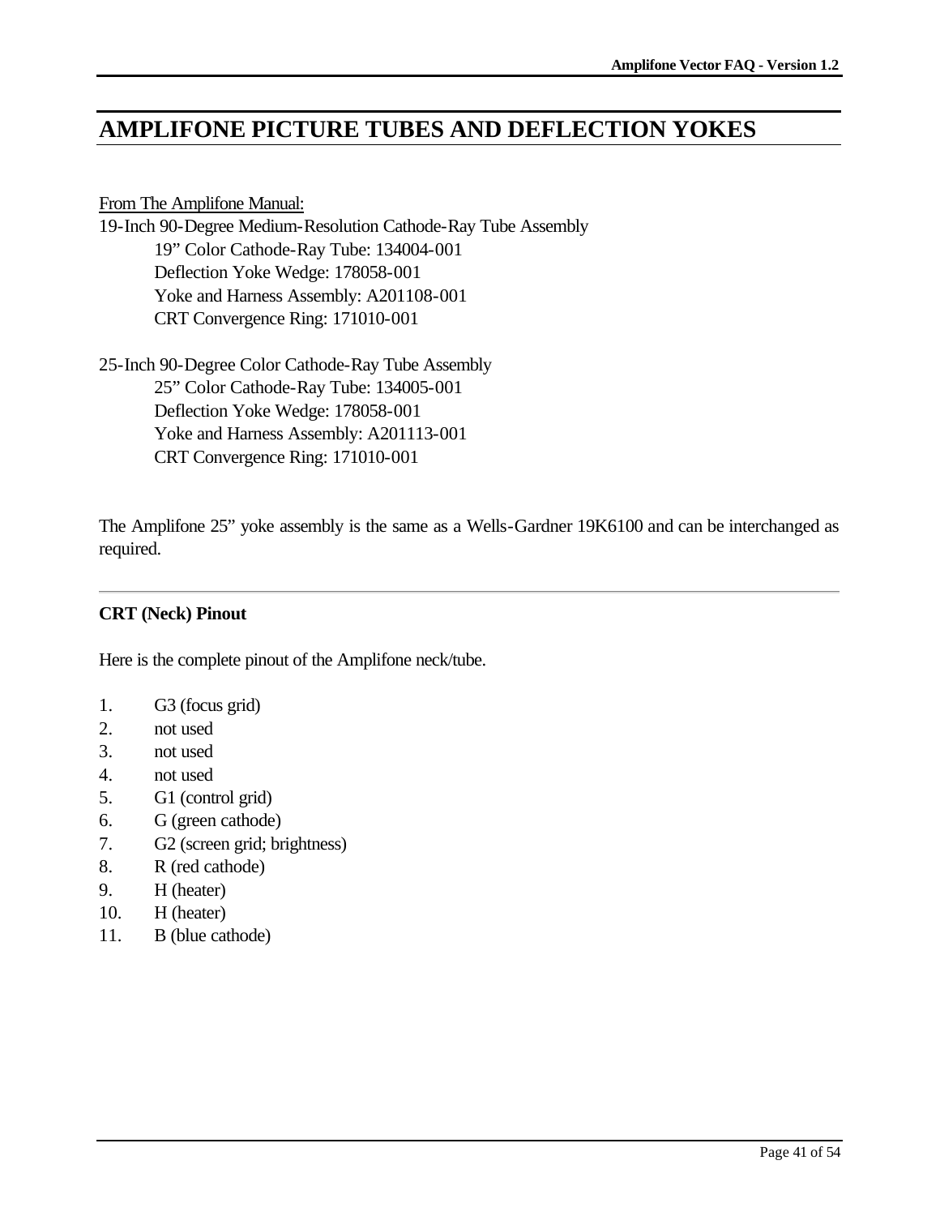# AMPLIFONE PICTURE TUBES AND DEFLECTION YOKES

From The Amplifone Manual:

19-Inch 90-Degree Medium-Resolution Cathode-Ray Tube Assembly

- 19” Color Cathode-Ray Tube: 134004-001
- Deflection Yoke Wedge: 178058-001
- Yoke and Harness Assembly: A201108-001
- CRT Convergence Ring: 171010-001

25-Inch 90-Degree Color Cathode-Ray Tube Assembly

- 25” Color Cathode-Ray Tube: 134005-001
- Deflection Yoke Wedge: 178058-001
- Yoke and Harness Assembly: A201113-001
- CRT Convergence Ring: 171010-001

The Amplifone 25” yoke assembly is the same as a Wells-Gardner 19K6100 and can be interchanged as required.

---

### CRT (Neck) Pinout

Here is the complete pinout of the Amplifone neck/tube.

1. G3 (focus grid)
2. not used
3. not used
4. not used
5. G1 (control grid)
6. G (green cathode)
7. G2 (screen grid; brightness)
8. R (red cathode)
9. H (heater)
10. H (heater)
11. B (blue cathode)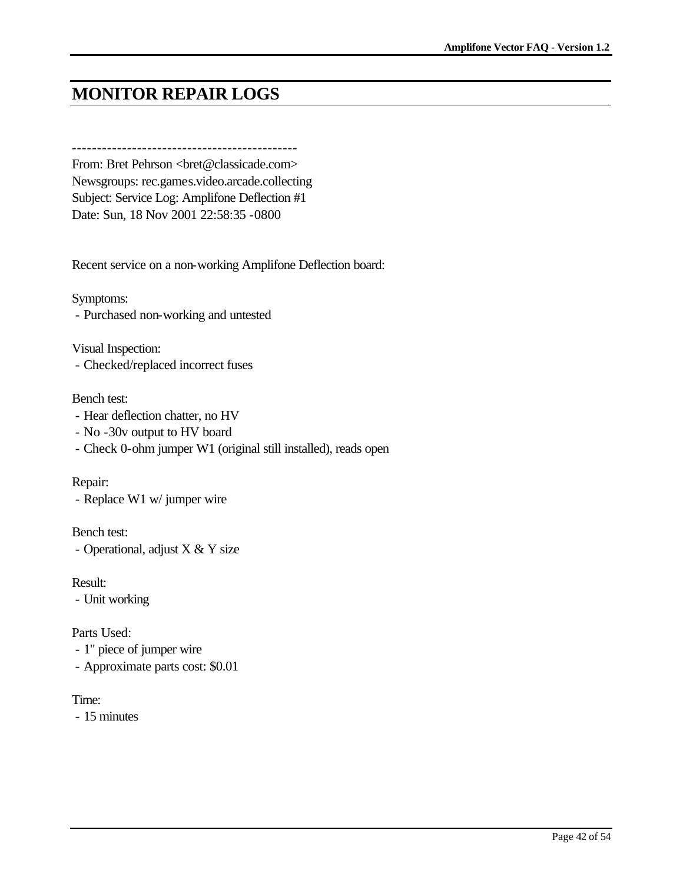# MONITOR REPAIR LOGS

---------------------------------------------

From: Bret Pehrson <bret@classicade.com>
Newsgroups: rec.games.video.arcade.collecting
Subject: Service Log: Amplifone Deflection #1
Date: Sun, 18 Nov 2001 22:58:35 -0800

Recent service on a non-working Amplifone Deflection board:

Symptoms:
 - Purchased non-working and untested

Visual Inspection:
 - Checked/replaced incorrect fuses

Bench test:
 - Hear deflection chatter, no HV
 - No -30v output to HV board
 - Check 0-ohm jumper W1 (original still installed), reads open

Repair:
 - Replace W1 w/ jumper wire

Bench test:
 - Operational, adjust X & Y size

Result:
 - Unit working

Parts Used:
 - 1" piece of jumper wire
 - Approximate parts cost: $0.01

Time:
 - 15 minutes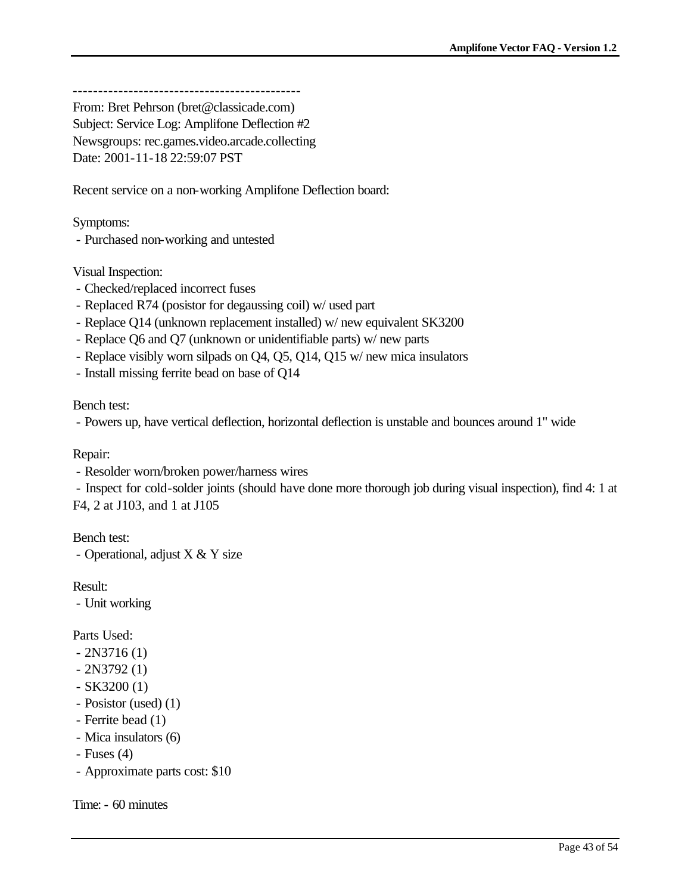---------------------------------------------

From: Bret Pehrson (bret@classicade.com)
Subject: Service Log: Amplifone Deflection #2
Newsgroups: rec.games.video.arcade.collecting
Date: 2001-11-18 22:59:07 PST

Recent service on a non-working Amplifone Deflection board:

Symptoms:

- Purchased non-working and untested

Visual Inspection:

- Checked/replaced incorrect fuses
- Replaced R74 (posistor for degaussing coil) w/ used part
- Replace Q14 (unknown replacement installed) w/ new equivalent SK3200
- Replace Q6 and Q7 (unknown or unidentifiable parts) w/ new parts
- Replace visibly worn silpads on Q4, Q5, Q14, Q15 w/ new mica insulators
- Install missing ferrite bead on base of Q14

Bench test:

- Powers up, have vertical deflection, horizontal deflection is unstable and bounces around 1" wide

Repair:

- Resolder worn/broken power/harness wires
- Inspect for cold-solder joints (should have done more thorough job during visual inspection), find 4: 1 at F4, 2 at J103, and 1 at J105

Bench test:

- Operational, adjust X & Y size

Result:

- Unit working

Parts Used:

- 2N3716 (1)
- 2N3792 (1)
- SK3200 (1)
- Posistor (used) (1)
- Ferrite bead (1)
- Mica insulators (6)
- Fuses (4)
- Approximate parts cost: $10

Time: - 60 minutes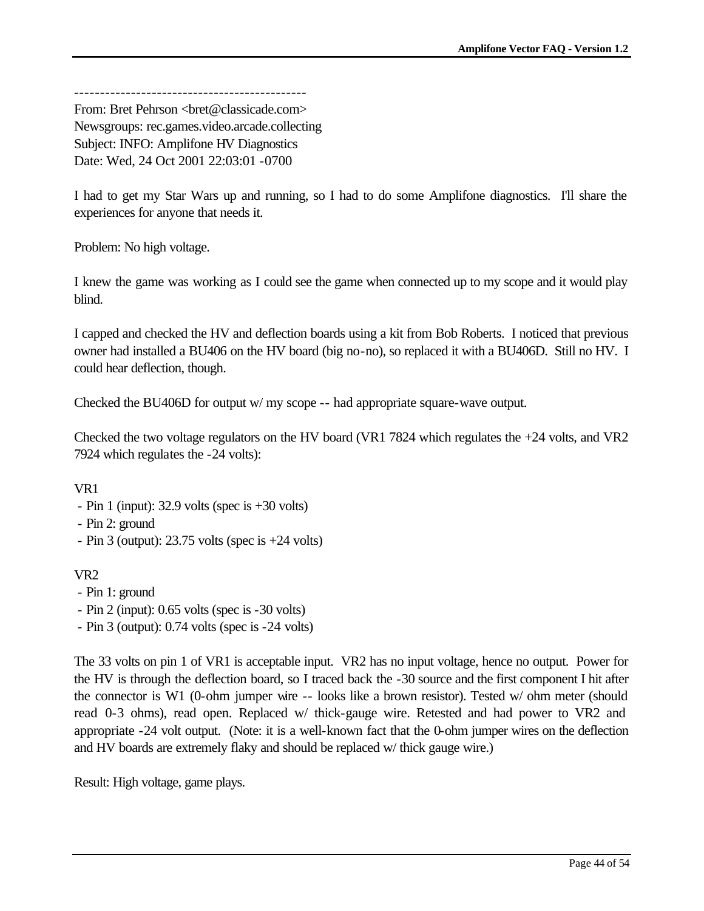---------------------------------------------

From: Bret Pehrson <bret@classicade.com>
Newsgroups: rec.games.video.arcade.collecting
Subject: INFO: Amplifone HV Diagnostics
Date: Wed, 24 Oct 2001 22:03:01 -0700

I had to get my Star Wars up and running, so I had to do some Amplifone diagnostics. I'll share the experiences for anyone that needs it.

Problem: No high voltage.

I knew the game was working as I could see the game when connected up to my scope and it would play blind.

I capped and checked the HV and deflection boards using a kit from Bob Roberts. I noticed that previous owner had installed a BU406 on the HV board (big no-no), so replaced it with a BU406D. Still no HV. I could hear deflection, though.

Checked the BU406D for output w/ my scope -- had appropriate square-wave output.

Checked the two voltage regulators on the HV board (VR1 7824 which regulates the +24 volts, and VR2 7924 which regulates the -24 volts):

VR1
- Pin 1 (input): 32.9 volts (spec is +30 volts)
- Pin 2: ground
- Pin 3 (output): 23.75 volts (spec is +24 volts)

VR2
- Pin 1: ground
- Pin 2 (input): 0.65 volts (spec is -30 volts)
- Pin 3 (output): 0.74 volts (spec is -24 volts)

The 33 volts on pin 1 of VR1 is acceptable input. VR2 has no input voltage, hence no output. Power for the HV is through the deflection board, so I traced back the -30 source and the first component I hit after the connector is W1 (0-ohm jumper wire -- looks like a brown resistor). Tested w/ ohm meter (should read 0-3 ohms), read open. Replaced w/ thick-gauge wire. Retested and had power to VR2 and appropriate -24 volt output. (Note: it is a well-known fact that the 0-ohm jumper wires on the deflection and HV boards are extremely flaky and should be replaced w/ thick gauge wire.)

Result: High voltage, game plays.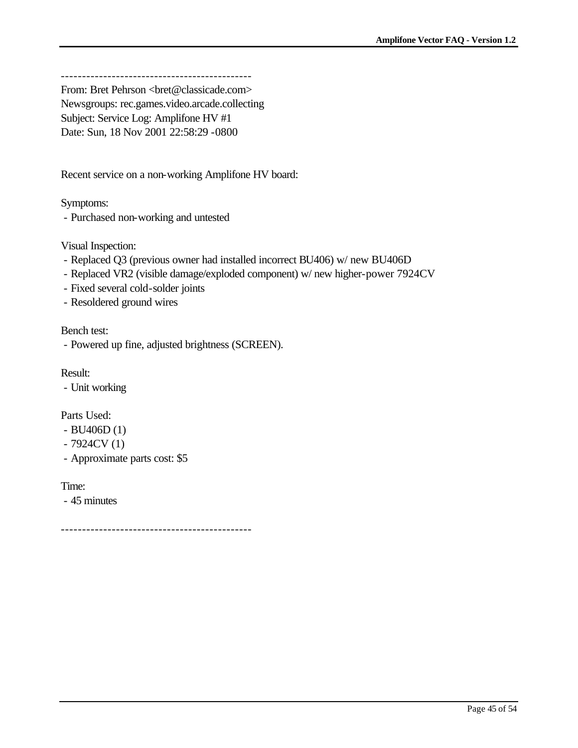---------------------------------------------

From: Bret Pehrson <bret@classicade.com>
Newsgroups: rec.games.video.arcade.collecting
Subject: Service Log: Amplifone HV #1
Date: Sun, 18 Nov 2001 22:58:29 -0800

Recent service on a non-working Amplifone HV board:

Symptoms:
- Purchased non-working and untested

Visual Inspection:
- Replaced Q3 (previous owner had installed incorrect BU406) w/ new BU406D
- Replaced VR2 (visible damage/exploded component) w/ new higher-power 7924CV
- Fixed several cold-solder joints
- Resoldered ground wires

Bench test:
- Powered up fine, adjusted brightness (SCREEN).

Result:
- Unit working

Parts Used:
- BU406D (1)
- 7924CV (1)
- Approximate parts cost: $5

Time:
- 45 minutes

---------------------------------------------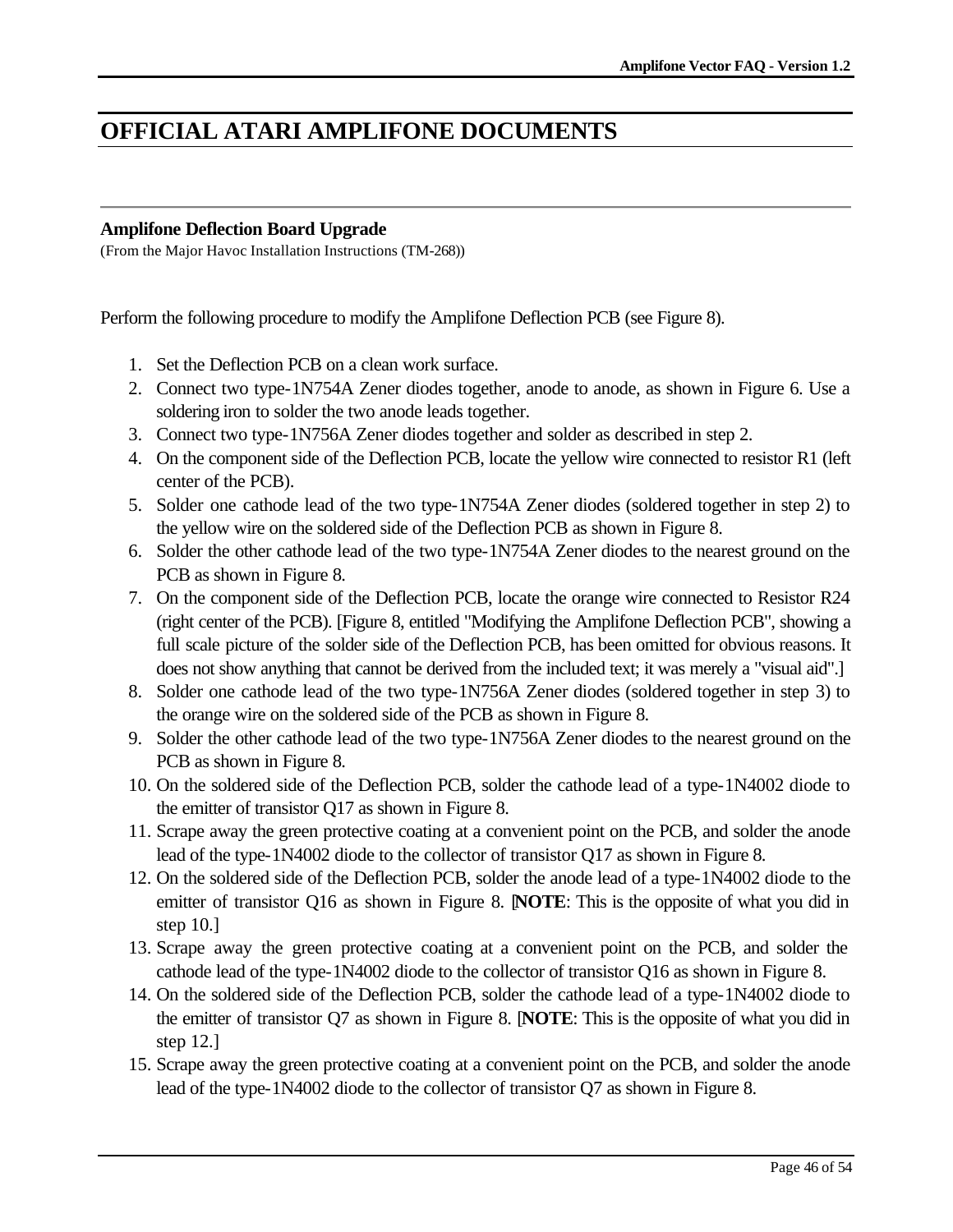# OFFICIAL ATARI AMPLIFONE DOCUMENTS

---

### Amplifone Deflection Board Upgrade

(From the Major Havoc Installation Instructions (TM-268))

Perform the following procedure to modify the Amplifone Deflection PCB (see Figure 8).

1. Set the Deflection PCB on a clean work surface.
2. Connect two type-1N754A Zener diodes together, anode to anode, as shown in Figure 6. Use a soldering iron to solder the two anode leads together.
3. Connect two type-1N756A Zener diodes together and solder as described in step 2.
4. On the component side of the Deflection PCB, locate the yellow wire connected to resistor R1 (left center of the PCB).
5. Solder one cathode lead of the two type-1N754A Zener diodes (soldered together in step 2) to the yellow wire on the soldered side of the Deflection PCB as shown in Figure 8.
6. Solder the other cathode lead of the two type-1N754A Zener diodes to the nearest ground on the PCB as shown in Figure 8.
7. On the component side of the Deflection PCB, locate the orange wire connected to Resistor R24 (right center of the PCB). [Figure 8, entitled "Modifying the Amplifone Deflection PCB", showing a full scale picture of the solder side of the Deflection PCB, has been omitted for obvious reasons. It does not show anything that cannot be derived from the included text; it was merely a "visual aid".]
8. Solder one cathode lead of the two type-1N756A Zener diodes (soldered together in step 3) to the orange wire on the soldered side of the PCB as shown in Figure 8.
9. Solder the other cathode lead of the two type-1N756A Zener diodes to the nearest ground on the PCB as shown in Figure 8.
10. On the soldered side of the Deflection PCB, solder the cathode lead of a type-1N4002 diode to the emitter of transistor Q17 as shown in Figure 8.
11. Scrape away the green protective coating at a convenient point on the PCB, and solder the anode lead of the type-1N4002 diode to the collector of transistor Q17 as shown in Figure 8.
12. On the soldered side of the Deflection PCB, solder the anode lead of a type-1N4002 diode to the emitter of transistor Q16 as shown in Figure 8. [**NOTE**: This is the opposite of what you did in step 10.]
13. Scrape away the green protective coating at a convenient point on the PCB, and solder the cathode lead of the type-1N4002 diode to the collector of transistor Q16 as shown in Figure 8.
14. On the soldered side of the Deflection PCB, solder the cathode lead of a type-1N4002 diode to the emitter of transistor Q7 as shown in Figure 8. [**NOTE**: This is the opposite of what you did in step 12.]
15. Scrape away the green protective coating at a convenient point on the PCB, and solder the anode lead of the type-1N4002 diode to the collector of transistor Q7 as shown in Figure 8.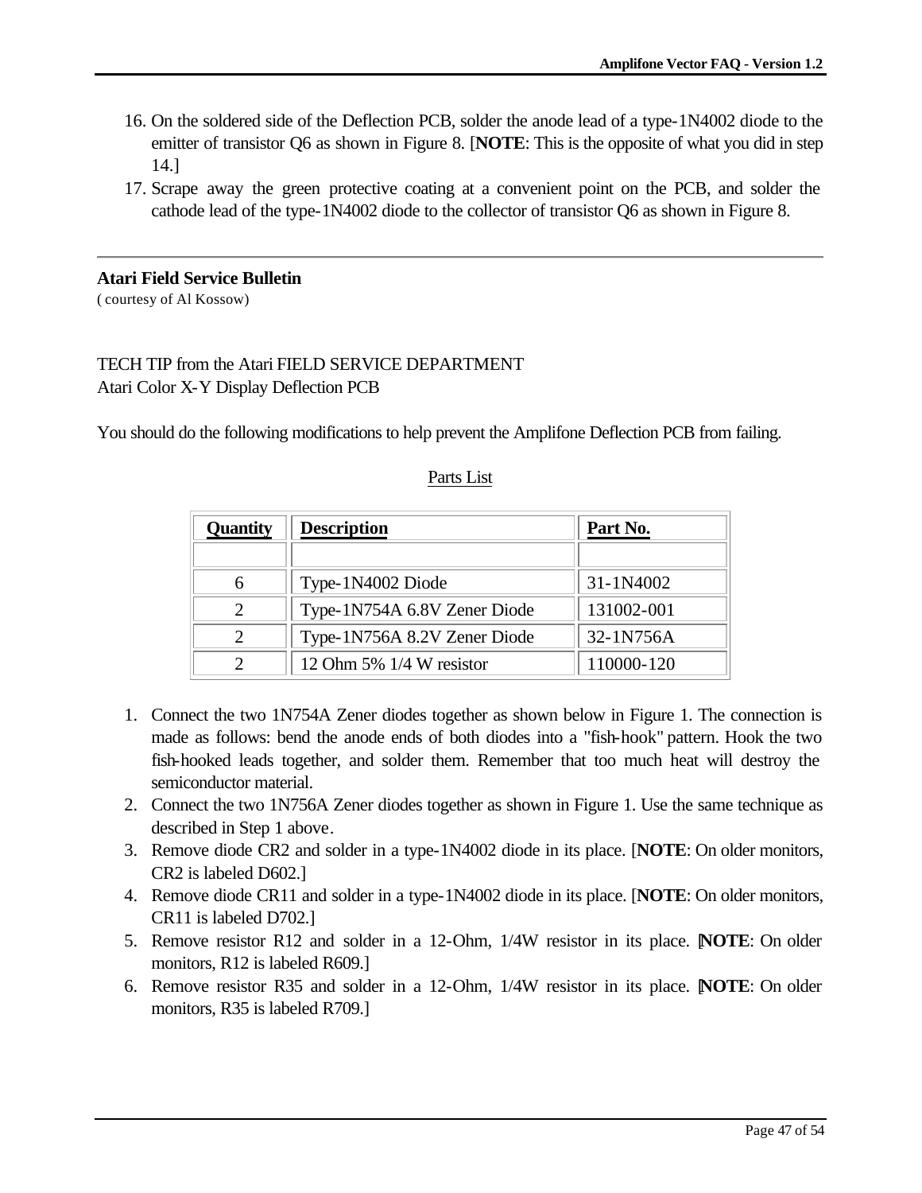16. On the soldered side of the Deflection PCB, solder the anode lead of a type-1N4002 diode to the emitter of transistor Q6 as shown in Figure 8. [**NOTE**: This is the opposite of what you did in step 14.]
17. Scrape away the green protective coating at a convenient point on the PCB, and solder the cathode lead of the type-1N4002 diode to the collector of transistor Q6 as shown in Figure 8.

---

**Atari Field Service Bulletin**
( courtesy of Al Kossow)

TECH TIP from the Atari FIELD SERVICE DEPARTMENT
Atari Color X-Y Display Deflection PCB

You should do the following modifications to help prevent the Amplifone Deflection PCB from failing.

Parts List

| Quantity | Description | Part No. |
|---|---|---|
| | | |
| 6 | Type-1N4002 Diode | 31-1N4002 |
| 2 | Type-1N754A 6.8V Zener Diode | 131002-001 |
| 2 | Type-1N756A 8.2V Zener Diode | 32-1N756A |
| 2 | 12 Ohm 5% 1/4 W resistor | 110000-120 |

1. Connect the two 1N754A Zener diodes together as shown below in Figure 1. The connection is made as follows: bend the anode ends of both diodes into a "fish-hook" pattern. Hook the two fish-hooked leads together, and solder them. Remember that too much heat will destroy the semiconductor material.
2. Connect the two 1N756A Zener diodes together as shown in Figure 1. Use the same technique as described in Step 1 above.
3. Remove diode CR2 and solder in a type-1N4002 diode in its place. [**NOTE**: On older monitors, CR2 is labeled D602.]
4. Remove diode CR11 and solder in a type-1N4002 diode in its place. [**NOTE**: On older monitors, CR11 is labeled D702.]
5. Remove resistor R12 and solder in a 12-Ohm, 1/4W resistor in its place. [**NOTE**: On older monitors, R12 is labeled R609.]
6. Remove resistor R35 and solder in a 12-Ohm, 1/4W resistor in its place. [**NOTE**: On older monitors, R35 is labeled R709.]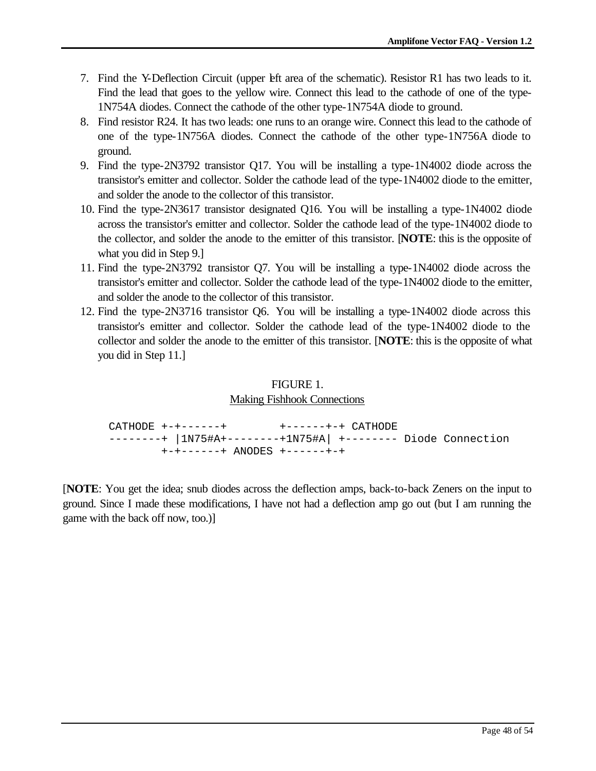7. Find the Y-Deflection Circuit (upper left area of the schematic). Resistor R1 has two leads to it. Find the lead that goes to the yellow wire. Connect this lead to the cathode of one of the type-1N754A diodes. Connect the cathode of the other type-1N754A diode to ground.
8. Find resistor R24. It has two leads: one runs to an orange wire. Connect this lead to the cathode of one of the type-1N756A diodes. Connect the cathode of the other type-1N756A diode to ground.
9. Find the type-2N3792 transistor Q17. You will be installing a type-1N4002 diode across the transistor's emitter and collector. Solder the cathode lead of the type-1N4002 diode to the emitter, and solder the anode to the collector of this transistor.
10. Find the type-2N3617 transistor designated Q16. You will be installing a type-1N4002 diode across the transistor's emitter and collector. Solder the cathode lead of the type-1N4002 diode to the collector, and solder the anode to the emitter of this transistor. [**NOTE**: this is the opposite of what you did in Step 9.]
11. Find the type-2N3792 transistor Q7. You will be installing a type-1N4002 diode across the transistor's emitter and collector. Solder the cathode lead of the type-1N4002 diode to the emitter, and solder the anode to the collector of this transistor.
12. Find the type-2N3716 transistor Q6. You will be installing a type-1N4002 diode across this transistor's emitter and collector. Solder the cathode lead of the type-1N4002 diode to the collector and solder the anode to the emitter of this transistor. [**NOTE**: this is the opposite of what you did in Step 11.]

FIGURE 1.
Making Fishhook Connections

```
CATHODE +-+------+        +------+-+ CATHODE
--------+ |1N75#A+--------+1N75#A| +--------- Diode Connection
        +-+------+ ANODES +------+-+
```

[**NOTE**: You get the idea; snub diodes across the deflection amps, back-to-back Zeners on the input to ground. Since I made these modifications, I have not had a deflection amp go out (but I am running the game with the back off now, too.)]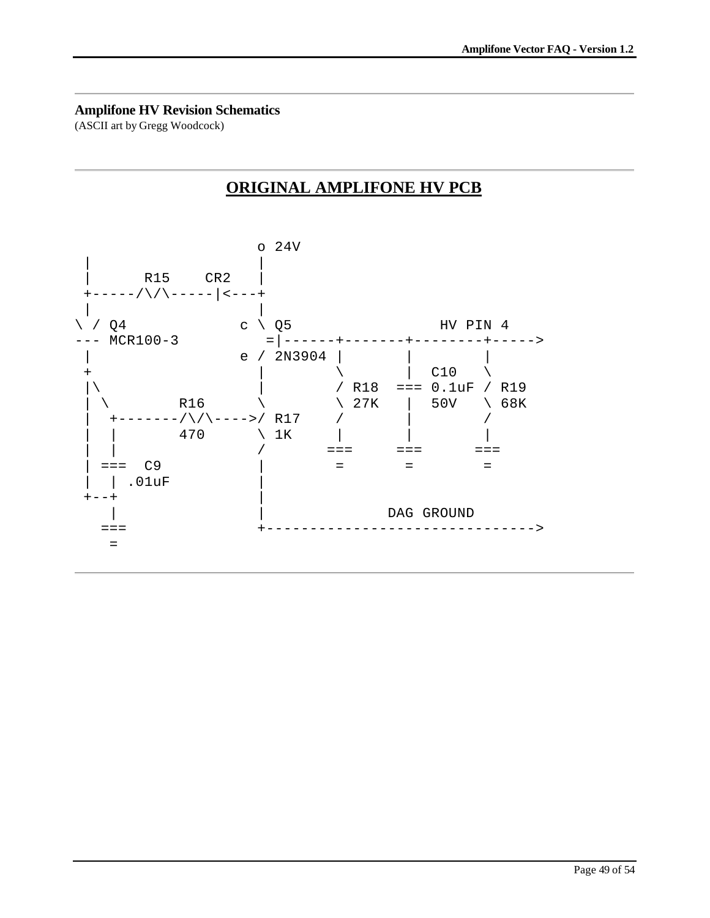## Amplifone HV Revision Schematics

(ASCII art by Gregg Woodcock)

# ORIGINAL AMPLIFONE HV PCB

```
                         o 24V
 |                       |
 |      R15    CR2       |
 +-----/\/\-----|<---+
 |                       |
\ / Q4                c \ Q5                HV PIN 4
--- MCR100-3           =|------+-------+--------+----->
 |                    e / 2N3904 |       |        |
 +                       |        \       |  C10   \
 |\                      |        / R18  === 0.1uF / R19
 | \        R16          \        \ 27K   |  50V   \ 68K
 |  +-------/\/\---->/ R17     /       |        /
 |  |       470          \ 1K      |       |        |
 |  |                    /       ===     ===      ===
 | ===  C9               |        =       =        =
 |  | .01uF              |
 +--+                    |
    |                    |             DAG GROUND
   ===                   +------------------------------>
    =
```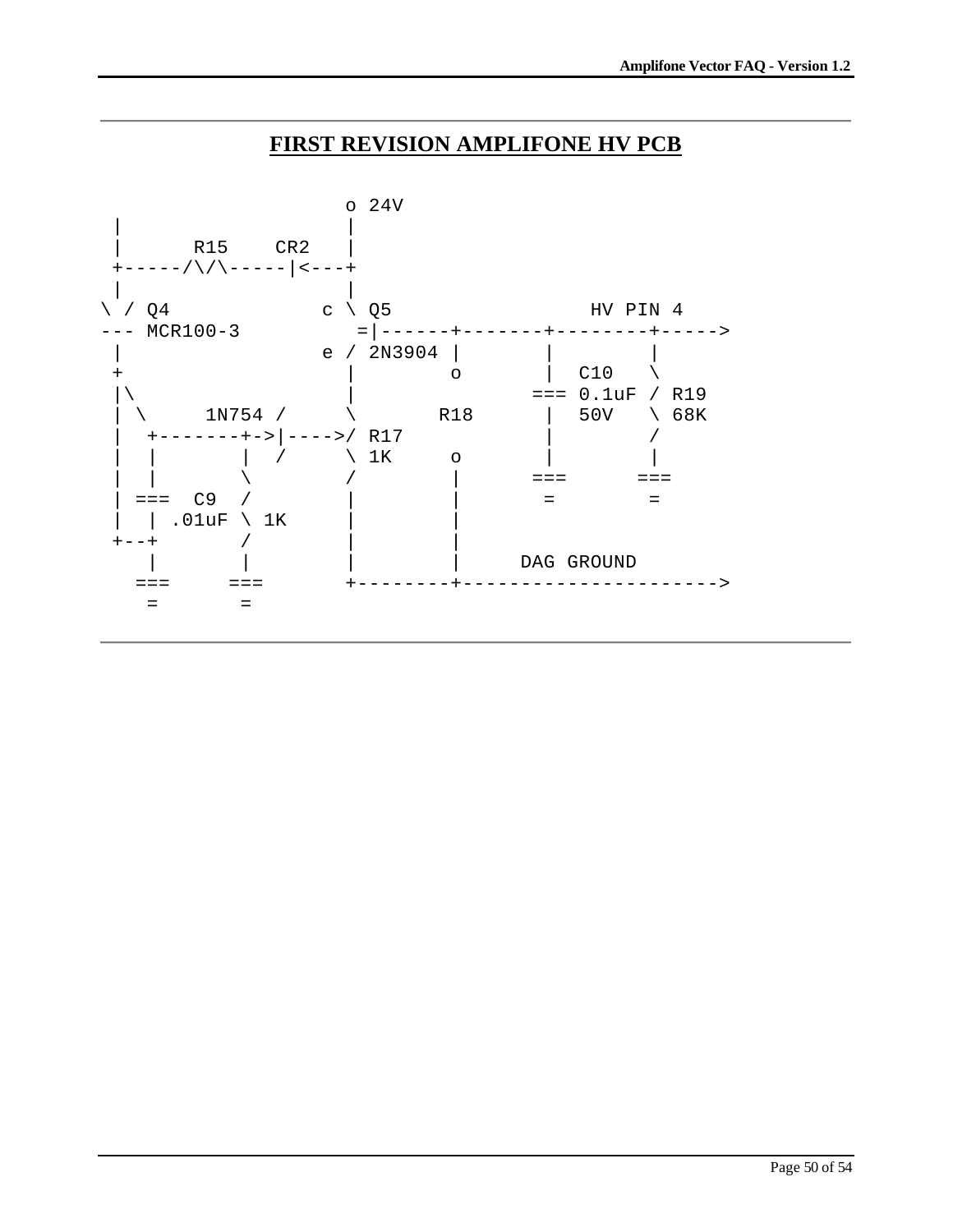## FIRST REVISION AMPLIFONE HV PCB

```
                      o 24V
  |                   |
  |      R15    CR2   |
  +-----/\/\-----|<---+
  |                   |
\ / Q4              c \ Q5                HV PIN 4
--- MCR100-3          =|------+-------+--------+----->
  |                 e / 2N3904 |       |        |
  +                   |        o       |  C10   \
  |\                  |               === 0.1uF / R19
  | \     1N754 /     \       R18      |  50V   \ 68K
  |  +-------+->|---->/ R17            |        /
  |  |       |  /     \ 1K     o       |        |
  |  |       \        /        |      ===      ===
  | ===  C9  /        |        |       =        =
  |  | .01uF \ 1K     |        |
  +--+       /        |        |
     |       |        |        |     DAG GROUND
    ===     ===       +--------+--------------------->
     =       =
```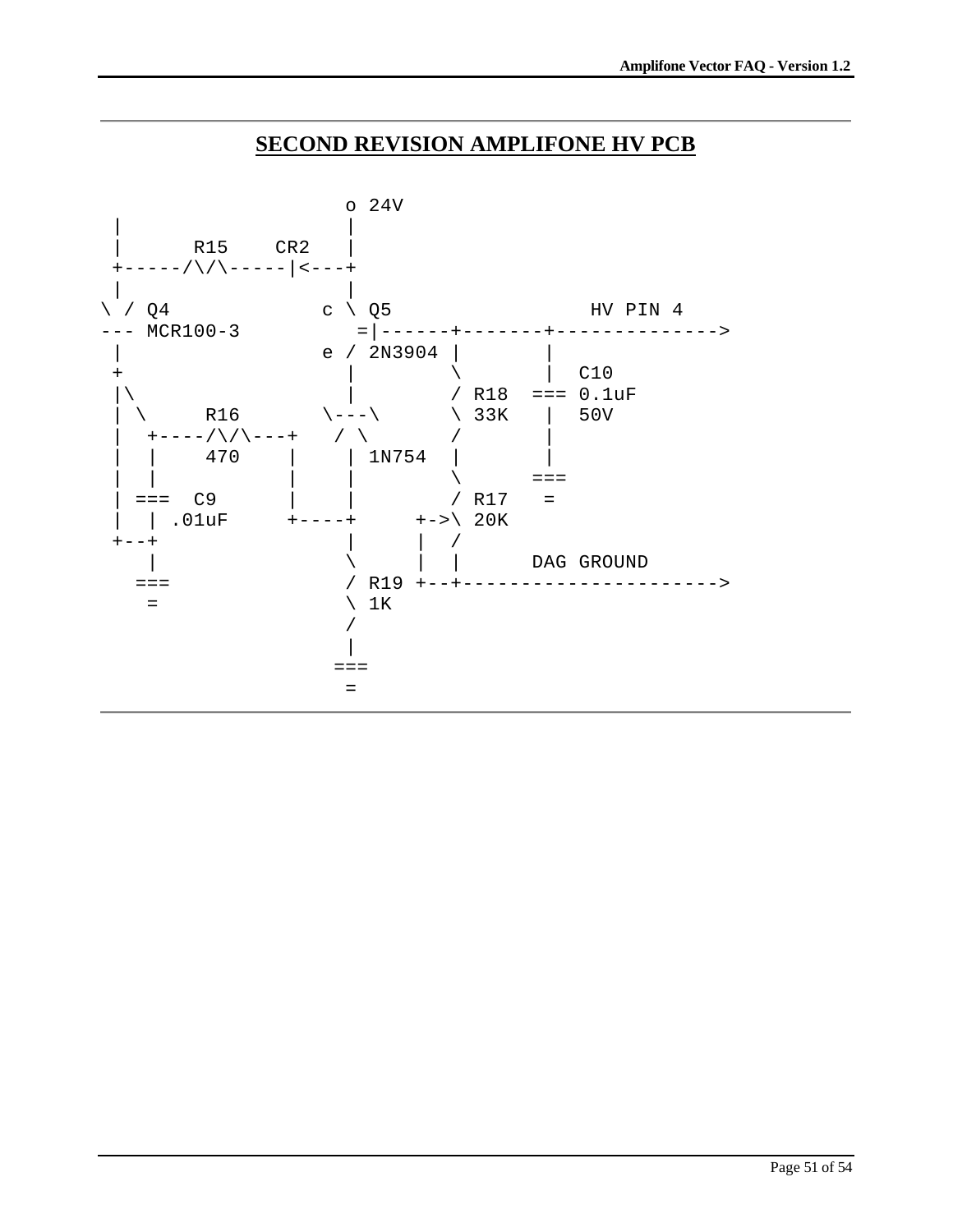## SECOND REVISION AMPLIFONE HV PCB

```
                     o 24V
 |                   |
 |      R15    CR2   |
 +-----/\/\-----|<---+
 |                   |
\ / Q4             c \ Q5                 HV PIN 4
--- MCR100-3          =|------+-------+-------------->
 |                 e / 2N3904 |       |
 +                   |        \       |  C10
 |\                  |        / R18  === 0.1uF
 | \     R16       \---\      \ 33K   |  50V
 |  +----/\/\---+   / \       /       |
 |  |    470    |    | 1N754  |       |
 |  |           |    |        \      ===
 | ===  C9      |    |        / R17   =
 |  | .01uF     +----+     +->\ 20K
 +--+                |     |  /
    |                \     |  |      DAG GROUND
   ===               / R19 +--+--------------------->
    =                \ 1K
                     /
                     |
                    ===
                     =
```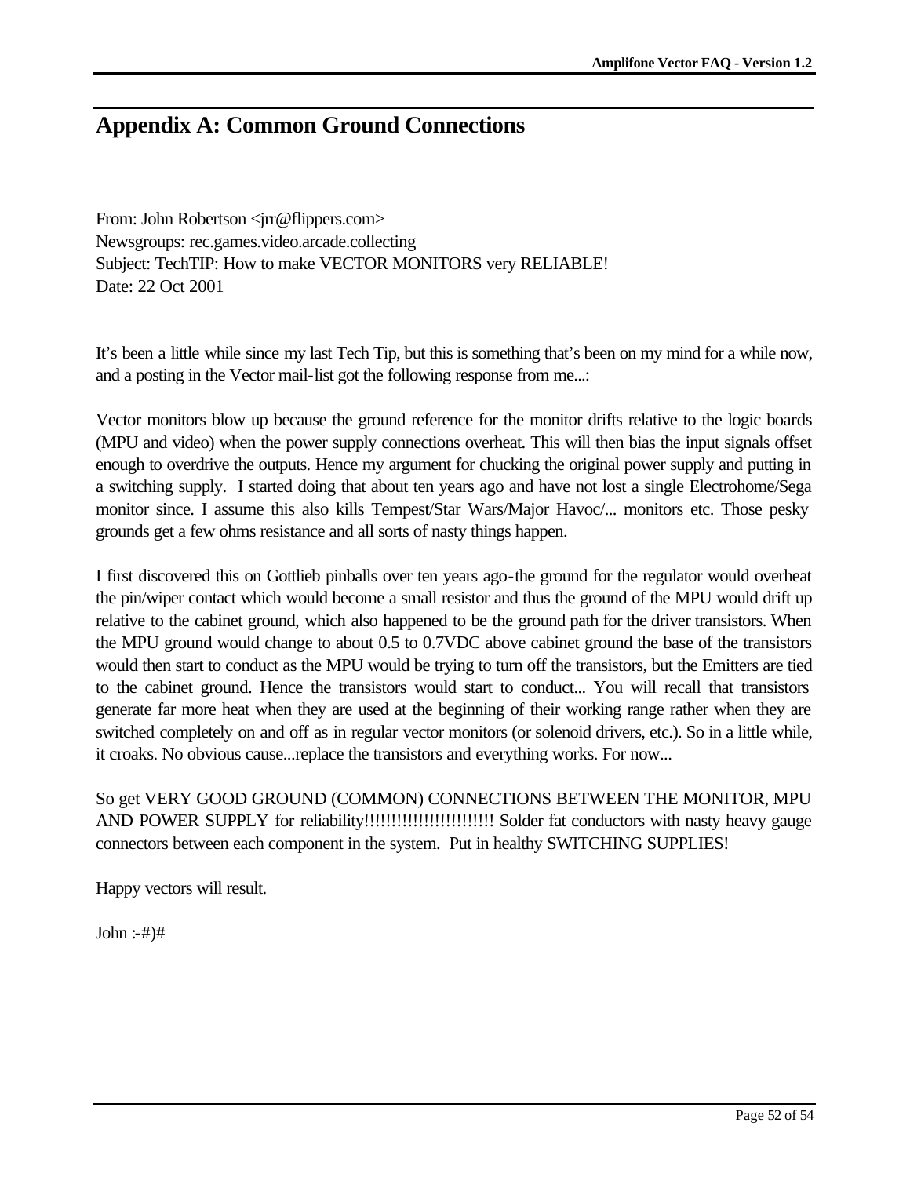# Appendix A: Common Ground Connections

From: John Robertson <jrr@flippers.com>
Newsgroups: rec.games.video.arcade.collecting
Subject: TechTIP: How to make VECTOR MONITORS very RELIABLE!
Date: 22 Oct 2001

It's been a little while since my last Tech Tip, but this is something that's been on my mind for a while now, and a posting in the Vector mail-list got the following response from me...:

Vector monitors blow up because the ground reference for the monitor drifts relative to the logic boards (MPU and video) when the power supply connections overheat. This will then bias the input signals offset enough to overdrive the outputs. Hence my argument for chucking the original power supply and putting in a switching supply. I started doing that about ten years ago and have not lost a single Electrohome/Sega monitor since. I assume this also kills Tempest/Star Wars/Major Havoc/... monitors etc. Those pesky grounds get a few ohms resistance and all sorts of nasty things happen.

I first discovered this on Gottlieb pinballs over ten years ago-the ground for the regulator would overheat the pin/wiper contact which would become a small resistor and thus the ground of the MPU would drift up relative to the cabinet ground, which also happened to be the ground path for the driver transistors. When the MPU ground would change to about 0.5 to 0.7VDC above cabinet ground the base of the transistors would then start to conduct as the MPU would be trying to turn off the transistors, but the Emitters are tied to the cabinet ground. Hence the transistors would start to conduct... You will recall that transistors generate far more heat when they are used at the beginning of their working range rather when they are switched completely on and off as in regular vector monitors (or solenoid drivers, etc.). So in a little while, it croaks. No obvious cause...replace the transistors and everything works. For now...

So get VERY GOOD GROUND (COMMON) CONNECTIONS BETWEEN THE MONITOR, MPU AND POWER SUPPLY for reliability!!!!!!!!!!!!!!!!!!!!!!!!! Solder fat conductors with nasty heavy gauge connectors between each component in the system. Put in healthy SWITCHING SUPPLIES!

Happy vectors will result.

John :-#)#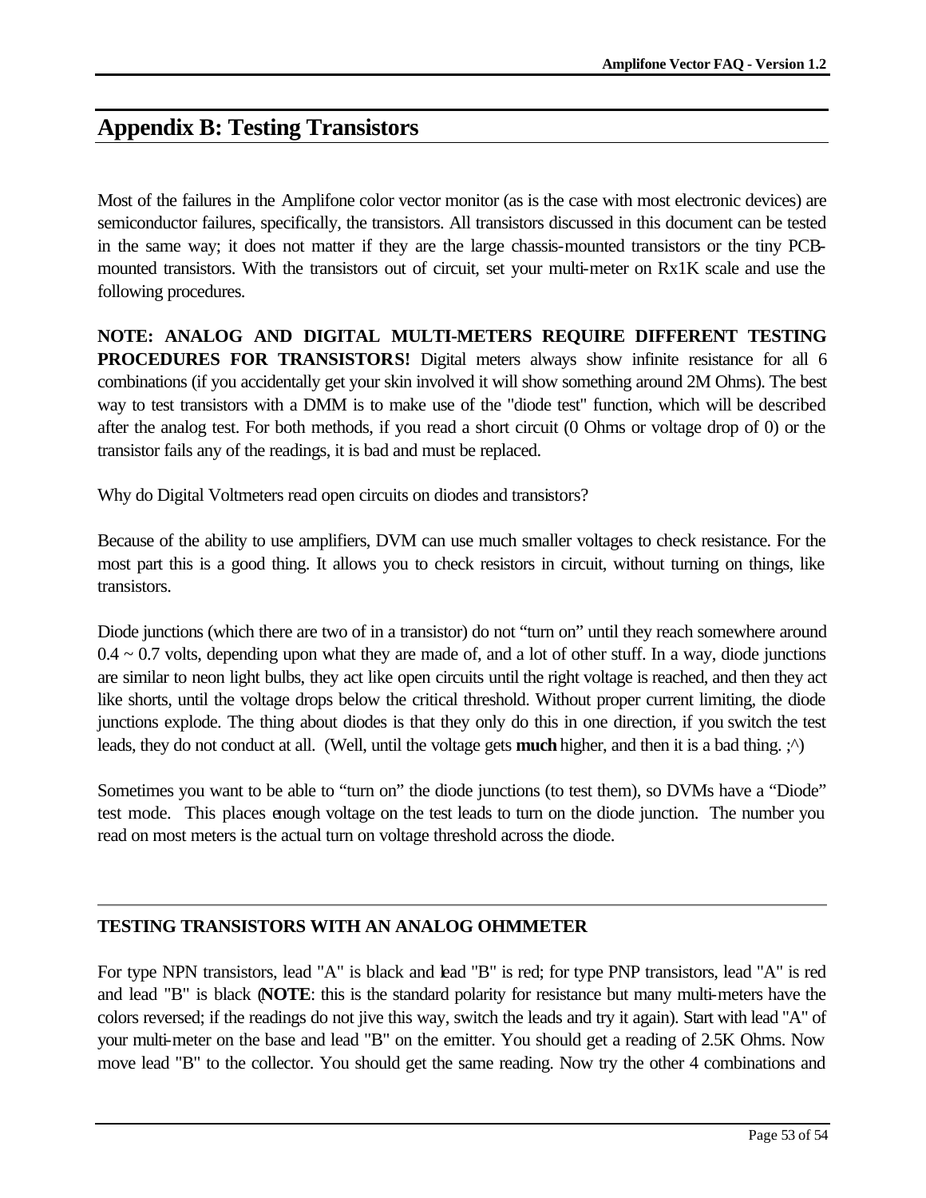# Appendix B: Testing Transistors

Most of the failures in the Amplifone color vector monitor (as is the case with most electronic devices) are semiconductor failures, specifically, the transistors. All transistors discussed in this document can be tested in the same way; it does not matter if they are the large chassis-mounted transistors or the tiny PCB-mounted transistors. With the transistors out of circuit, set your multi-meter on Rx1K scale and use the following procedures.

**NOTE: ANALOG AND DIGITAL MULTI-METERS REQUIRE DIFFERENT TESTING PROCEDURES FOR TRANSISTORS!** Digital meters always show infinite resistance for all 6 combinations (if you accidentally get your skin involved it will show something around 2M Ohms). The best way to test transistors with a DMM is to make use of the "diode test" function, which will be described after the analog test. For both methods, if you read a short circuit (0 Ohms or voltage drop of 0) or the transistor fails any of the readings, it is bad and must be replaced.

Why do Digital Voltmeters read open circuits on diodes and transistors?

Because of the ability to use amplifiers, DVM can use much smaller voltages to check resistance. For the most part this is a good thing. It allows you to check resistors in circuit, without turning on things, like transistors.

Diode junctions (which there are two of in a transistor) do not “turn on” until they reach somewhere around 0.4 ~ 0.7 volts, depending upon what they are made of, and a lot of other stuff. In a way, diode junctions are similar to neon light bulbs, they act like open circuits until the right voltage is reached, and then they act like shorts, until the voltage drops below the critical threshold. Without proper current limiting, the diode junctions explode. The thing about diodes is that they only do this in one direction, if you switch the test leads, they do not conduct at all. (Well, until the voltage gets **much** higher, and then it is a bad thing. ;^)

Sometimes you want to be able to “turn on” the diode junctions (to test them), so DVMs have a “Diode” test mode. This places enough voltage on the test leads to turn on the diode junction. The number you read on most meters is the actual turn on voltage threshold across the diode.

---

### TESTING TRANSISTORS WITH AN ANALOG OHMMETER

For type NPN transistors, lead "A" is black and lead "B" is red; for type PNP transistors, lead "A" is red and lead "B" is black (**NOTE**: this is the standard polarity for resistance but many multi-meters have the colors reversed; if the readings do not jive this way, switch the leads and try it again). Start with lead "A" of your multi-meter on the base and lead "B" on the emitter. You should get a reading of 2.5K Ohms. Now move lead "B" to the collector. You should get the same reading. Now try the other 4 combinations and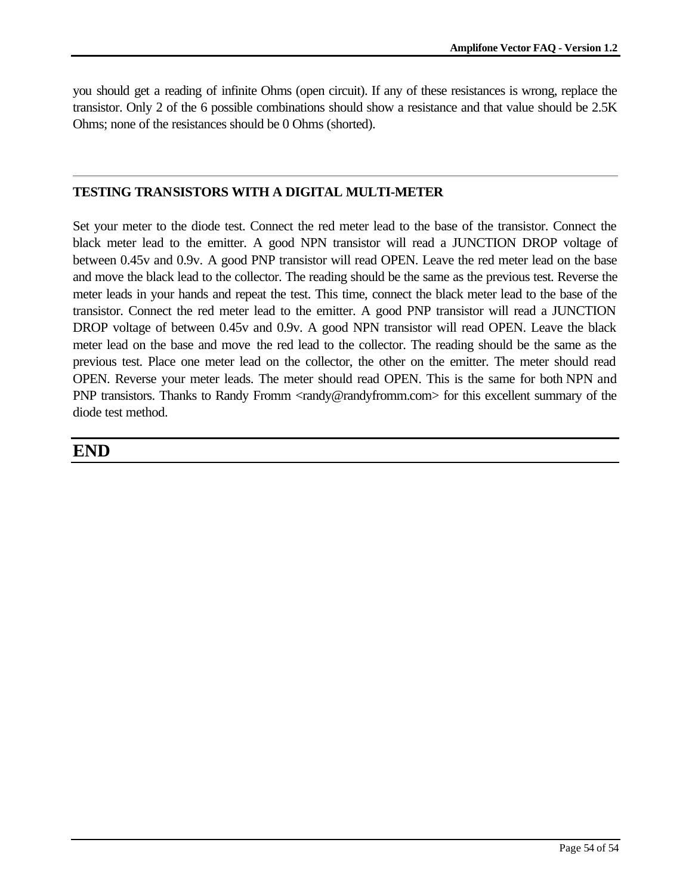you should get a reading of infinite Ohms (open circuit). If any of these resistances is wrong, replace the transistor. Only 2 of the 6 possible combinations should show a resistance and that value should be 2.5K Ohms; none of the resistances should be 0 Ohms (shorted).

---

**TESTING TRANSISTORS WITH A DIGITAL MULTI-METER**

Set your meter to the diode test. Connect the red meter lead to the base of the transistor. Connect the black meter lead to the emitter. A good NPN transistor will read a JUNCTION DROP voltage of between 0.45v and 0.9v. A good PNP transistor will read OPEN. Leave the red meter lead on the base and move the black lead to the collector. The reading should be the same as the previous test. Reverse the meter leads in your hands and repeat the test. This time, connect the black meter lead to the base of the transistor. Connect the red meter lead to the emitter. A good PNP transistor will read a JUNCTION DROP voltage of between 0.45v and 0.9v. A good NPN transistor will read OPEN. Leave the black meter lead on the base and move the red lead to the collector. The reading should be the same as the previous test. Place one meter lead on the collector, the other on the emitter. The meter should read OPEN. Reverse your meter leads. The meter should read OPEN. This is the same for both NPN and PNP transistors. Thanks to Randy Fromm <randy@randyfromm.com> for this excellent summary of the diode test method.

# END